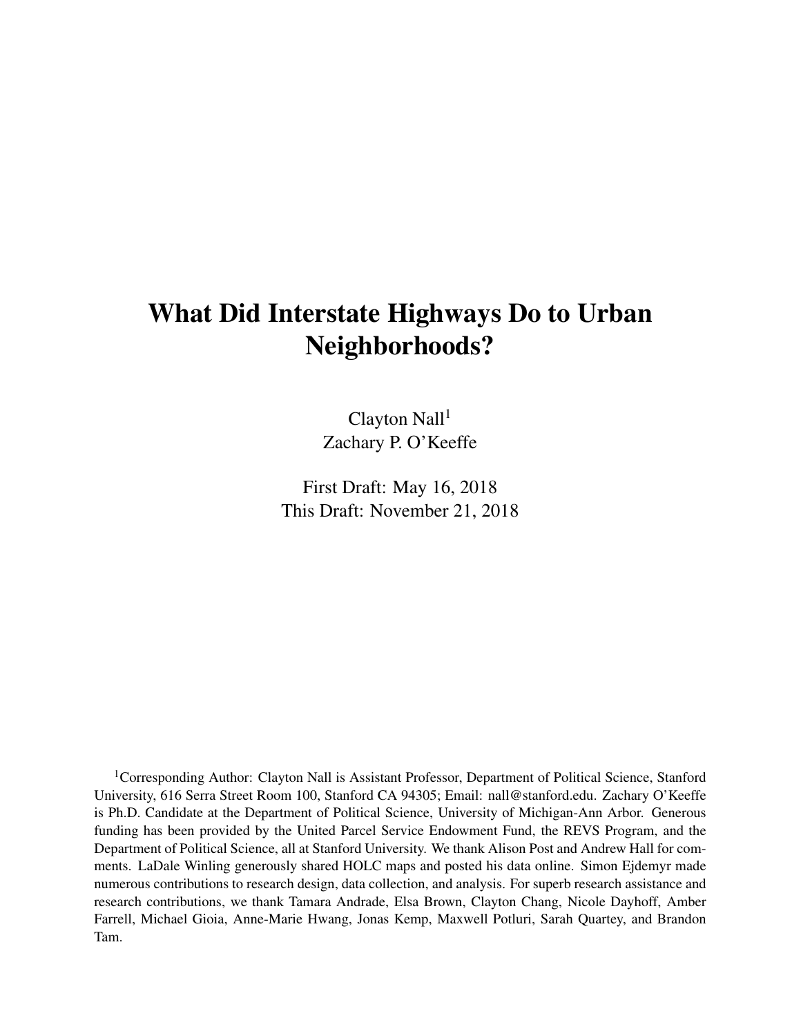# What Did Interstate Highways Do to Urban Neighborhoods?

Clayton Nall[1]
Zachary P. O'Keeffe

First Draft: May 16, 2018
This Draft: November 21, 2018

[1]Corresponding Author: Clayton Nall is Assistant Professor, Department of Political Science, Stanford University, 616 Serra Street Room 100, Stanford CA 94305; Email: nall@stanford.edu. Zachary O'Keeffe is Ph.D. Candidate at the Department of Political Science, University of Michigan-Ann Arbor. Generous funding has been provided by the United Parcel Service Endowment Fund, the REVS Program, and the Department of Political Science, all at Stanford University. We thank Alison Post and Andrew Hall for comments. LaDale Winling generously shared HOLC maps and posted his data online. Simon Ejdemyr made numerous contributions to research design, data collection, and analysis. For superb research assistance and research contributions, we thank Tamara Andrade, Elsa Brown, Clayton Chang, Nicole Dayhoff, Amber Farrell, Michael Gioia, Anne-Marie Hwang, Jonas Kemp, Maxwell Potluri, Sarah Quartey, and Brandon Tam.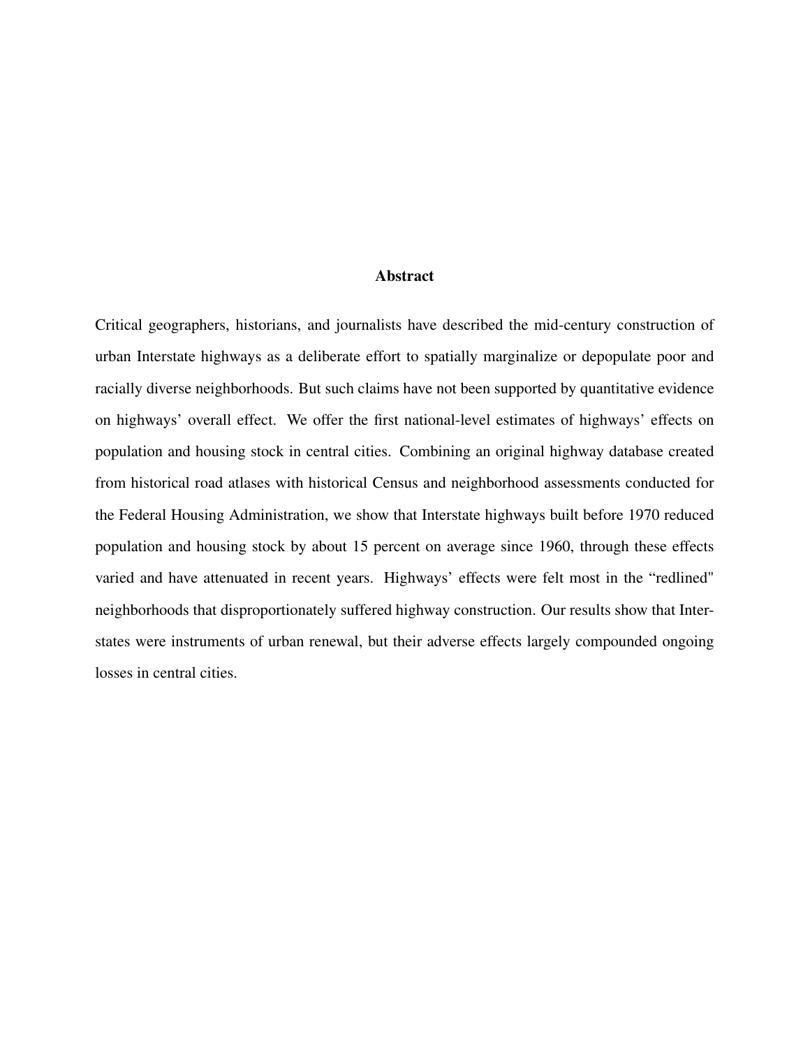## Abstract

Critical geographers, historians, and journalists have described the mid-century construction of urban Interstate highways as a deliberate effort to spatially marginalize or depopulate poor and racially diverse neighborhoods. But such claims have not been supported by quantitative evidence on highways' overall effect. We offer the first national-level estimates of highways' effects on population and housing stock in central cities. Combining an original highway database created from historical road atlases with historical Census and neighborhood assessments conducted for the Federal Housing Administration, we show that Interstate highways built before 1970 reduced population and housing stock by about 15 percent on average since 1960, through these effects varied and have attenuated in recent years. Highways' effects were felt most in the "redlined" neighborhoods that disproportionately suffered highway construction. Our results show that Interstates were instruments of urban renewal, but their adverse effects largely compounded ongoing losses in central cities.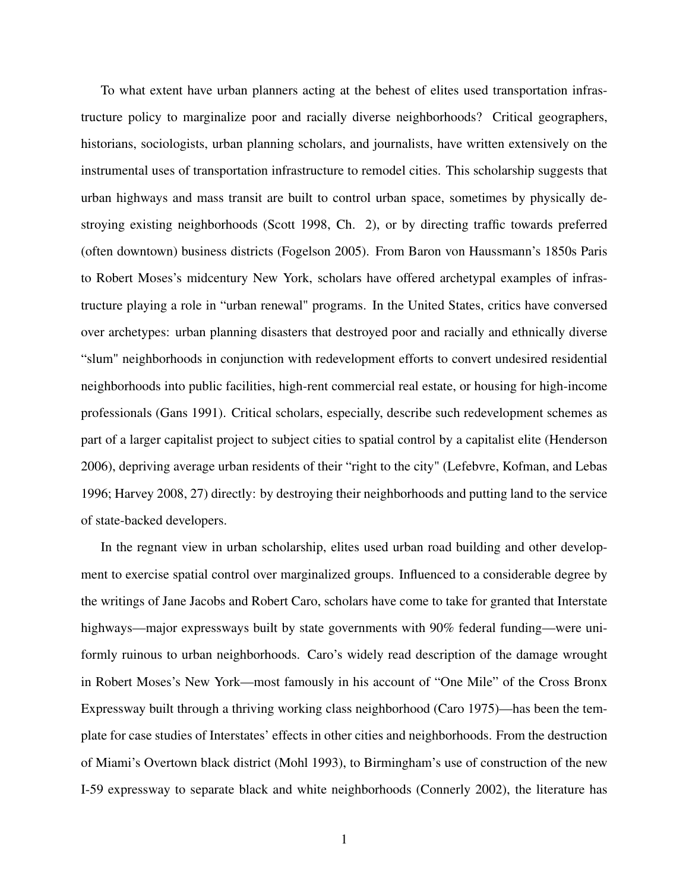To what extent have urban planners acting at the behest of elites used transportation infrastructure policy to marginalize poor and racially diverse neighborhoods? Critical geographers, historians, sociologists, urban planning scholars, and journalists, have written extensively on the instrumental uses of transportation infrastructure to remodel cities. This scholarship suggests that urban highways and mass transit are built to control urban space, sometimes by physically destroying existing neighborhoods (Scott 1998, Ch. 2), or by directing traffic towards preferred (often downtown) business districts (Fogelson 2005). From Baron von Haussmann's 1850s Paris to Robert Moses's midcentury New York, scholars have offered archetypal examples of infrastructure playing a role in "urban renewal" programs. In the United States, critics have conversed over archetypes: urban planning disasters that destroyed poor and racially and ethnically diverse "slum" neighborhoods in conjunction with redevelopment efforts to convert undesired residential neighborhoods into public facilities, high-rent commercial real estate, or housing for high-income professionals (Gans 1991). Critical scholars, especially, describe such redevelopment schemes as part of a larger capitalist project to subject cities to spatial control by a capitalist elite (Henderson 2006), depriving average urban residents of their "right to the city" (Lefebvre, Kofman, and Lebas 1996; Harvey 2008, 27) directly: by destroying their neighborhoods and putting land to the service of state-backed developers.

In the regnant view in urban scholarship, elites used urban road building and other development to exercise spatial control over marginalized groups. Influenced to a considerable degree by the writings of Jane Jacobs and Robert Caro, scholars have come to take for granted that Interstate highways—major expressways built by state governments with 90% federal funding—were uniformly ruinous to urban neighborhoods. Caro's widely read description of the damage wrought in Robert Moses's New York—most famously in his account of "One Mile" of the Cross Bronx Expressway built through a thriving working class neighborhood (Caro 1975)—has been the template for case studies of Interstates' effects in other cities and neighborhoods. From the destruction of Miami's Overtown black district (Mohl 1993), to Birmingham's use of construction of the new I-59 expressway to separate black and white neighborhoods (Connerly 2002), the literature has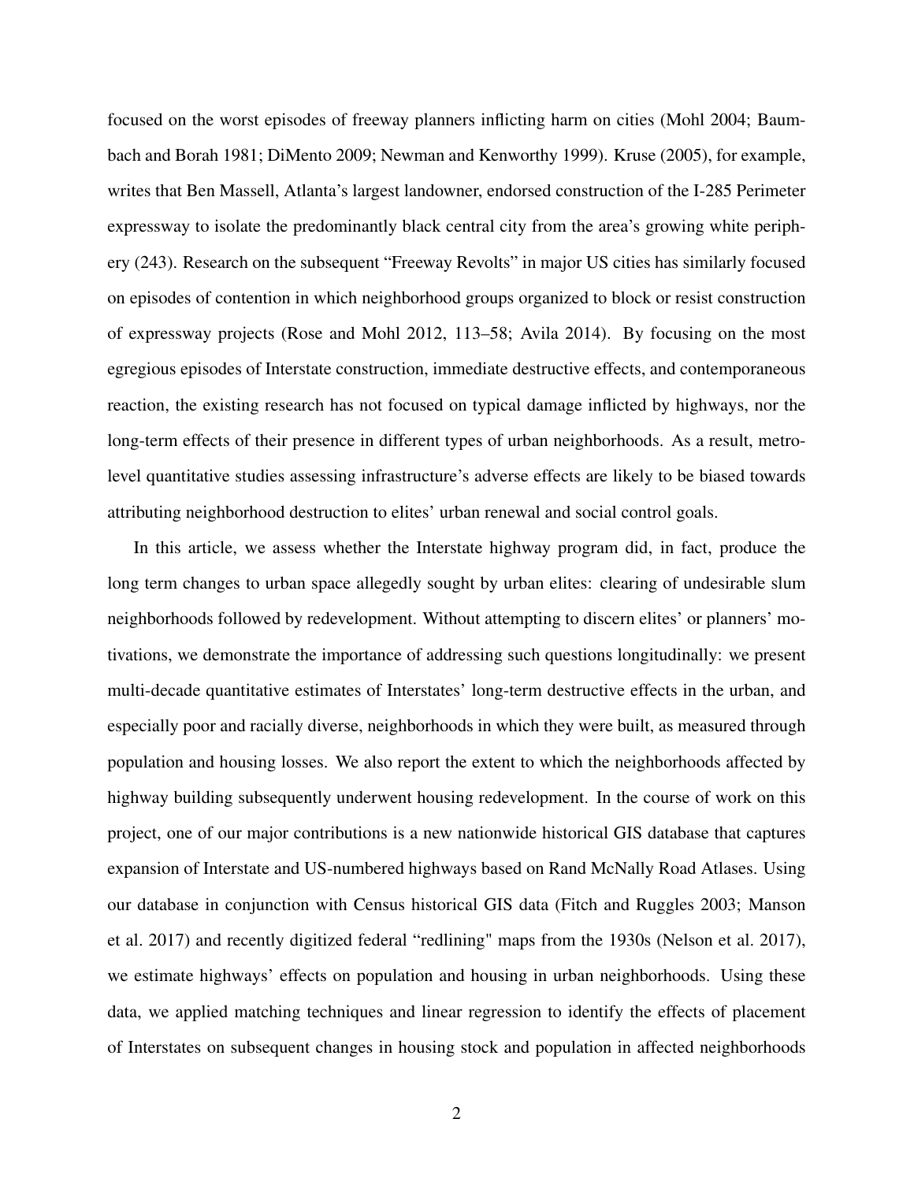focused on the worst episodes of freeway planners inflicting harm on cities (Mohl 2004; Baumbach and Borah 1981; DiMento 2009; Newman and Kenworthy 1999). Kruse (2005), for example, writes that Ben Massell, Atlanta's largest landowner, endorsed construction of the I-285 Perimeter expressway to isolate the predominantly black central city from the area's growing white periphery (243). Research on the subsequent "Freeway Revolts" in major US cities has similarly focused on episodes of contention in which neighborhood groups organized to block or resist construction of expressway projects (Rose and Mohl 2012, 113–58; Avila 2014). By focusing on the most egregious episodes of Interstate construction, immediate destructive effects, and contemporaneous reaction, the existing research has not focused on typical damage inflicted by highways, nor the long-term effects of their presence in different types of urban neighborhoods. As a result, metro-level quantitative studies assessing infrastructure's adverse effects are likely to be biased towards attributing neighborhood destruction to elites' urban renewal and social control goals.

In this article, we assess whether the Interstate highway program did, in fact, produce the long term changes to urban space allegedly sought by urban elites: clearing of undesirable slum neighborhoods followed by redevelopment. Without attempting to discern elites' or planners' motivations, we demonstrate the importance of addressing such questions longitudinally: we present multi-decade quantitative estimates of Interstates' long-term destructive effects in the urban, and especially poor and racially diverse, neighborhoods in which they were built, as measured through population and housing losses. We also report the extent to which the neighborhoods affected by highway building subsequently underwent housing redevelopment. In the course of work on this project, one of our major contributions is a new nationwide historical GIS database that captures expansion of Interstate and US-numbered highways based on Rand McNally Road Atlases. Using our database in conjunction with Census historical GIS data (Fitch and Ruggles 2003; Manson et al. 2017) and recently digitized federal "redlining" maps from the 1930s (Nelson et al. 2017), we estimate highways' effects on population and housing in urban neighborhoods. Using these data, we applied matching techniques and linear regression to identify the effects of placement of Interstates on subsequent changes in housing stock and population in affected neighborhoods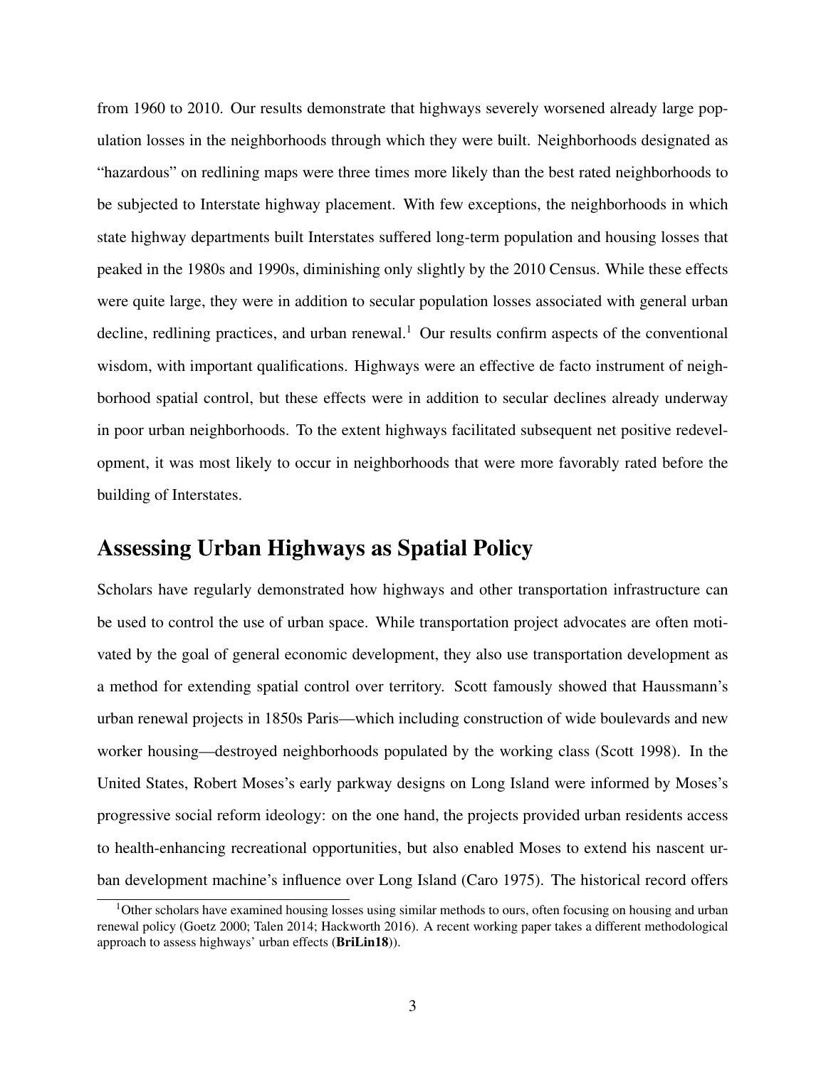from 1960 to 2010. Our results demonstrate that highways severely worsened already large population losses in the neighborhoods through which they were built. Neighborhoods designated as "hazardous" on redlining maps were three times more likely than the best rated neighborhoods to be subjected to Interstate highway placement. With few exceptions, the neighborhoods in which state highway departments built Interstates suffered long-term population and housing losses that peaked in the 1980s and 1990s, diminishing only slightly by the 2010 Census. While these effects were quite large, they were in addition to secular population losses associated with general urban decline, redlining practices, and urban renewal.[1] Our results confirm aspects of the conventional wisdom, with important qualifications. Highways were an effective de facto instrument of neighborhood spatial control, but these effects were in addition to secular declines already underway in poor urban neighborhoods. To the extent highways facilitated subsequent net positive redevelopment, it was most likely to occur in neighborhoods that were more favorably rated before the building of Interstates.

## Assessing Urban Highways as Spatial Policy

Scholars have regularly demonstrated how highways and other transportation infrastructure can be used to control the use of urban space. While transportation project advocates are often motivated by the goal of general economic development, they also use transportation development as a method for extending spatial control over territory. Scott famously showed that Haussmann's urban renewal projects in 1850s Paris—which including construction of wide boulevards and new worker housing—destroyed neighborhoods populated by the working class (Scott 1998). In the United States, Robert Moses's early parkway designs on Long Island were informed by Moses's progressive social reform ideology: on the one hand, the projects provided urban residents access to health-enhancing recreational opportunities, but also enabled Moses to extend his nascent urban development machine's influence over Long Island (Caro 1975). The historical record offers

[1] Other scholars have examined housing losses using similar methods to ours, often focusing on housing and urban renewal policy (Goetz 2000; Talen 2014; Hackworth 2016). A recent working paper takes a different methodological approach to assess highways' urban effects (**BriLin18**)).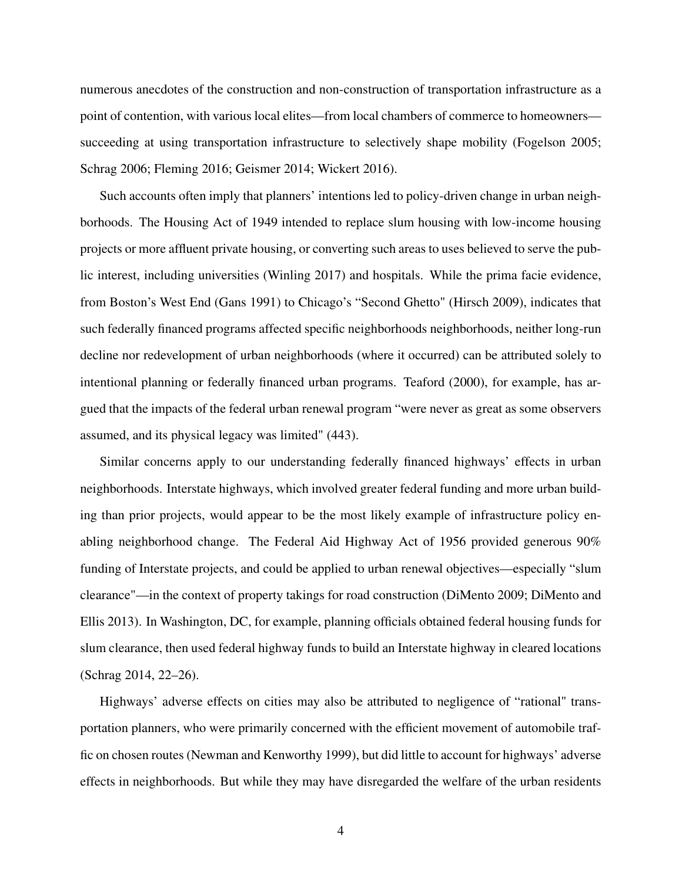numerous anecdotes of the construction and non-construction of transportation infrastructure as a point of contention, with various local elites—from local chambers of commerce to homeowners—succeeding at using transportation infrastructure to selectively shape mobility (Fogelson 2005; Schrag 2006; Fleming 2016; Geismer 2014; Wickert 2016).

Such accounts often imply that planners' intentions led to policy-driven change in urban neighborhoods. The Housing Act of 1949 intended to replace slum housing with low-income housing projects or more affluent private housing, or converting such areas to uses believed to serve the public interest, including universities (Winling 2017) and hospitals. While the prima facie evidence, from Boston's West End (Gans 1991) to Chicago's "Second Ghetto" (Hirsch 2009), indicates that such federally financed programs affected specific neighborhoods neighborhoods, neither long-run decline nor redevelopment of urban neighborhoods (where it occurred) can be attributed solely to intentional planning or federally financed urban programs. Teaford (2000), for example, has argued that the impacts of the federal urban renewal program "were never as great as some observers assumed, and its physical legacy was limited" (443).

Similar concerns apply to our understanding federally financed highways' effects in urban neighborhoods. Interstate highways, which involved greater federal funding and more urban building than prior projects, would appear to be the most likely example of infrastructure policy enabling neighborhood change. The Federal Aid Highway Act of 1956 provided generous 90% funding of Interstate projects, and could be applied to urban renewal objectives—especially "slum clearance"—in the context of property takings for road construction (DiMento 2009; DiMento and Ellis 2013). In Washington, DC, for example, planning officials obtained federal housing funds for slum clearance, then used federal highway funds to build an Interstate highway in cleared locations (Schrag 2014, 22–26).

Highways' adverse effects on cities may also be attributed to negligence of "rational" transportation planners, who were primarily concerned with the efficient movement of automobile traffic on chosen routes (Newman and Kenworthy 1999), but did little to account for highways' adverse effects in neighborhoods. But while they may have disregarded the welfare of the urban residents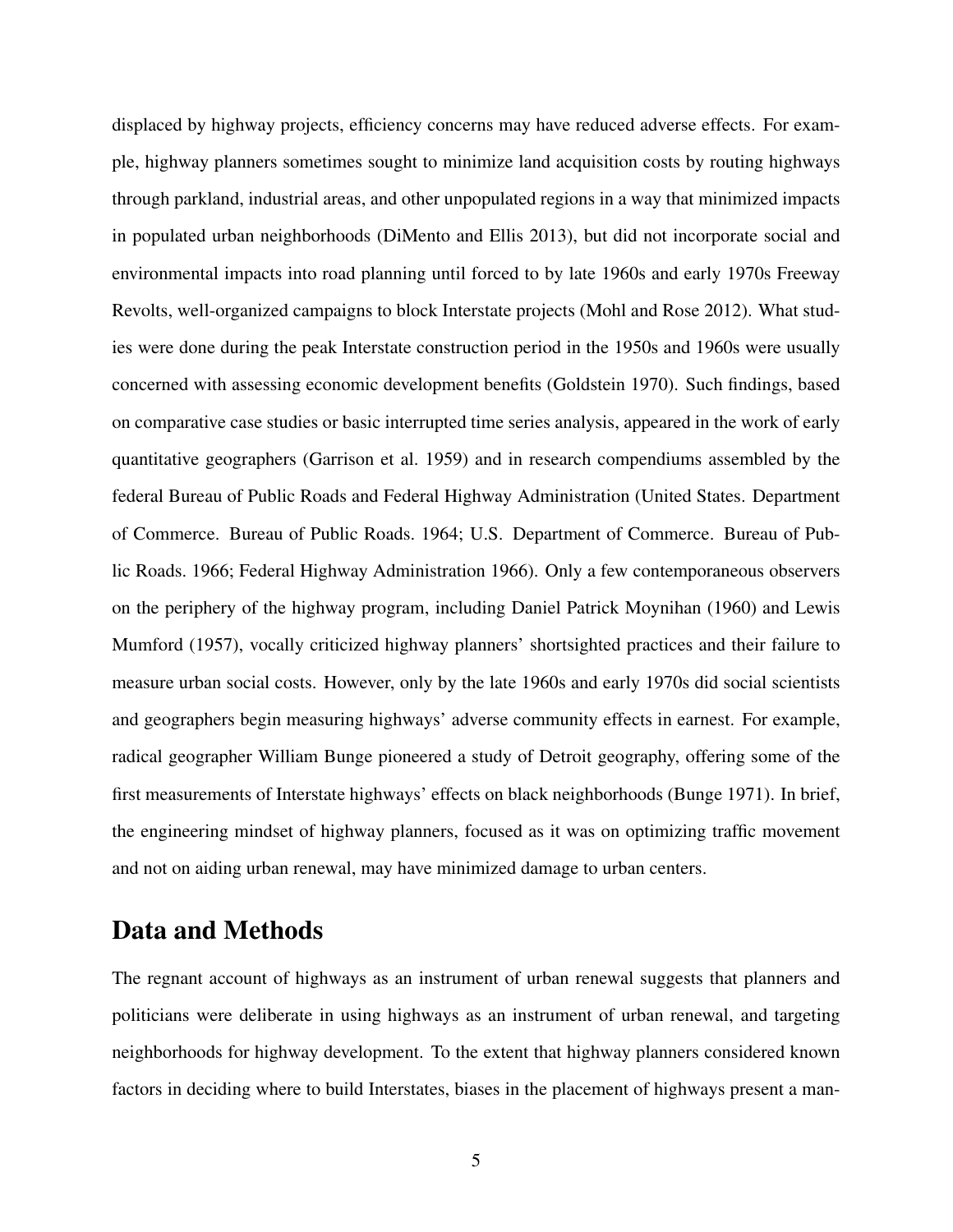displaced by highway projects, efficiency concerns may have reduced adverse effects. For example, highway planners sometimes sought to minimize land acquisition costs by routing highways through parkland, industrial areas, and other unpopulated regions in a way that minimized impacts in populated urban neighborhoods (DiMento and Ellis 2013), but did not incorporate social and environmental impacts into road planning until forced to by late 1960s and early 1970s Freeway Revolts, well-organized campaigns to block Interstate projects (Mohl and Rose 2012). What studies were done during the peak Interstate construction period in the 1950s and 1960s were usually concerned with assessing economic development benefits (Goldstein 1970). Such findings, based on comparative case studies or basic interrupted time series analysis, appeared in the work of early quantitative geographers (Garrison et al. 1959) and in research compendiums assembled by the federal Bureau of Public Roads and Federal Highway Administration (United States. Department of Commerce. Bureau of Public Roads. 1964; U.S. Department of Commerce. Bureau of Public Roads. 1966; Federal Highway Administration 1966). Only a few contemporaneous observers on the periphery of the highway program, including Daniel Patrick Moynihan (1960) and Lewis Mumford (1957), vocally criticized highway planners' shortsighted practices and their failure to measure urban social costs. However, only by the late 1960s and early 1970s did social scientists and geographers begin measuring highways' adverse community effects in earnest. For example, radical geographer William Bunge pioneered a study of Detroit geography, offering some of the first measurements of Interstate highways' effects on black neighborhoods (Bunge 1971). In brief, the engineering mindset of highway planners, focused as it was on optimizing traffic movement and not on aiding urban renewal, may have minimized damage to urban centers.

## Data and Methods

The regnant account of highways as an instrument of urban renewal suggests that planners and politicians were deliberate in using highways as an instrument of urban renewal, and targeting neighborhoods for highway development. To the extent that highway planners considered known factors in deciding where to build Interstates, biases in the placement of highways present a man-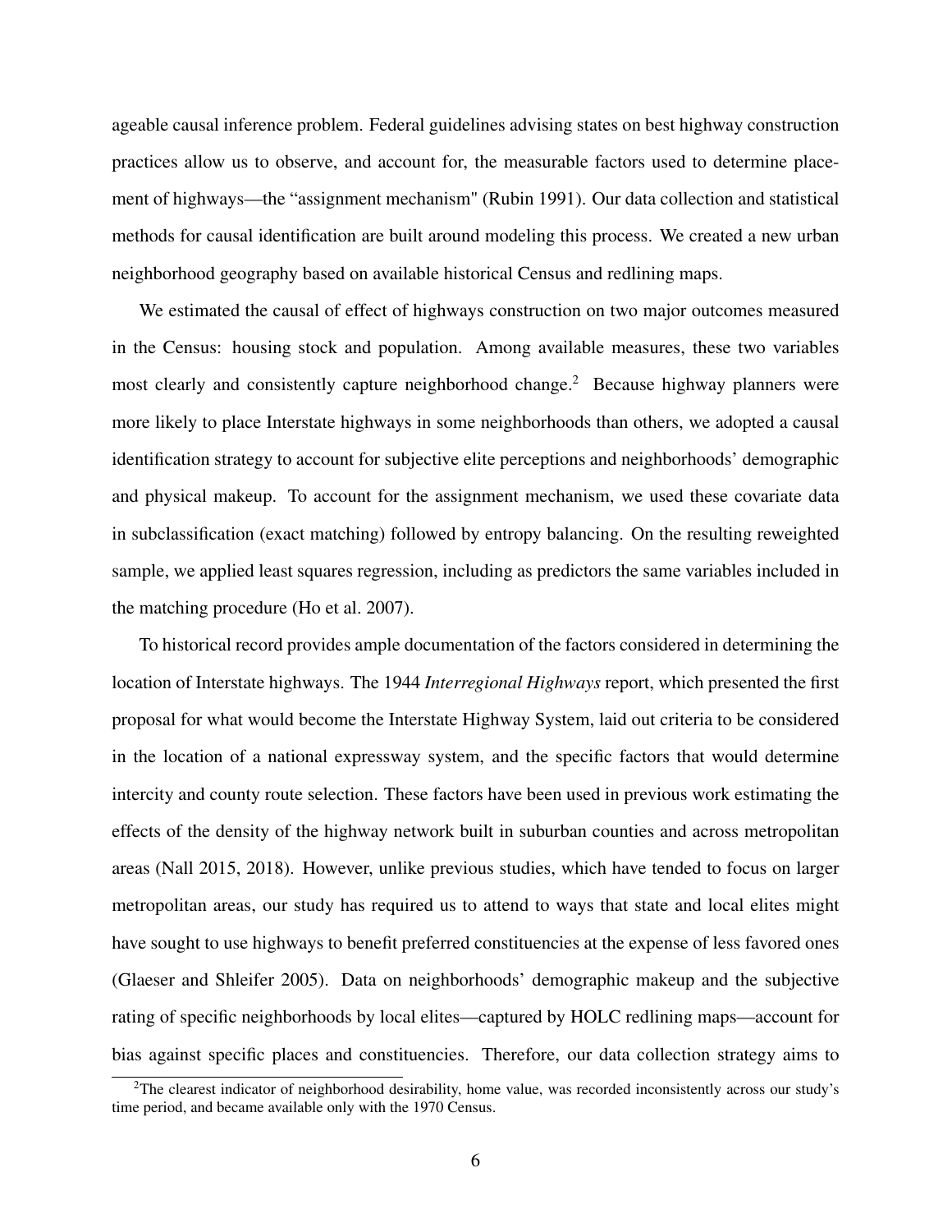ageable causal inference problem. Federal guidelines advising states on best highway construction practices allow us to observe, and account for, the measurable factors used to determine placement of highways—the "assignment mechanism" (Rubin 1991). Our data collection and statistical methods for causal identification are built around modeling this process. We created a new urban neighborhood geography based on available historical Census and redlining maps.

We estimated the causal of effect of highways construction on two major outcomes measured in the Census: housing stock and population. Among available measures, these two variables most clearly and consistently capture neighborhood change.[2] Because highway planners were more likely to place Interstate highways in some neighborhoods than others, we adopted a causal identification strategy to account for subjective elite perceptions and neighborhoods' demographic and physical makeup. To account for the assignment mechanism, we used these covariate data in subclassification (exact matching) followed by entropy balancing. On the resulting reweighted sample, we applied least squares regression, including as predictors the same variables included in the matching procedure (Ho et al. 2007).

To historical record provides ample documentation of the factors considered in determining the location of Interstate highways. The 1944 *Interregional Highways* report, which presented the first proposal for what would become the Interstate Highway System, laid out criteria to be considered in the location of a national expressway system, and the specific factors that would determine intercity and county route selection. These factors have been used in previous work estimating the effects of the density of the highway network built in suburban counties and across metropolitan areas (Nall 2015, 2018). However, unlike previous studies, which have tended to focus on larger metropolitan areas, our study has required us to attend to ways that state and local elites might have sought to use highways to benefit preferred constituencies at the expense of less favored ones (Glaeser and Shleifer 2005). Data on neighborhoods' demographic makeup and the subjective rating of specific neighborhoods by local elites—captured by HOLC redlining maps—account for bias against specific places and constituencies. Therefore, our data collection strategy aims to

[2] The clearest indicator of neighborhood desirability, home value, was recorded inconsistently across our study's time period, and became available only with the 1970 Census.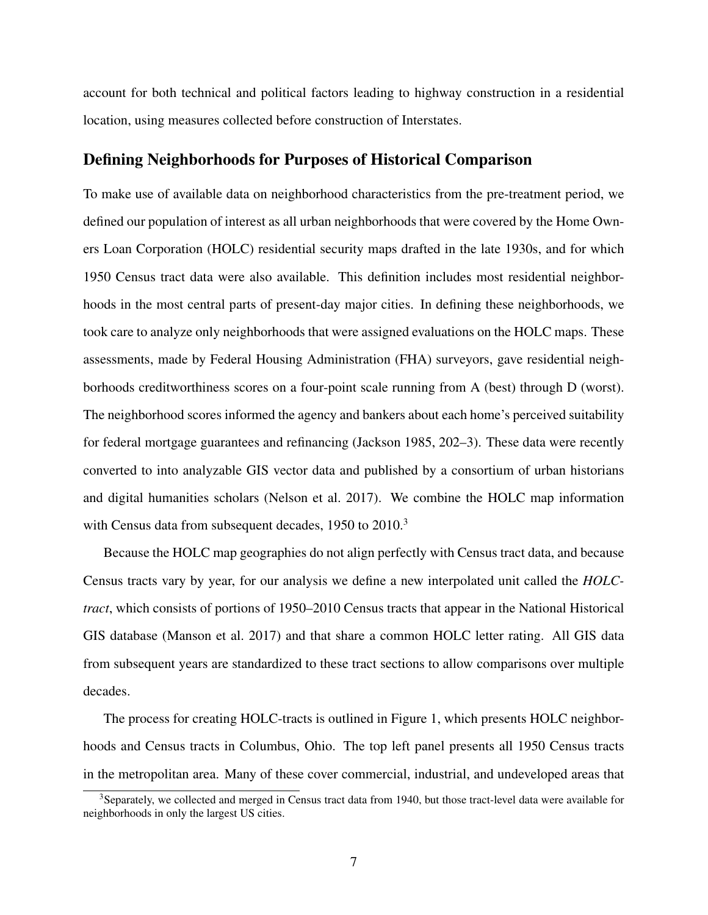account for both technical and political factors leading to highway construction in a residential location, using measures collected before construction of Interstates.

## Defining Neighborhoods for Purposes of Historical Comparison

To make use of available data on neighborhood characteristics from the pre-treatment period, we defined our population of interest as all urban neighborhoods that were covered by the Home Owners Loan Corporation (HOLC) residential security maps drafted in the late 1930s, and for which 1950 Census tract data were also available. This definition includes most residential neighborhoods in the most central parts of present-day major cities. In defining these neighborhoods, we took care to analyze only neighborhoods that were assigned evaluations on the HOLC maps. These assessments, made by Federal Housing Administration (FHA) surveyors, gave residential neighborhoods creditworthiness scores on a four-point scale running from A (best) through D (worst). The neighborhood scores informed the agency and bankers about each home's perceived suitability for federal mortgage guarantees and refinancing (Jackson 1985, 202–3). These data were recently converted to into analyzable GIS vector data and published by a consortium of urban historians and digital humanities scholars (Nelson et al. 2017). We combine the HOLC map information with Census data from subsequent decades, 1950 to 2010.[3]

Because the HOLC map geographies do not align perfectly with Census tract data, and because Census tracts vary by year, for our analysis we define a new interpolated unit called the *HOLC-tract*, which consists of portions of 1950–2010 Census tracts that appear in the National Historical GIS database (Manson et al. 2017) and that share a common HOLC letter rating. All GIS data from subsequent years are standardized to these tract sections to allow comparisons over multiple decades.

The process for creating HOLC-tracts is outlined in Figure 1, which presents HOLC neighborhoods and Census tracts in Columbus, Ohio. The top left panel presents all 1950 Census tracts in the metropolitan area. Many of these cover commercial, industrial, and undeveloped areas that

[3] Separately, we collected and merged in Census tract data from 1940, but those tract-level data were available for neighborhoods in only the largest US cities.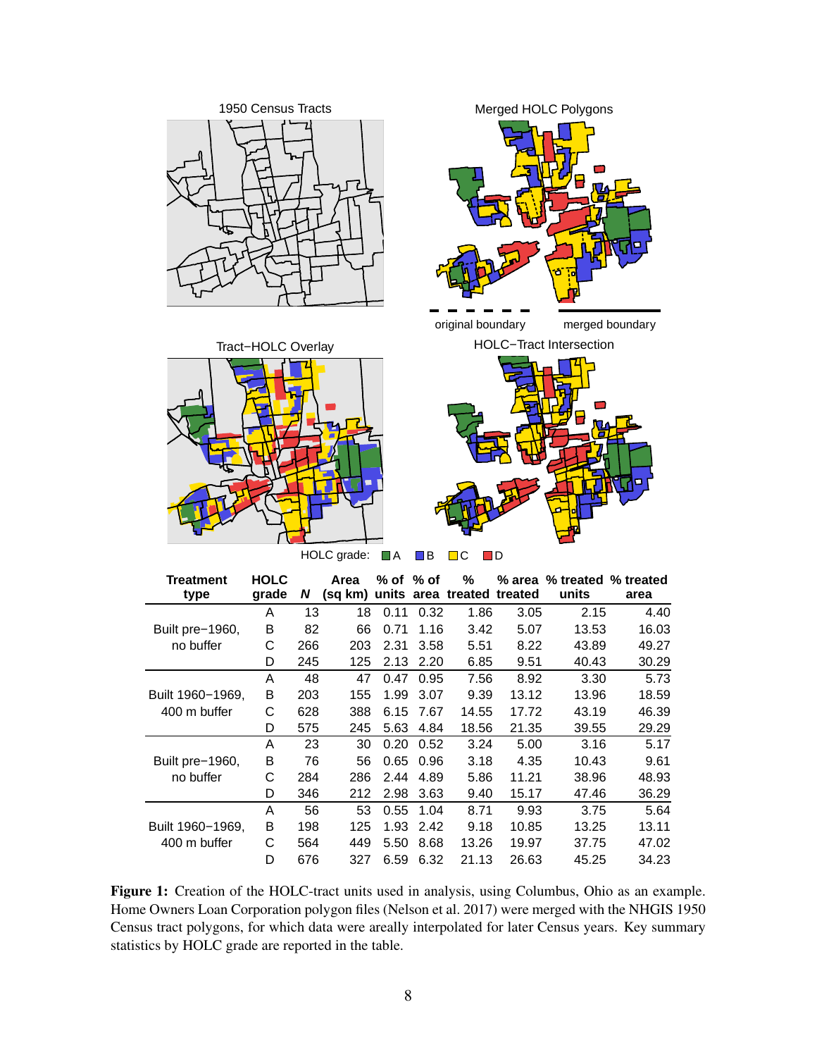| Treatment type | HOLC grade | N | Area (sq km) | % of units | % of area | % treated | % area treated | % treated units | % treated area |
|---|---|---|---|---|---|---|---|---|---|
| Built pre−1960, no buffer | A | 13 | 18 | 0.11 | 0.32 | 1.86 | 3.05 | 2.15 | 4.40 |
| | B | 82 | 66 | 0.71 | 1.16 | 3.42 | 5.07 | 13.53 | 16.03 |
| | C | 266 | 203 | 2.31 | 3.58 | 5.51 | 8.22 | 43.89 | 49.27 |
| | D | 245 | 125 | 2.13 | 2.20 | 6.85 | 9.51 | 40.43 | 30.29 |
| Built 1960−1969, 400 m buffer | A | 48 | 47 | 0.47 | 0.95 | 7.56 | 8.92 | 3.30 | 5.73 |
| | B | 203 | 155 | 1.99 | 3.07 | 9.39 | 13.12 | 13.96 | 18.59 |
| | C | 628 | 388 | 6.15 | 7.67 | 14.55 | 17.72 | 43.19 | 46.39 |
| | D | 575 | 245 | 5.63 | 4.84 | 18.56 | 21.35 | 39.55 | 29.29 |
| Built pre−1960, no buffer | A | 23 | 30 | 0.20 | 0.52 | 3.24 | 5.00 | 3.16 | 5.17 |
| | B | 76 | 56 | 0.65 | 0.96 | 3.18 | 4.35 | 10.43 | 9.61 |
| | C | 284 | 286 | 2.44 | 4.89 | 5.86 | 11.21 | 38.96 | 48.93 |
| | D | 346 | 212 | 2.98 | 3.63 | 9.40 | 15.17 | 47.46 | 36.29 |
| Built 1960−1969, 400 m buffer | A | 56 | 53 | 0.55 | 1.04 | 8.71 | 9.93 | 3.75 | 5.64 |
| | B | 198 | 125 | 1.93 | 2.42 | 9.18 | 10.85 | 13.25 | 13.11 |
| | C | 564 | 449 | 5.50 | 8.68 | 13.26 | 19.97 | 37.75 | 47.02 |
| | D | 676 | 327 | 6.59 | 6.32 | 21.13 | 26.63 | 45.25 | 34.23 |

**Figure 1:** Creation of the HOLC-tract units used in analysis, using Columbus, Ohio as an example. Home Owners Loan Corporation polygon files (Nelson et al. 2017) were merged with the NHGIS 1950 Census tract polygons, for which data were areally interpolated for later Census years. Key summary statistics by HOLC grade are reported in the table.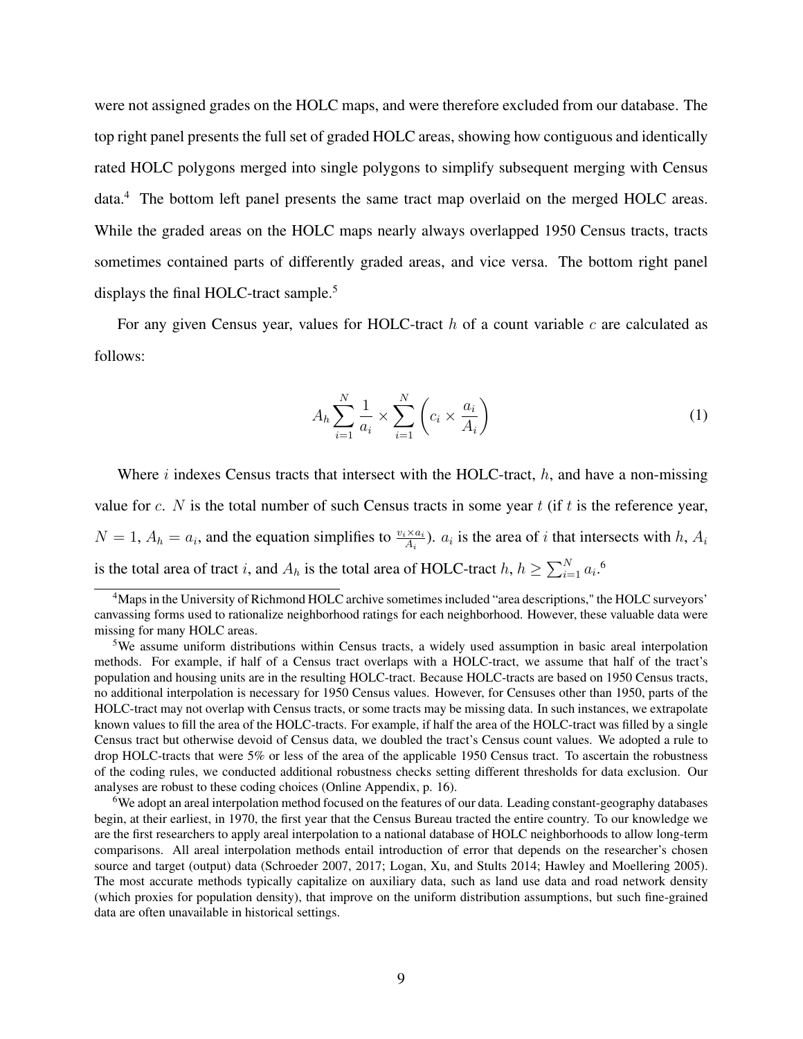were not assigned grades on the HOLC maps, and were therefore excluded from our database. The top right panel presents the full set of graded HOLC areas, showing how contiguous and identically rated HOLC polygons merged into single polygons to simplify subsequent merging with Census data.[4] The bottom left panel presents the same tract map overlaid on the merged HOLC areas. While the graded areas on the HOLC maps nearly always overlapped 1950 Census tracts, tracts sometimes contained parts of differently graded areas, and vice versa. The bottom right panel displays the final HOLC-tract sample.[5]

For any given Census year, values for HOLC-tract $h$ of a count variable $c$ are calculated as follows:

$$A_h \sum_{i=1}^{N} \frac{1}{a_i} \times \sum_{i=1}^{N} \left( c_i \times \frac{a_i}{A_i} \right) \tag{1}$$

Where $i$ indexes Census tracts that intersect with the HOLC-tract, $h$, and have a non-missing value for $c$. $N$ is the total number of such Census tracts in some year $t$ (if $t$ is the reference year, $N = 1$, $A_h = a_i$, and the equation simplifies to $\frac{v_i \times a_i}{A_i}$). $a_i$ is the area of $i$ that intersects with $h$, $A_i$ is the total area of tract $i$, and $A_h$ is the total area of HOLC-tract $h$, $h \geq \sum_{i=1}^{N} a_i$.[6]

---

[4] Maps in the University of Richmond HOLC archive sometimes included "area descriptions," the HOLC surveyors' canvassing forms used to rationalize neighborhood ratings for each neighborhood. However, these valuable data were missing for many HOLC areas.

[5] We assume uniform distributions within Census tracts, a widely used assumption in basic areal interpolation methods. For example, if half of a Census tract overlaps with a HOLC-tract, we assume that half of the tract's population and housing units are in the resulting HOLC-tract. Because HOLC-tracts are based on 1950 Census tracts, no additional interpolation is necessary for 1950 Census values. However, for Censuses other than 1950, parts of the HOLC-tract may not overlap with Census tracts, or some tracts may be missing data. In such instances, we extrapolate known values to fill the area of the HOLC-tracts. For example, if half the area of the HOLC-tract was filled by a single Census tract but otherwise devoid of Census data, we doubled the tract's Census count values. We adopted a rule to drop HOLC-tracts that were 5% or less of the area of the applicable 1950 Census tract. To ascertain the robustness of the coding rules, we conducted additional robustness checks setting different thresholds for data exclusion. Our analyses are robust to these coding choices (Online Appendix, p. 16).

[6] We adopt an areal interpolation method focused on the features of our data. Leading constant-geography databases begin, at their earliest, in 1970, the first year that the Census Bureau tracted the entire country. To our knowledge we are the first researchers to apply areal interpolation to a national database of HOLC neighborhoods to allow long-term comparisons. All areal interpolation methods entail introduction of error that depends on the researcher's chosen source and target (output) data (Schroeder 2007, 2017; Logan, Xu, and Stults 2014; Hawley and Moellering 2005). The most accurate methods typically capitalize on auxiliary data, such as land use data and road network density (which proxies for population density), that improve on the uniform distribution assumptions, but such fine-grained data are often unavailable in historical settings.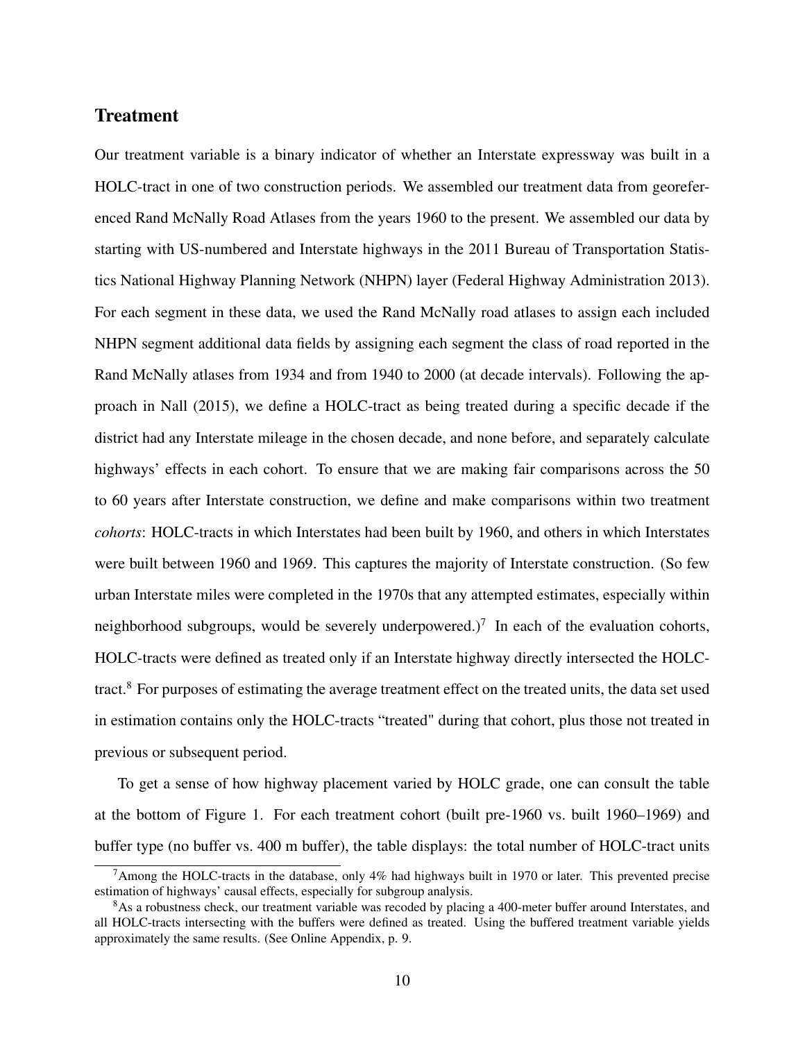## Treatment

Our treatment variable is a binary indicator of whether an Interstate expressway was built in a HOLC-tract in one of two construction periods. We assembled our treatment data from georeferenced Rand McNally Road Atlases from the years 1960 to the present. We assembled our data by starting with US-numbered and Interstate highways in the 2011 Bureau of Transportation Statistics National Highway Planning Network (NHPN) layer (Federal Highway Administration 2013). For each segment in these data, we used the Rand McNally road atlases to assign each included NHPN segment additional data fields by assigning each segment the class of road reported in the Rand McNally atlases from 1934 and from 1940 to 2000 (at decade intervals). Following the approach in Nall (2015), we define a HOLC-tract as being treated during a specific decade if the district had any Interstate mileage in the chosen decade, and none before, and separately calculate highways' effects in each cohort. To ensure that we are making fair comparisons across the 50 to 60 years after Interstate construction, we define and make comparisons within two treatment *cohorts*: HOLC-tracts in which Interstates had been built by 1960, and others in which Interstates were built between 1960 and 1969. This captures the majority of Interstate construction. (So few urban Interstate miles were completed in the 1970s that any attempted estimates, especially within neighborhood subgroups, would be severely underpowered.)[7] In each of the evaluation cohorts, HOLC-tracts were defined as treated only if an Interstate highway directly intersected the HOLC-tract.[8] For purposes of estimating the average treatment effect on the treated units, the data set used in estimation contains only the HOLC-tracts "treated" during that cohort, plus those not treated in previous or subsequent period.

To get a sense of how highway placement varied by HOLC grade, one can consult the table at the bottom of Figure 1. For each treatment cohort (built pre-1960 vs. built 1960–1969) and buffer type (no buffer vs. 400 m buffer), the table displays: the total number of HOLC-tract units

[7] Among the HOLC-tracts in the database, only 4% had highways built in 1970 or later. This prevented precise estimation of highways' causal effects, especially for subgroup analysis.

[8] As a robustness check, our treatment variable was recoded by placing a 400-meter buffer around Interstates, and all HOLC-tracts intersecting with the buffers were defined as treated. Using the buffered treatment variable yields approximately the same results. (See Online Appendix, p. 9.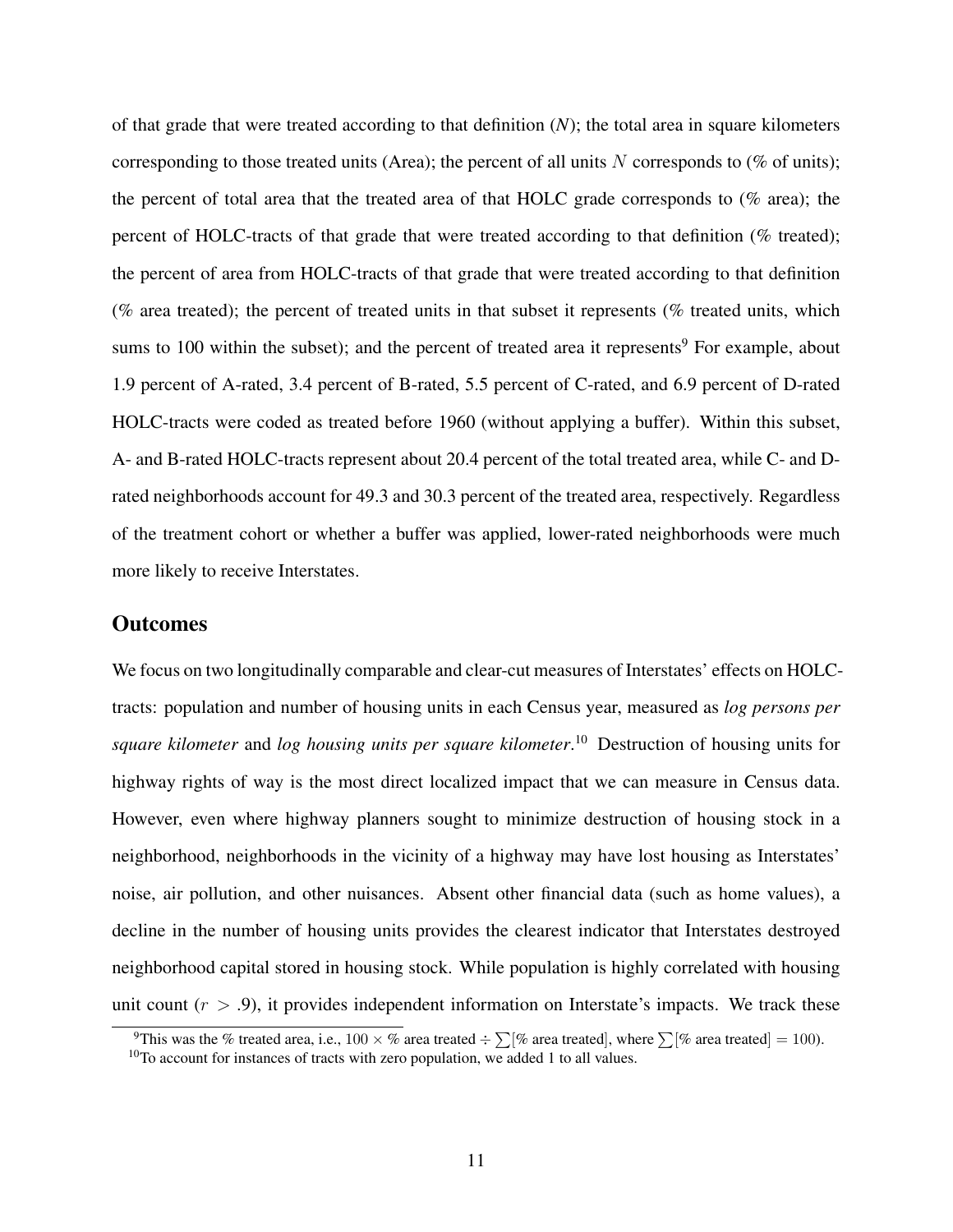of that grade that were treated according to that definition (*N*); the total area in square kilometers corresponding to those treated units (Area); the percent of all units $N$ corresponds to (% of units); the percent of total area that the treated area of that HOLC grade corresponds to (% area); the percent of HOLC-tracts of that grade that were treated according to that definition (% treated); the percent of area from HOLC-tracts of that grade that were treated according to that definition (% area treated); the percent of treated units in that subset it represents (% treated units, which sums to 100 within the subset); and the percent of treated area it represents[9] For example, about 1.9 percent of A-rated, 3.4 percent of B-rated, 5.5 percent of C-rated, and 6.9 percent of D-rated HOLC-tracts were coded as treated before 1960 (without applying a buffer). Within this subset, A- and B-rated HOLC-tracts represent about 20.4 percent of the total treated area, while C- and D-rated neighborhoods account for 49.3 and 30.3 percent of the treated area, respectively. Regardless of the treatment cohort or whether a buffer was applied, lower-rated neighborhoods were much more likely to receive Interstates.

## Outcomes

We focus on two longitudinally comparable and clear-cut measures of Interstates' effects on HOLC-tracts: population and number of housing units in each Census year, measured as *log persons per square kilometer* and *log housing units per square kilometer*.[10] Destruction of housing units for highway rights of way is the most direct localized impact that we can measure in Census data. However, even where highway planners sought to minimize destruction of housing stock in a neighborhood, neighborhoods in the vicinity of a highway may have lost housing as Interstates' noise, air pollution, and other nuisances. Absent other financial data (such as home values), a decline in the number of housing units provides the clearest indicator that Interstates destroyed neighborhood capital stored in housing stock. While population is highly correlated with housing unit count ($r > .9$), it provides independent information on Interstate's impacts. We track these

[9] This was the % treated area, i.e., $100 \times$ % area treated $\div \sum$[% area treated], where $\sum$[% area treated] $= 100$).

[10] To account for instances of tracts with zero population, we added 1 to all values.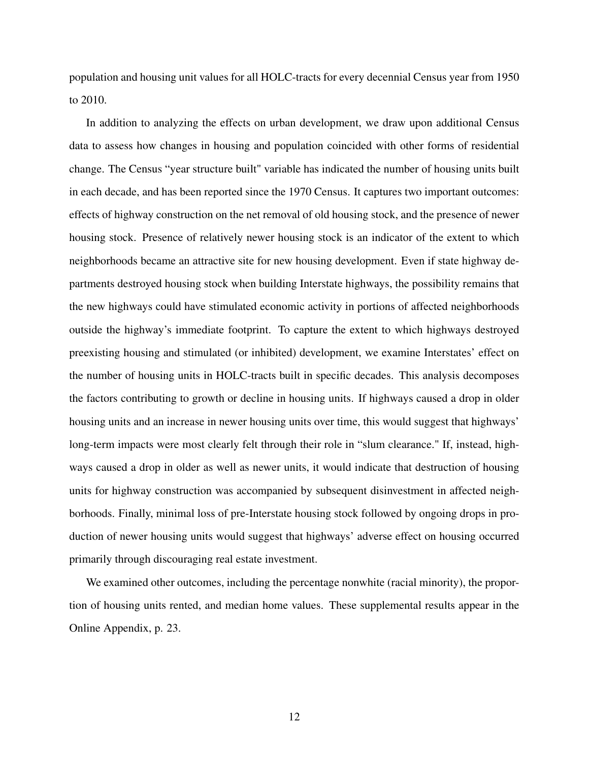population and housing unit values for all HOLC-tracts for every decennial Census year from 1950 to 2010.

In addition to analyzing the effects on urban development, we draw upon additional Census data to assess how changes in housing and population coincided with other forms of residential change. The Census "year structure built" variable has indicated the number of housing units built in each decade, and has been reported since the 1970 Census. It captures two important outcomes: effects of highway construction on the net removal of old housing stock, and the presence of newer housing stock. Presence of relatively newer housing stock is an indicator of the extent to which neighborhoods became an attractive site for new housing development. Even if state highway departments destroyed housing stock when building Interstate highways, the possibility remains that the new highways could have stimulated economic activity in portions of affected neighborhoods outside the highway's immediate footprint. To capture the extent to which highways destroyed preexisting housing and stimulated (or inhibited) development, we examine Interstates' effect on the number of housing units in HOLC-tracts built in specific decades. This analysis decomposes the factors contributing to growth or decline in housing units. If highways caused a drop in older housing units and an increase in newer housing units over time, this would suggest that highways' long-term impacts were most clearly felt through their role in "slum clearance." If, instead, highways caused a drop in older as well as newer units, it would indicate that destruction of housing units for highway construction was accompanied by subsequent disinvestment in affected neighborhoods. Finally, minimal loss of pre-Interstate housing stock followed by ongoing drops in production of newer housing units would suggest that highways' adverse effect on housing occurred primarily through discouraging real estate investment.

We examined other outcomes, including the percentage nonwhite (racial minority), the proportion of housing units rented, and median home values. These supplemental results appear in the Online Appendix, p. 23.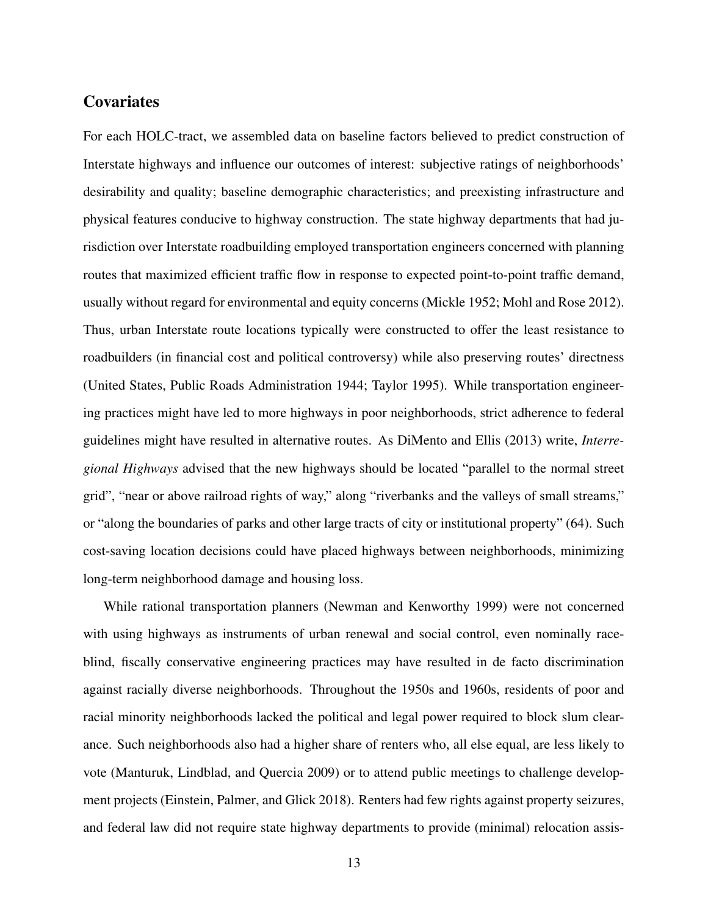## Covariates

For each HOLC-tract, we assembled data on baseline factors believed to predict construction of Interstate highways and influence our outcomes of interest: subjective ratings of neighborhoods' desirability and quality; baseline demographic characteristics; and preexisting infrastructure and physical features conducive to highway construction. The state highway departments that had jurisdiction over Interstate roadbuilding employed transportation engineers concerned with planning routes that maximized efficient traffic flow in response to expected point-to-point traffic demand, usually without regard for environmental and equity concerns (Mickle 1952; Mohl and Rose 2012). Thus, urban Interstate route locations typically were constructed to offer the least resistance to roadbuilders (in financial cost and political controversy) while also preserving routes' directness (United States, Public Roads Administration 1944; Taylor 1995). While transportation engineering practices might have led to more highways in poor neighborhoods, strict adherence to federal guidelines might have resulted in alternative routes. As DiMento and Ellis (2013) write, *Interregional Highways* advised that the new highways should be located "parallel to the normal street grid", "near or above railroad rights of way," along "riverbanks and the valleys of small streams," or "along the boundaries of parks and other large tracts of city or institutional property" (64). Such cost-saving location decisions could have placed highways between neighborhoods, minimizing long-term neighborhood damage and housing loss.

While rational transportation planners (Newman and Kenworthy 1999) were not concerned with using highways as instruments of urban renewal and social control, even nominally race-blind, fiscally conservative engineering practices may have resulted in de facto discrimination against racially diverse neighborhoods. Throughout the 1950s and 1960s, residents of poor and racial minority neighborhoods lacked the political and legal power required to block slum clearance. Such neighborhoods also had a higher share of renters who, all else equal, are less likely to vote (Manturuk, Lindblad, and Quercia 2009) or to attend public meetings to challenge development projects (Einstein, Palmer, and Glick 2018). Renters had few rights against property seizures, and federal law did not require state highway departments to provide (minimal) relocation assis-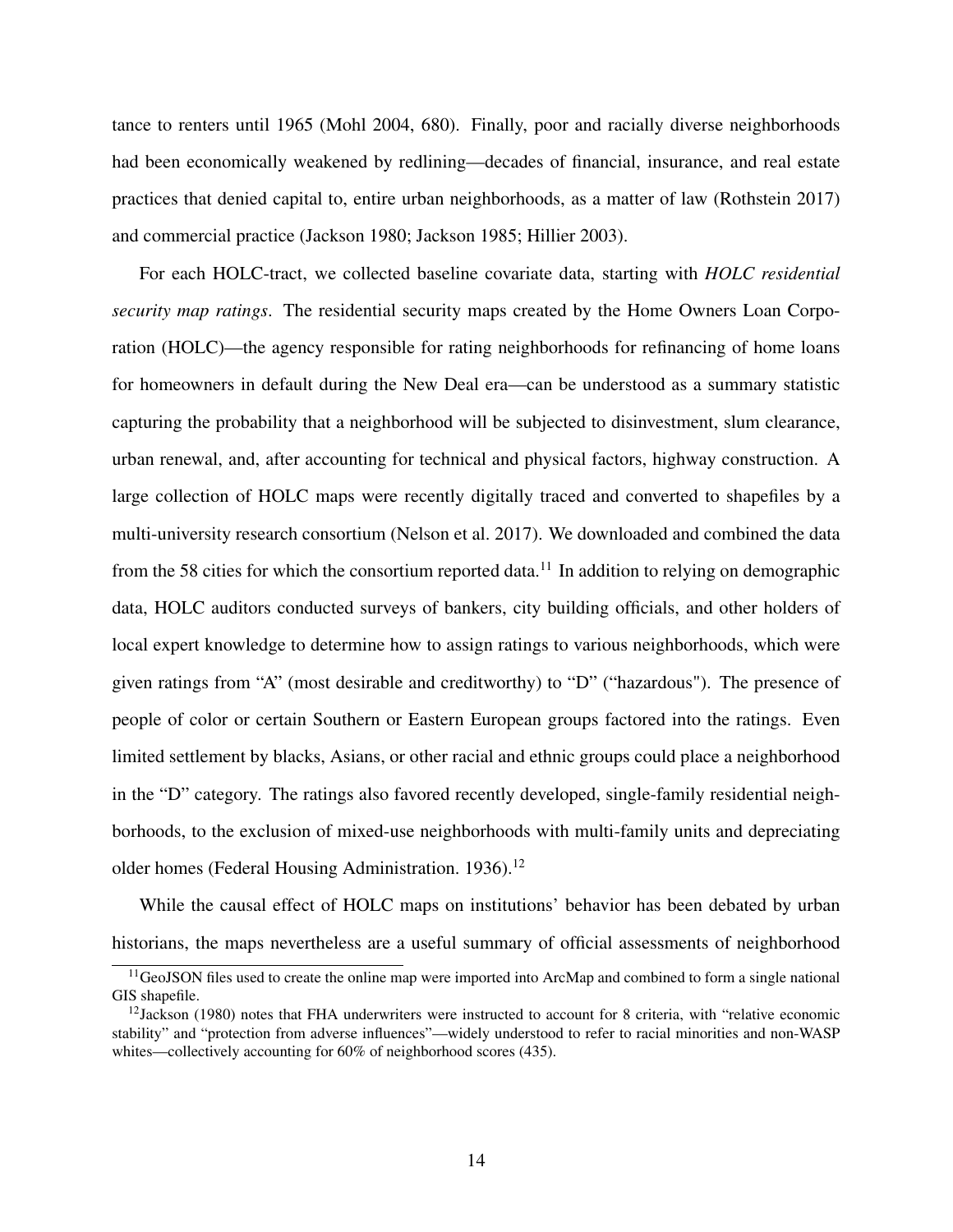tance to renters until 1965 (Mohl 2004, 680). Finally, poor and racially diverse neighborhoods had been economically weakened by redlining—decades of financial, insurance, and real estate practices that denied capital to, entire urban neighborhoods, as a matter of law (Rothstein 2017) and commercial practice (Jackson 1980; Jackson 1985; Hillier 2003).

For each HOLC-tract, we collected baseline covariate data, starting with *HOLC residential security map ratings*. The residential security maps created by the Home Owners Loan Corporation (HOLC)—the agency responsible for rating neighborhoods for refinancing of home loans for homeowners in default during the New Deal era—can be understood as a summary statistic capturing the probability that a neighborhood will be subjected to disinvestment, slum clearance, urban renewal, and, after accounting for technical and physical factors, highway construction. A large collection of HOLC maps were recently digitally traced and converted to shapefiles by a multi-university research consortium (Nelson et al. 2017). We downloaded and combined the data from the 58 cities for which the consortium reported data.[11] In addition to relying on demographic data, HOLC auditors conducted surveys of bankers, city building officials, and other holders of local expert knowledge to determine how to assign ratings to various neighborhoods, which were given ratings from "A" (most desirable and creditworthy) to "D" ("hazardous"). The presence of people of color or certain Southern or Eastern European groups factored into the ratings. Even limited settlement by blacks, Asians, or other racial and ethnic groups could place a neighborhood in the "D" category. The ratings also favored recently developed, single-family residential neighborhoods, to the exclusion of mixed-use neighborhoods with multi-family units and depreciating older homes (Federal Housing Administration. 1936).[12]

While the causal effect of HOLC maps on institutions' behavior has been debated by urban historians, the maps nevertheless are a useful summary of official assessments of neighborhood

[11] GeoJSON files used to create the online map were imported into ArcMap and combined to form a single national GIS shapefile.

[12] Jackson (1980) notes that FHA underwriters were instructed to account for 8 criteria, with "relative economic stability" and "protection from adverse influences"—widely understood to refer to racial minorities and non-WASP whites—collectively accounting for 60% of neighborhood scores (435).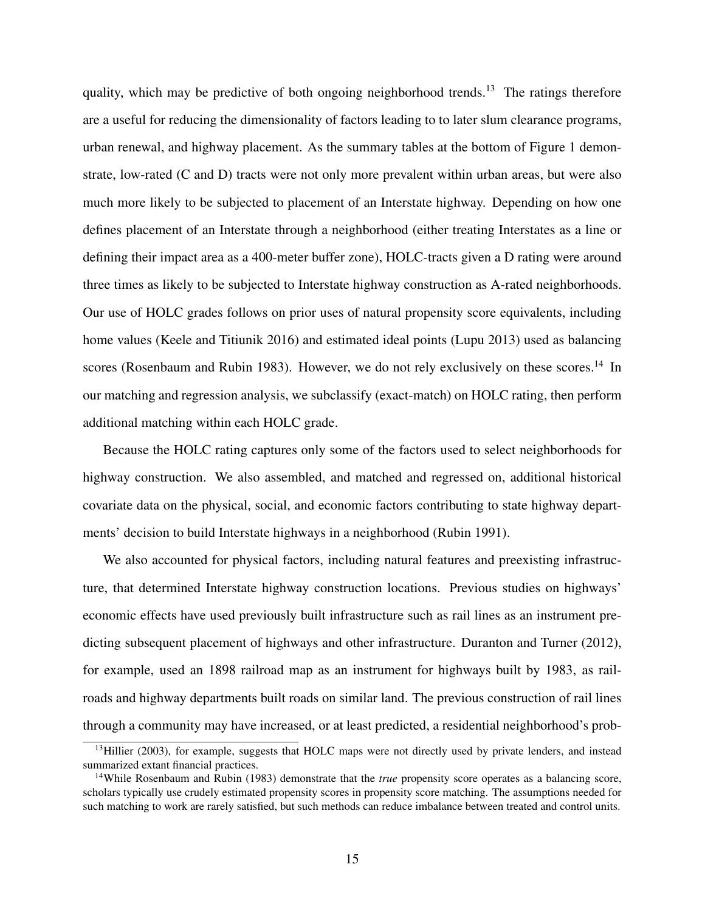quality, which may be predictive of both ongoing neighborhood trends.[13] The ratings therefore are a useful for reducing the dimensionality of factors leading to to later slum clearance programs, urban renewal, and highway placement. As the summary tables at the bottom of Figure 1 demonstrate, low-rated (C and D) tracts were not only more prevalent within urban areas, but were also much more likely to be subjected to placement of an Interstate highway. Depending on how one defines placement of an Interstate through a neighborhood (either treating Interstates as a line or defining their impact area as a 400-meter buffer zone), HOLC-tracts given a D rating were around three times as likely to be subjected to Interstate highway construction as A-rated neighborhoods. Our use of HOLC grades follows on prior uses of natural propensity score equivalents, including home values (Keele and Titiunik 2016) and estimated ideal points (Lupu 2013) used as balancing scores (Rosenbaum and Rubin 1983). However, we do not rely exclusively on these scores.[14] In our matching and regression analysis, we subclassify (exact-match) on HOLC rating, then perform additional matching within each HOLC grade.

Because the HOLC rating captures only some of the factors used to select neighborhoods for highway construction. We also assembled, and matched and regressed on, additional historical covariate data on the physical, social, and economic factors contributing to state highway departments' decision to build Interstate highways in a neighborhood (Rubin 1991).

We also accounted for physical factors, including natural features and preexisting infrastructure, that determined Interstate highway construction locations. Previous studies on highways' economic effects have used previously built infrastructure such as rail lines as an instrument predicting subsequent placement of highways and other infrastructure. Duranton and Turner (2012), for example, used an 1898 railroad map as an instrument for highways built by 1983, as railroads and highway departments built roads on similar land. The previous construction of rail lines through a community may have increased, or at least predicted, a residential neighborhood's prob-

[13] Hillier (2003), for example, suggests that HOLC maps were not directly used by private lenders, and instead summarized extant financial practices.

[14] While Rosenbaum and Rubin (1983) demonstrate that the *true* propensity score operates as a balancing score, scholars typically use crudely estimated propensity scores in propensity score matching. The assumptions needed for such matching to work are rarely satisfied, but such methods can reduce imbalance between treated and control units.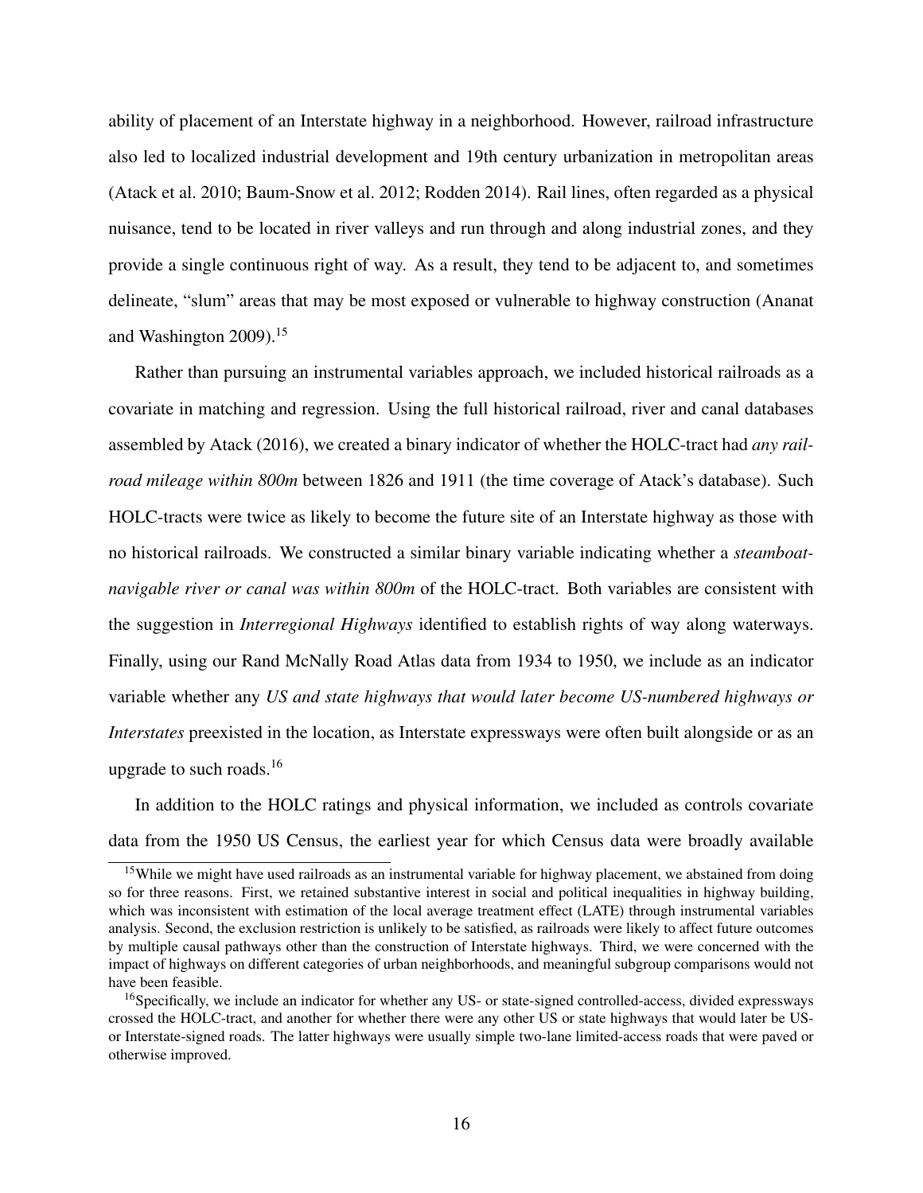ability of placement of an Interstate highway in a neighborhood. However, railroad infrastructure also led to localized industrial development and 19th century urbanization in metropolitan areas (Atack et al. 2010; Baum-Snow et al. 2012; Rodden 2014). Rail lines, often regarded as a physical nuisance, tend to be located in river valleys and run through and along industrial zones, and they provide a single continuous right of way. As a result, they tend to be adjacent to, and sometimes delineate, "slum" areas that may be most exposed or vulnerable to highway construction (Ananat and Washington 2009).[15]

Rather than pursuing an instrumental variables approach, we included historical railroads as a covariate in matching and regression. Using the full historical railroad, river and canal databases assembled by Atack (2016), we created a binary indicator of whether the HOLC-tract had *any railroad mileage within 800m* between 1826 and 1911 (the time coverage of Atack's database). Such HOLC-tracts were twice as likely to become the future site of an Interstate highway as those with no historical railroads. We constructed a similar binary variable indicating whether a *steamboat-navigable river or canal was within 800m* of the HOLC-tract. Both variables are consistent with the suggestion in *Interregional Highways* identified to establish rights of way along waterways. Finally, using our Rand McNally Road Atlas data from 1934 to 1950, we include as an indicator variable whether any *US and state highways that would later become US-numbered highways or Interstates* preexisted in the location, as Interstate expressways were often built alongside or as an upgrade to such roads.[16]

In addition to the HOLC ratings and physical information, we included as controls covariate data from the 1950 US Census, the earliest year for which Census data were broadly available

[15] While we might have used railroads as an instrumental variable for highway placement, we abstained from doing so for three reasons. First, we retained substantive interest in social and political inequalities in highway building, which was inconsistent with estimation of the local average treatment effect (LATE) through instrumental variables analysis. Second, the exclusion restriction is unlikely to be satisfied, as railroads were likely to affect future outcomes by multiple causal pathways other than the construction of Interstate highways. Third, we were concerned with the impact of highways on different categories of urban neighborhoods, and meaningful subgroup comparisons would not have been feasible.

[16] Specifically, we include an indicator for whether any US- or state-signed controlled-access, divided expressways crossed the HOLC-tract, and another for whether there were any other US or state highways that would later be US- or Interstate-signed roads. The latter highways were usually simple two-lane limited-access roads that were paved or otherwise improved.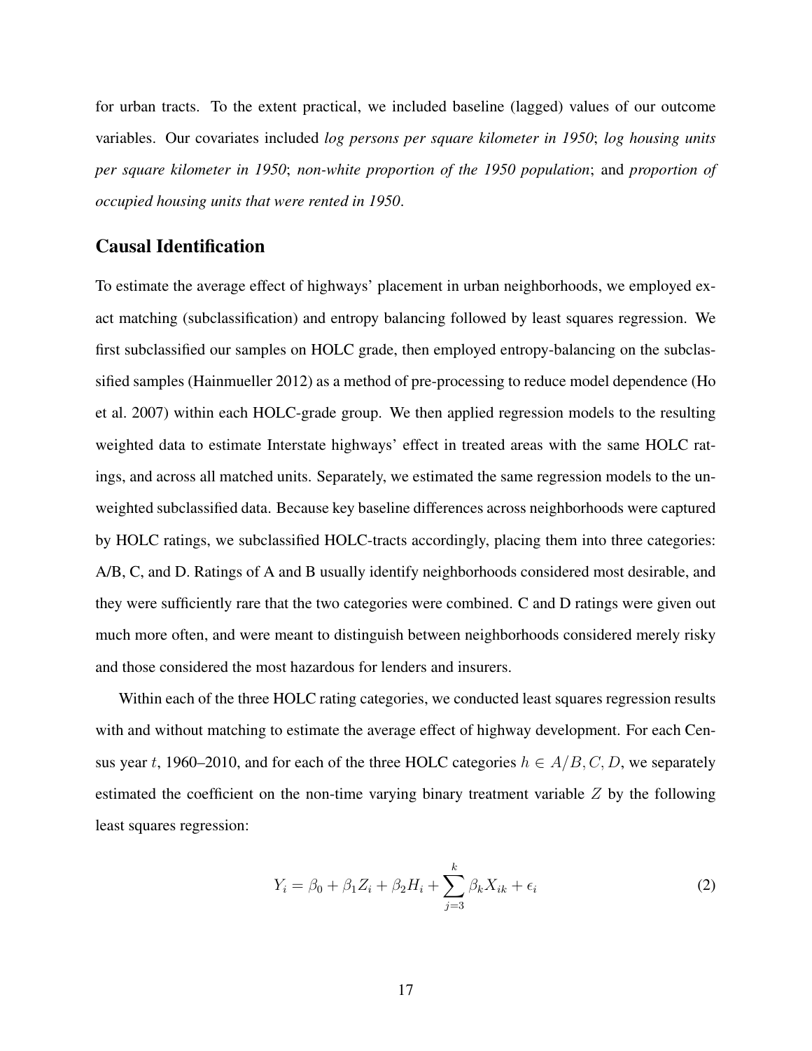for urban tracts. To the extent practical, we included baseline (lagged) values of our outcome variables. Our covariates included *log persons per square kilometer in 1950*; *log housing units per square kilometer in 1950*; *non-white proportion of the 1950 population*; and *proportion of occupied housing units that were rented in 1950*.

## Causal Identification

To estimate the average effect of highways' placement in urban neighborhoods, we employed exact matching (subclassification) and entropy balancing followed by least squares regression. We first subclassified our samples on HOLC grade, then employed entropy-balancing on the subclassified samples (Hainmueller 2012) as a method of pre-processing to reduce model dependence (Ho et al. 2007) within each HOLC-grade group. We then applied regression models to the resulting weighted data to estimate Interstate highways' effect in treated areas with the same HOLC ratings, and across all matched units. Separately, we estimated the same regression models to the unweighted subclassified data. Because key baseline differences across neighborhoods were captured by HOLC ratings, we subclassified HOLC-tracts accordingly, placing them into three categories: A/B, C, and D. Ratings of A and B usually identify neighborhoods considered most desirable, and they were sufficiently rare that the two categories were combined. C and D ratings were given out much more often, and were meant to distinguish between neighborhoods considered merely risky and those considered the most hazardous for lenders and insurers.

Within each of the three HOLC rating categories, we conducted least squares regression results with and without matching to estimate the average effect of highway development. For each Census year $t$, 1960–2010, and for each of the three HOLC categories $h \in A/B, C, D$, we separately estimated the coefficient on the non-time varying binary treatment variable $Z$ by the following least squares regression:

$$Y_i = \beta_0 + \beta_1 Z_i + \beta_2 H_i + \sum_{j=3}^{k} \beta_k X_{ik} + \epsilon_i \tag{2}$$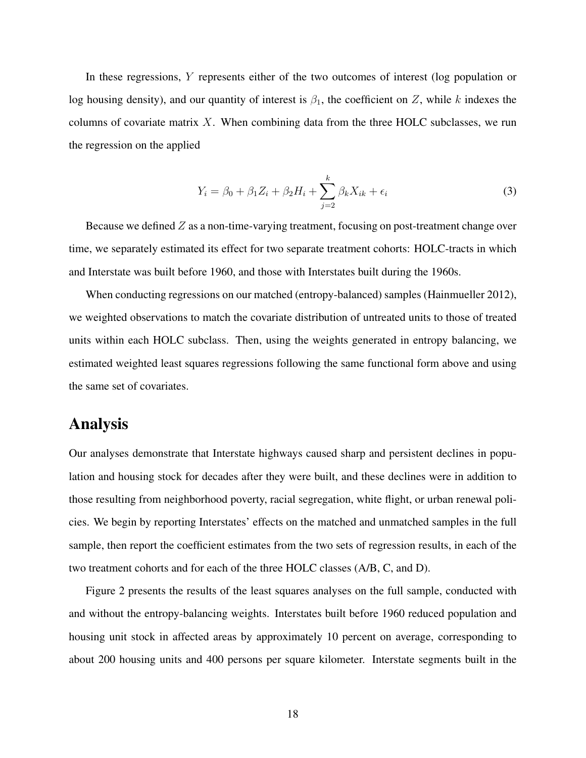In these regressions, $Y$ represents either of the two outcomes of interest (log population or log housing density), and our quantity of interest is $\beta_1$, the coefficient on $Z$, while $k$ indexes the columns of covariate matrix $X$. When combining data from the three HOLC subclasses, we run the regression on the applied

$$Y_i = \beta_0 + \beta_1 Z_i + \beta_2 H_i + \sum_{j=2}^{k} \beta_k X_{ik} + \epsilon_i \tag{3}$$

Because we defined $Z$ as a non-time-varying treatment, focusing on post-treatment change over time, we separately estimated its effect for two separate treatment cohorts: HOLC-tracts in which and Interstate was built before 1960, and those with Interstates built during the 1960s.

When conducting regressions on our matched (entropy-balanced) samples (Hainmueller 2012), we weighted observations to match the covariate distribution of untreated units to those of treated units within each HOLC subclass. Then, using the weights generated in entropy balancing, we estimated weighted least squares regressions following the same functional form above and using the same set of covariates.

## Analysis

Our analyses demonstrate that Interstate highways caused sharp and persistent declines in population and housing stock for decades after they were built, and these declines were in addition to those resulting from neighborhood poverty, racial segregation, white flight, or urban renewal policies. We begin by reporting Interstates' effects on the matched and unmatched samples in the full sample, then report the coefficient estimates from the two sets of regression results, in each of the two treatment cohorts and for each of the three HOLC classes (A/B, C, and D).

Figure 2 presents the results of the least squares analyses on the full sample, conducted with and without the entropy-balancing weights. Interstates built before 1960 reduced population and housing unit stock in affected areas by approximately 10 percent on average, corresponding to about 200 housing units and 400 persons per square kilometer. Interstate segments built in the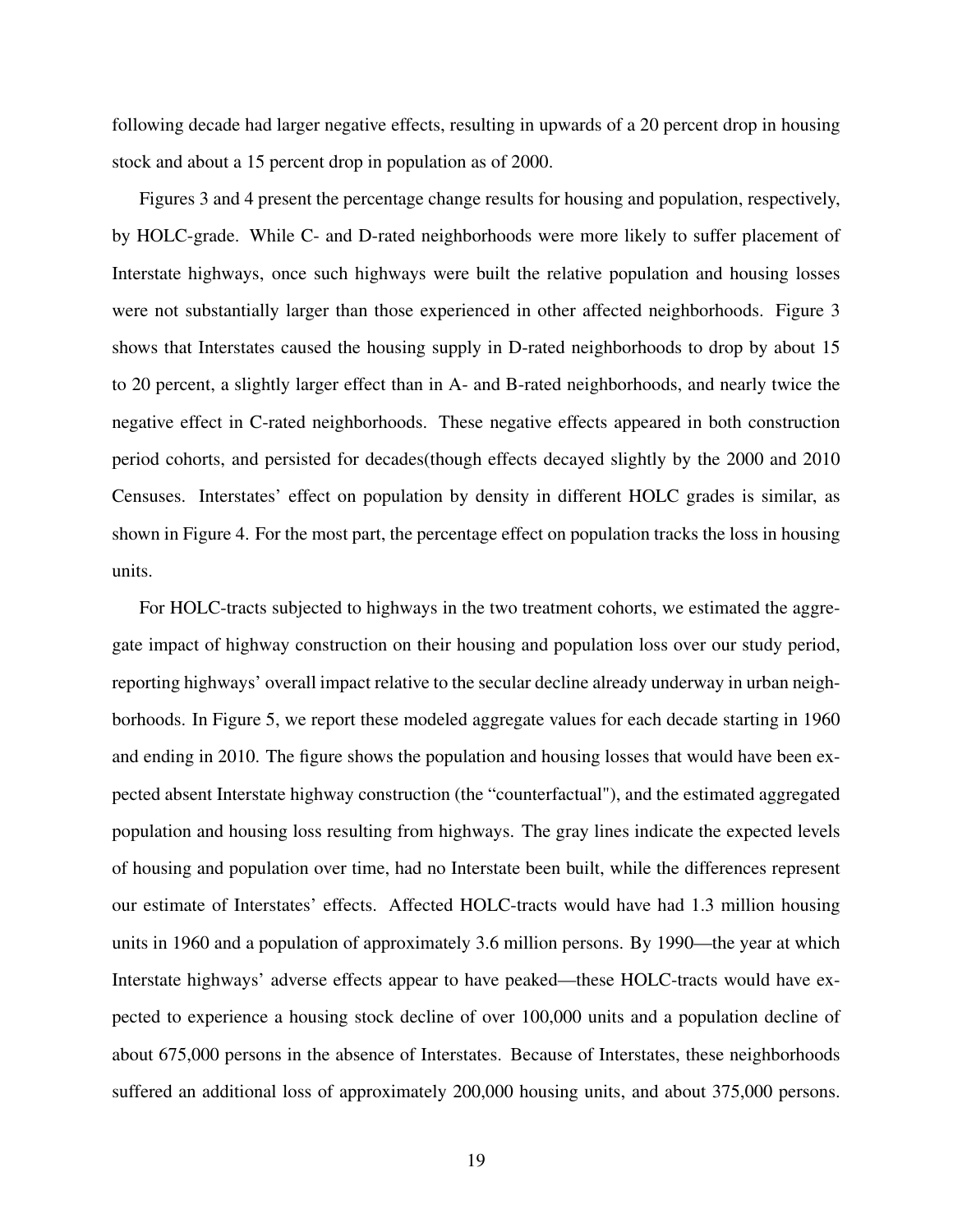following decade had larger negative effects, resulting in upwards of a 20 percent drop in housing stock and about a 15 percent drop in population as of 2000.

Figures 3 and 4 present the percentage change results for housing and population, respectively, by HOLC-grade. While C- and D-rated neighborhoods were more likely to suffer placement of Interstate highways, once such highways were built the relative population and housing losses were not substantially larger than those experienced in other affected neighborhoods. Figure 3 shows that Interstates caused the housing supply in D-rated neighborhoods to drop by about 15 to 20 percent, a slightly larger effect than in A- and B-rated neighborhoods, and nearly twice the negative effect in C-rated neighborhoods. These negative effects appeared in both construction period cohorts, and persisted for decades(though effects decayed slightly by the 2000 and 2010 Censuses. Interstates' effect on population by density in different HOLC grades is similar, as shown in Figure 4. For the most part, the percentage effect on population tracks the loss in housing units.

For HOLC-tracts subjected to highways in the two treatment cohorts, we estimated the aggregate impact of highway construction on their housing and population loss over our study period, reporting highways' overall impact relative to the secular decline already underway in urban neighborhoods. In Figure 5, we report these modeled aggregate values for each decade starting in 1960 and ending in 2010. The figure shows the population and housing losses that would have been expected absent Interstate highway construction (the "counterfactual"), and the estimated aggregated population and housing loss resulting from highways. The gray lines indicate the expected levels of housing and population over time, had no Interstate been built, while the differences represent our estimate of Interstates' effects. Affected HOLC-tracts would have had 1.3 million housing units in 1960 and a population of approximately 3.6 million persons. By 1990—the year at which Interstate highways' adverse effects appear to have peaked—these HOLC-tracts would have expected to experience a housing stock decline of over 100,000 units and a population decline of about 675,000 persons in the absence of Interstates. Because of Interstates, these neighborhoods suffered an additional loss of approximately 200,000 housing units, and about 375,000 persons.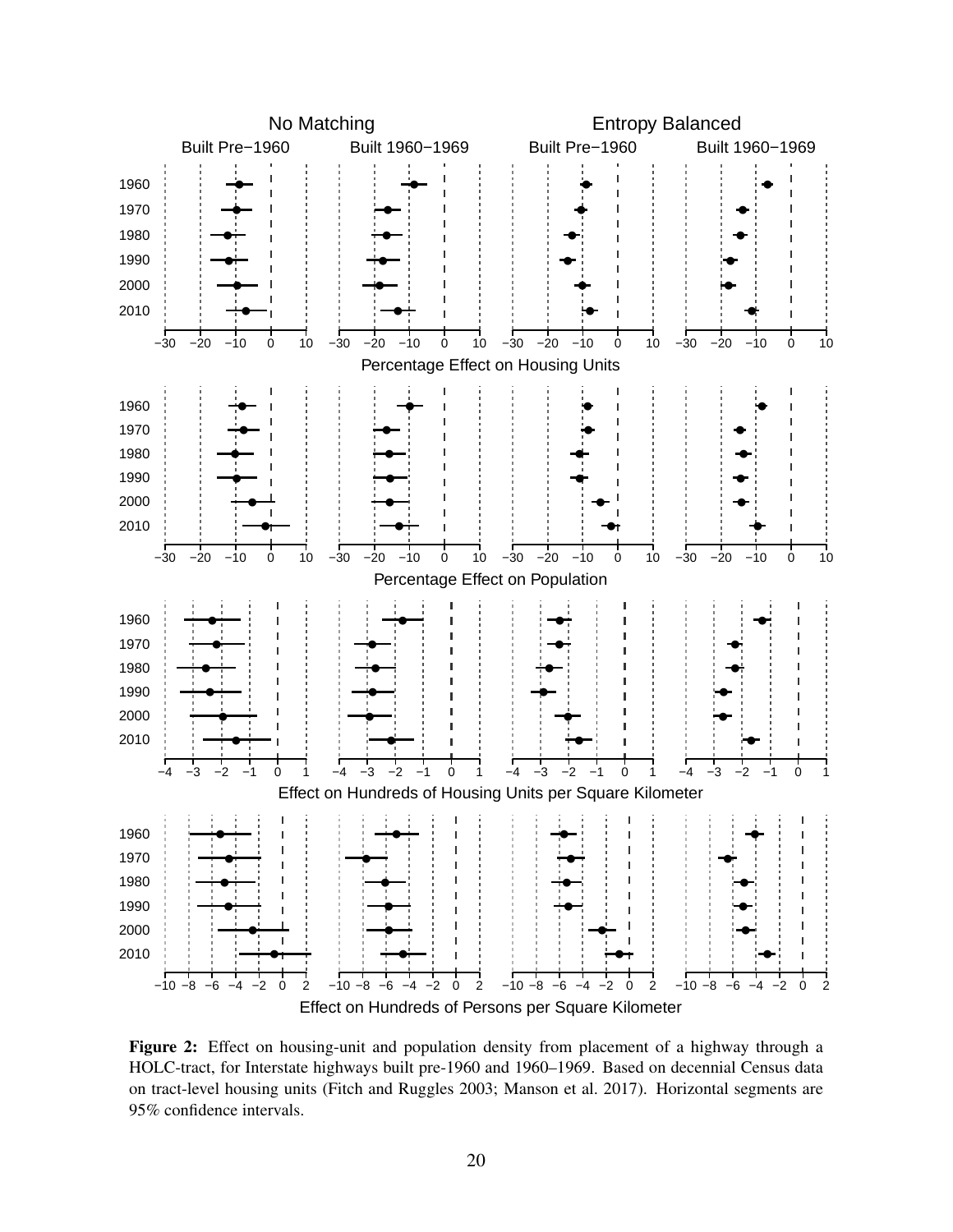**Figure 2:** Effect on housing-unit and population density from placement of a highway through a HOLC-tract, for Interstate highways built pre-1960 and 1960–1969. Based on decennial Census data on tract-level housing units (Fitch and Ruggles 2003; Manson et al. 2017). Horizontal segments are 95% confidence intervals.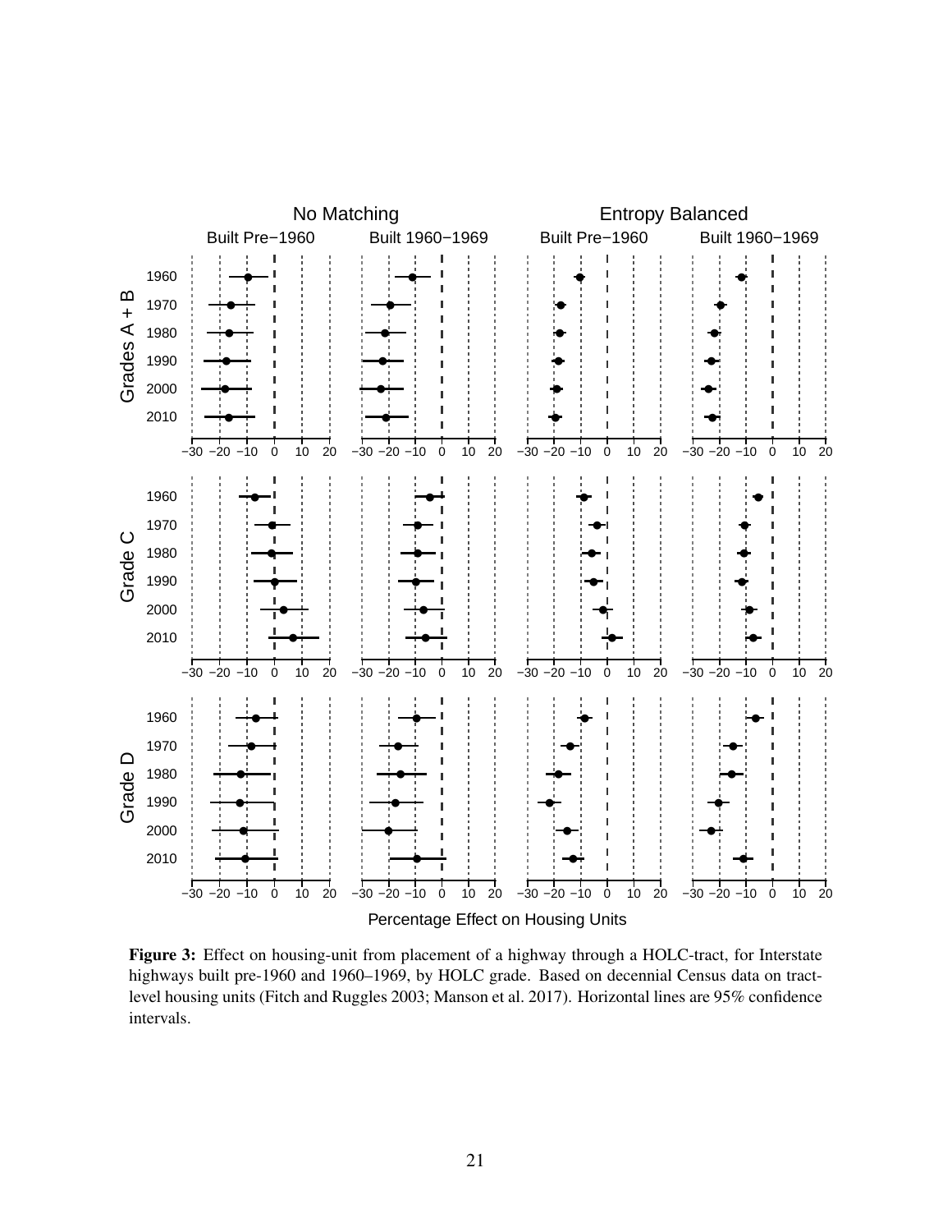Figure 3: Effect on housing-unit from placement of a highway through a HOLC-tract, for Interstate highways built pre-1960 and 1960–1969, by HOLC grade. Based on decennial Census data on tract-level housing units (Fitch and Ruggles 2003; Manson et al. 2017). Horizontal lines are 95% confidence intervals.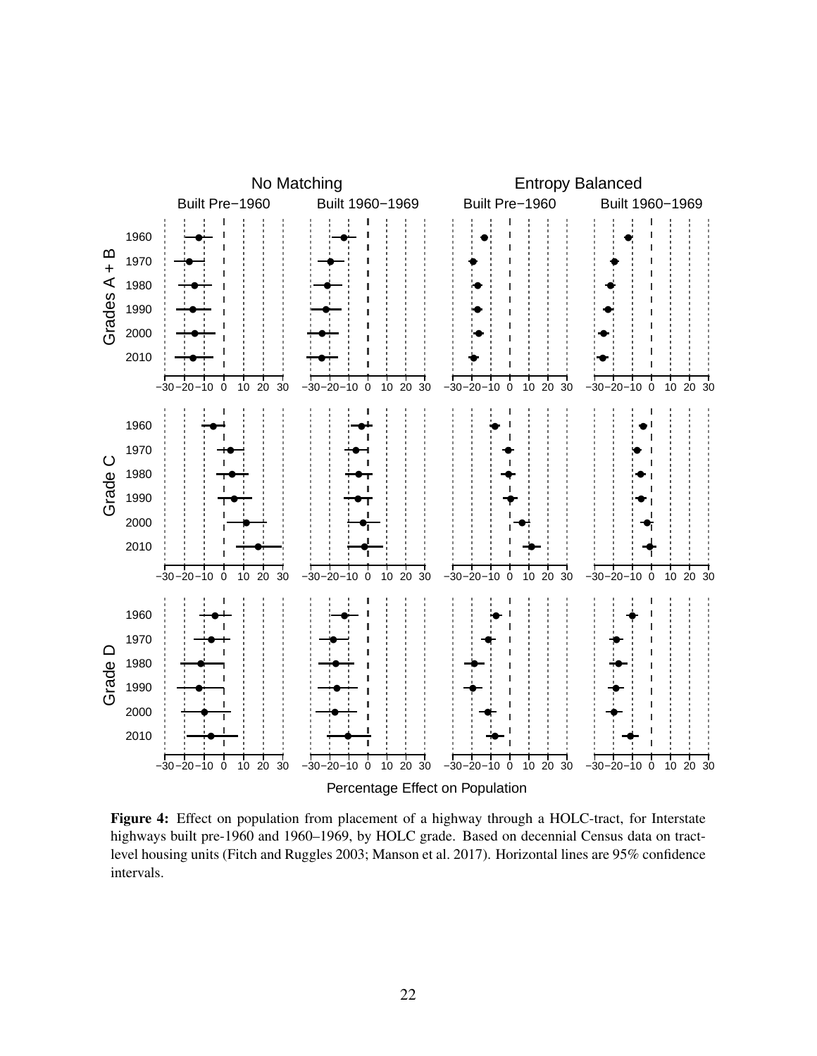**Figure 4:** Effect on population from placement of a highway through a HOLC-tract, for Interstate highways built pre-1960 and 1960–1969, by HOLC grade. Based on decennial Census data on tract-level housing units (Fitch and Ruggles 2003; Manson et al. 2017). Horizontal lines are 95% confidence intervals.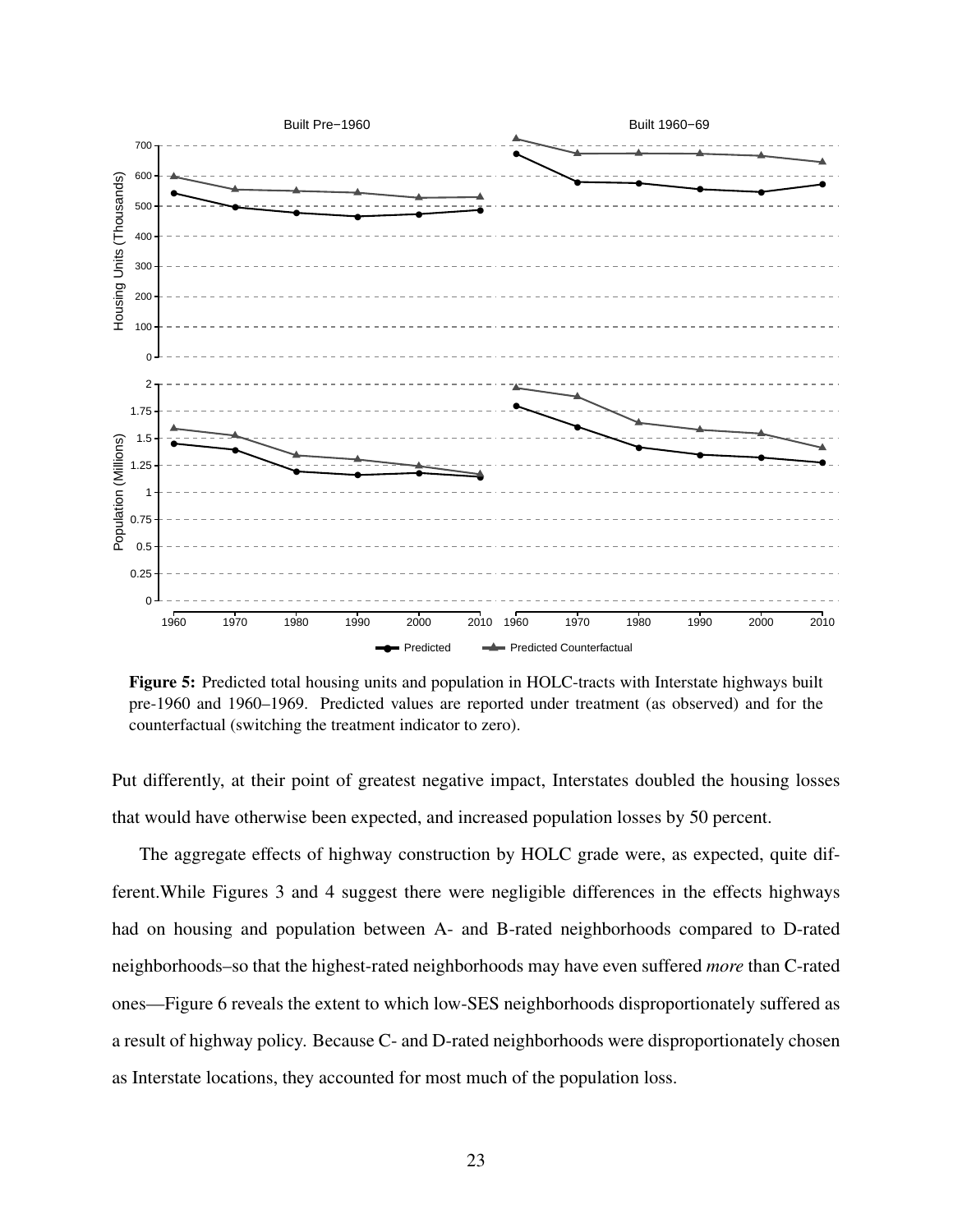**Figure 5:** Predicted total housing units and population in HOLC-tracts with Interstate highways built pre-1960 and 1960–1969. Predicted values are reported under treatment (as observed) and for the counterfactual (switching the treatment indicator to zero).

Put differently, at their point of greatest negative impact, Interstates doubled the housing losses that would have otherwise been expected, and increased population losses by 50 percent.

The aggregate effects of highway construction by HOLC grade were, as expected, quite different.While Figures 3 and 4 suggest there were negligible differences in the effects highways had on housing and population between A- and B-rated neighborhoods compared to D-rated neighborhoods–so that the highest-rated neighborhoods may have even suffered *more* than C-rated ones—Figure 6 reveals the extent to which low-SES neighborhoods disproportionately suffered as a result of highway policy. Because C- and D-rated neighborhoods were disproportionately chosen as Interstate locations, they accounted for most much of the population loss.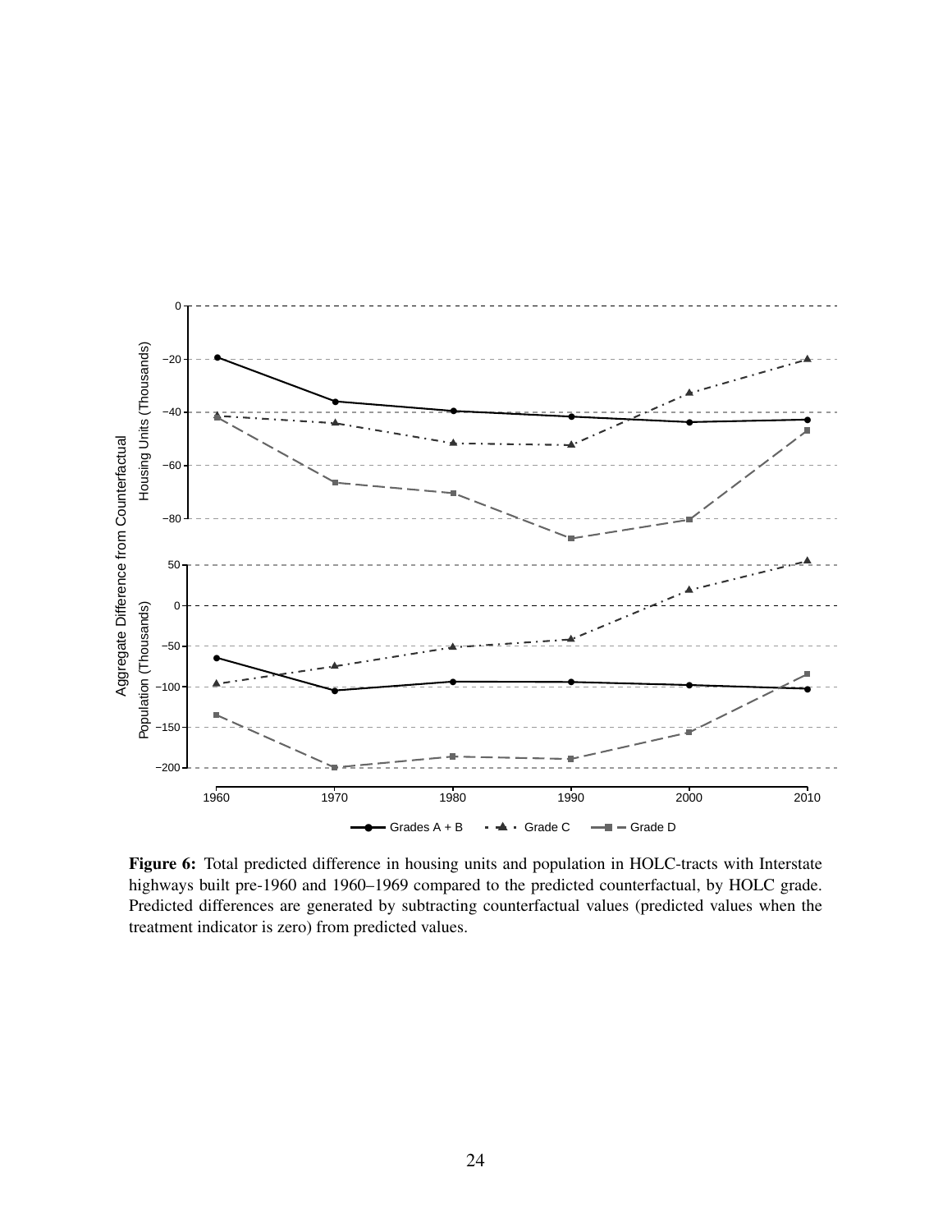**Figure 6:** Total predicted difference in housing units and population in HOLC-tracts with Interstate highways built pre-1960 and 1960–1969 compared to the predicted counterfactual, by HOLC grade. Predicted differences are generated by subtracting counterfactual values (predicted values when the treatment indicator is zero) from predicted values.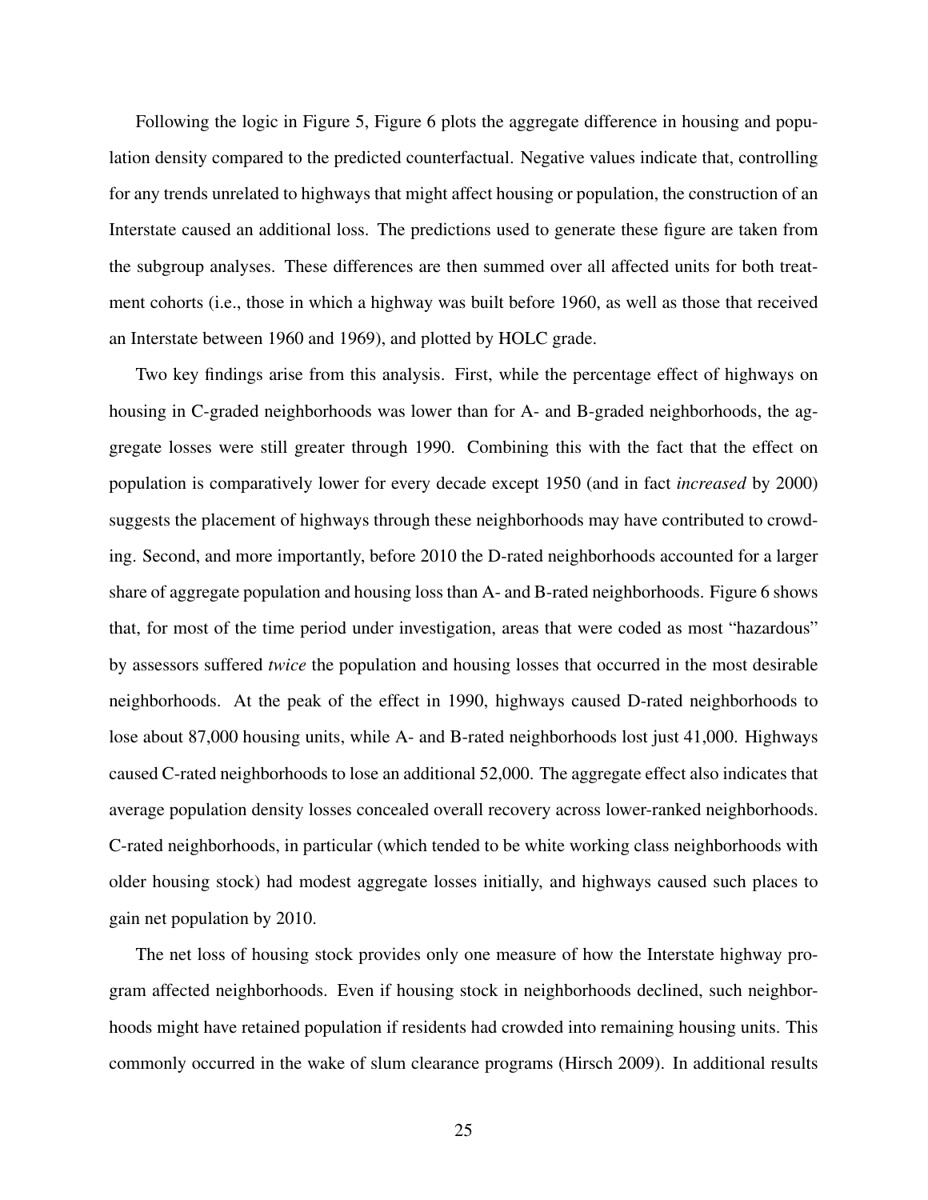Following the logic in Figure 5, Figure 6 plots the aggregate difference in housing and population density compared to the predicted counterfactual. Negative values indicate that, controlling for any trends unrelated to highways that might affect housing or population, the construction of an Interstate caused an additional loss. The predictions used to generate these figure are taken from the subgroup analyses. These differences are then summed over all affected units for both treatment cohorts (i.e., those in which a highway was built before 1960, as well as those that received an Interstate between 1960 and 1969), and plotted by HOLC grade.

Two key findings arise from this analysis. First, while the percentage effect of highways on housing in C-graded neighborhoods was lower than for A- and B-graded neighborhoods, the aggregate losses were still greater through 1990. Combining this with the fact that the effect on population is comparatively lower for every decade except 1950 (and in fact *increased* by 2000) suggests the placement of highways through these neighborhoods may have contributed to crowding. Second, and more importantly, before 2010 the D-rated neighborhoods accounted for a larger share of aggregate population and housing loss than A- and B-rated neighborhoods. Figure 6 shows that, for most of the time period under investigation, areas that were coded as most "hazardous" by assessors suffered *twice* the population and housing losses that occurred in the most desirable neighborhoods. At the peak of the effect in 1990, highways caused D-rated neighborhoods to lose about 87,000 housing units, while A- and B-rated neighborhoods lost just 41,000. Highways caused C-rated neighborhoods to lose an additional 52,000. The aggregate effect also indicates that average population density losses concealed overall recovery across lower-ranked neighborhoods. C-rated neighborhoods, in particular (which tended to be white working class neighborhoods with older housing stock) had modest aggregate losses initially, and highways caused such places to gain net population by 2010.

The net loss of housing stock provides only one measure of how the Interstate highway program affected neighborhoods. Even if housing stock in neighborhoods declined, such neighborhoods might have retained population if residents had crowded into remaining housing units. This commonly occurred in the wake of slum clearance programs (Hirsch 2009). In additional results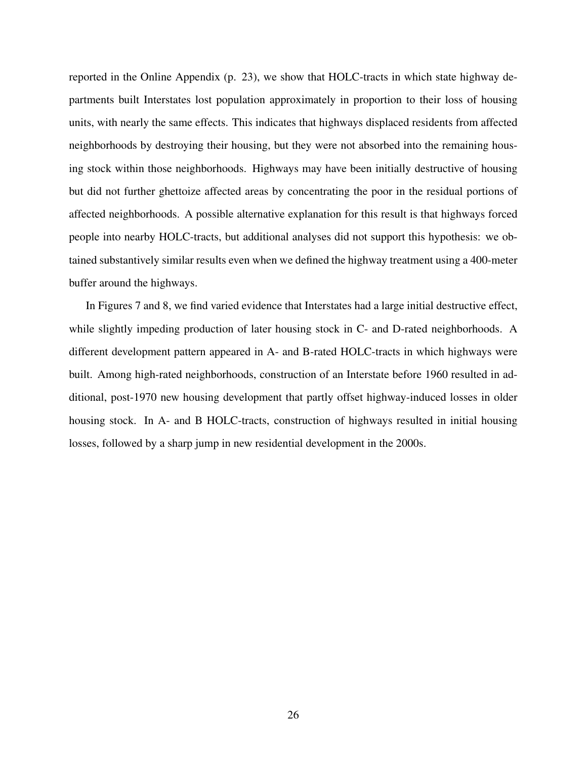reported in the Online Appendix (p. 23), we show that HOLC-tracts in which state highway departments built Interstates lost population approximately in proportion to their loss of housing units, with nearly the same effects. This indicates that highways displaced residents from affected neighborhoods by destroying their housing, but they were not absorbed into the remaining housing stock within those neighborhoods. Highways may have been initially destructive of housing but did not further ghettoize affected areas by concentrating the poor in the residual portions of affected neighborhoods. A possible alternative explanation for this result is that highways forced people into nearby HOLC-tracts, but additional analyses did not support this hypothesis: we obtained substantively similar results even when we defined the highway treatment using a 400-meter buffer around the highways.

In Figures 7 and 8, we find varied evidence that Interstates had a large initial destructive effect, while slightly impeding production of later housing stock in C- and D-rated neighborhoods. A different development pattern appeared in A- and B-rated HOLC-tracts in which highways were built. Among high-rated neighborhoods, construction of an Interstate before 1960 resulted in additional, post-1970 new housing development that partly offset highway-induced losses in older housing stock. In A- and B HOLC-tracts, construction of highways resulted in initial housing losses, followed by a sharp jump in new residential development in the 2000s.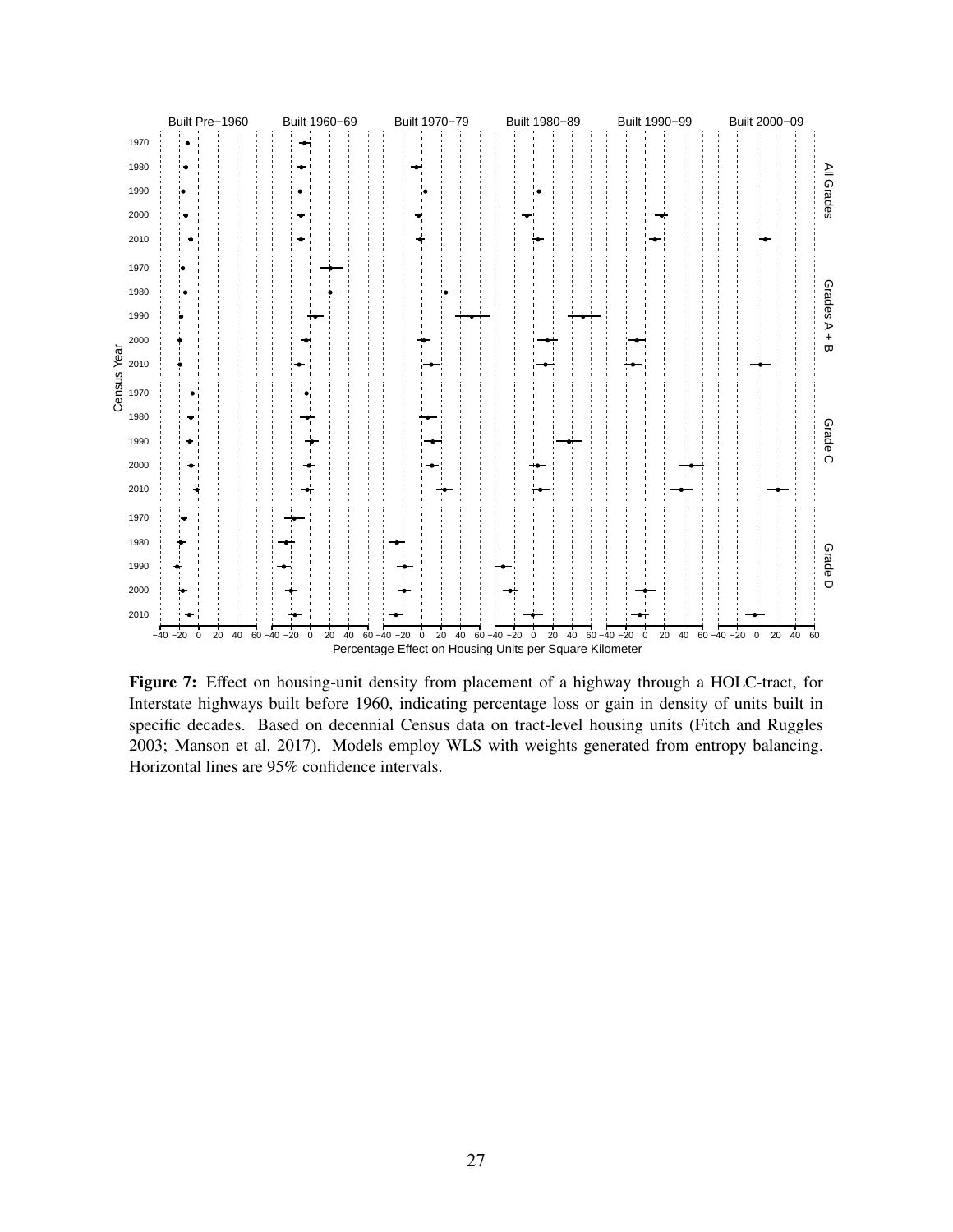**Figure 7:** Effect on housing-unit density from placement of a highway through a HOLC-tract, for Interstate highways built before 1960, indicating percentage loss or gain in density of units built in specific decades. Based on decennial Census data on tract-level housing units (Fitch and Ruggles 2003; Manson et al. 2017). Models employ WLS with weights generated from entropy balancing. Horizontal lines are 95% confidence intervals.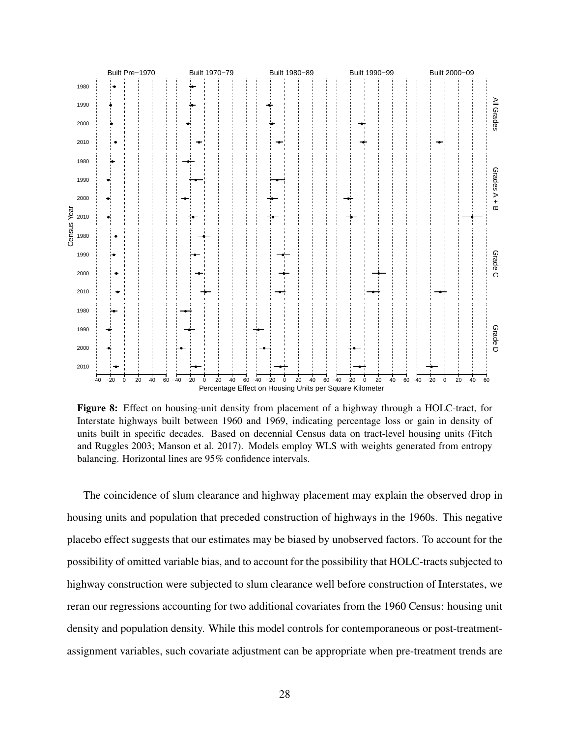**Figure 8:** Effect on housing-unit density from placement of a highway through a HOLC-tract, for Interstate highways built between 1960 and 1969, indicating percentage loss or gain in density of units built in specific decades. Based on decennial Census data on tract-level housing units (Fitch and Ruggles 2003; Manson et al. 2017). Models employ WLS with weights generated from entropy balancing. Horizontal lines are 95% confidence intervals.

The coincidence of slum clearance and highway placement may explain the observed drop in housing units and population that preceded construction of highways in the 1960s. This negative placebo effect suggests that our estimates may be biased by unobserved factors. To account for the possibility of omitted variable bias, and to account for the possibility that HOLC-tracts subjected to highway construction were subjected to slum clearance well before construction of Interstates, we reran our regressions accounting for two additional covariates from the 1960 Census: housing unit density and population density. While this model controls for contemporaneous or post-treatment-assignment variables, such covariate adjustment can be appropriate when pre-treatment trends are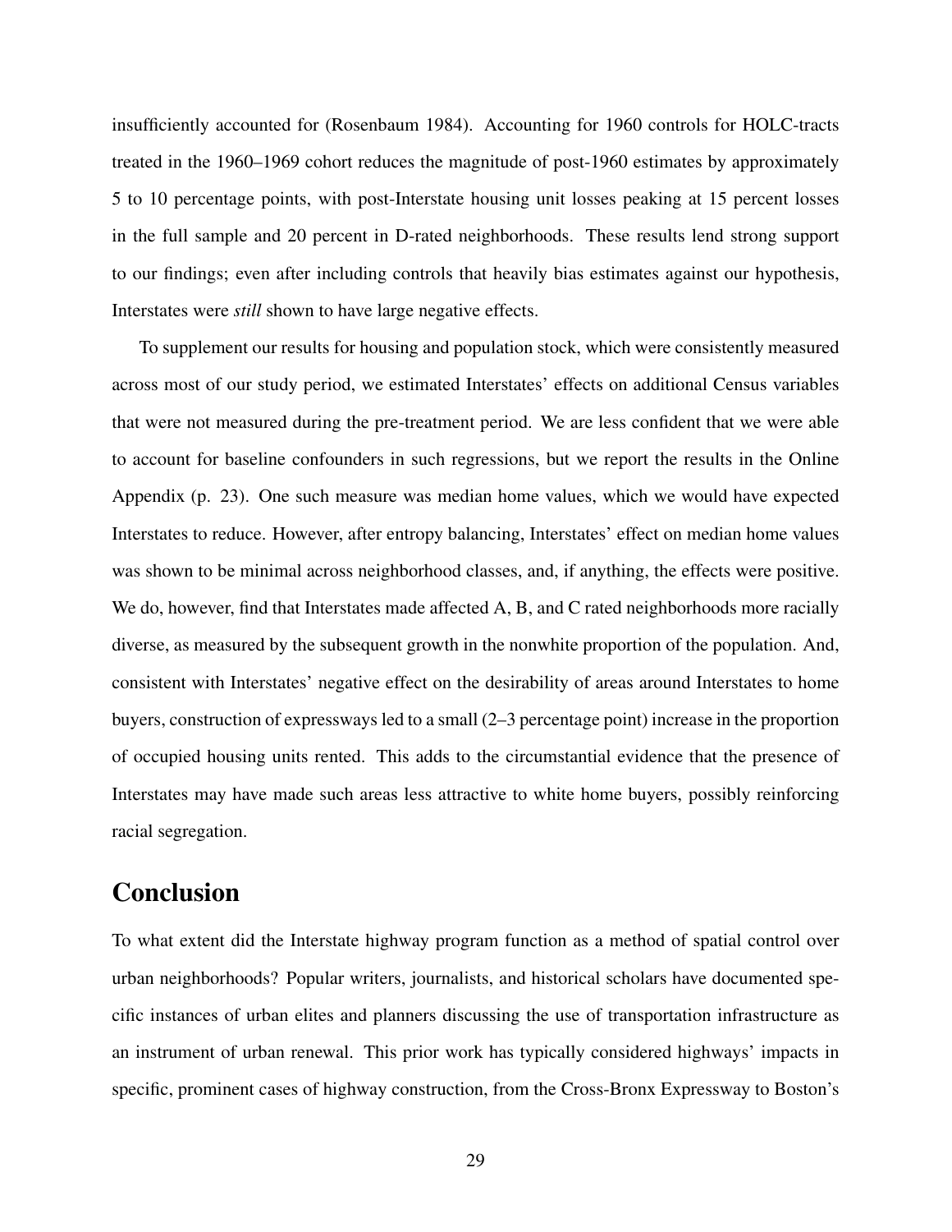insufficiently accounted for (Rosenbaum 1984). Accounting for 1960 controls for HOLC-tracts treated in the 1960–1969 cohort reduces the magnitude of post-1960 estimates by approximately 5 to 10 percentage points, with post-Interstate housing unit losses peaking at 15 percent losses in the full sample and 20 percent in D-rated neighborhoods. These results lend strong support to our findings; even after including controls that heavily bias estimates against our hypothesis, Interstates were *still* shown to have large negative effects.

To supplement our results for housing and population stock, which were consistently measured across most of our study period, we estimated Interstates' effects on additional Census variables that were not measured during the pre-treatment period. We are less confident that we were able to account for baseline confounders in such regressions, but we report the results in the Online Appendix (p. 23). One such measure was median home values, which we would have expected Interstates to reduce. However, after entropy balancing, Interstates' effect on median home values was shown to be minimal across neighborhood classes, and, if anything, the effects were positive. We do, however, find that Interstates made affected A, B, and C rated neighborhoods more racially diverse, as measured by the subsequent growth in the nonwhite proportion of the population. And, consistent with Interstates' negative effect on the desirability of areas around Interstates to home buyers, construction of expressways led to a small (2–3 percentage point) increase in the proportion of occupied housing units rented. This adds to the circumstantial evidence that the presence of Interstates may have made such areas less attractive to white home buyers, possibly reinforcing racial segregation.

# Conclusion

To what extent did the Interstate highway program function as a method of spatial control over urban neighborhoods? Popular writers, journalists, and historical scholars have documented specific instances of urban elites and planners discussing the use of transportation infrastructure as an instrument of urban renewal. This prior work has typically considered highways' impacts in specific, prominent cases of highway construction, from the Cross-Bronx Expressway to Boston's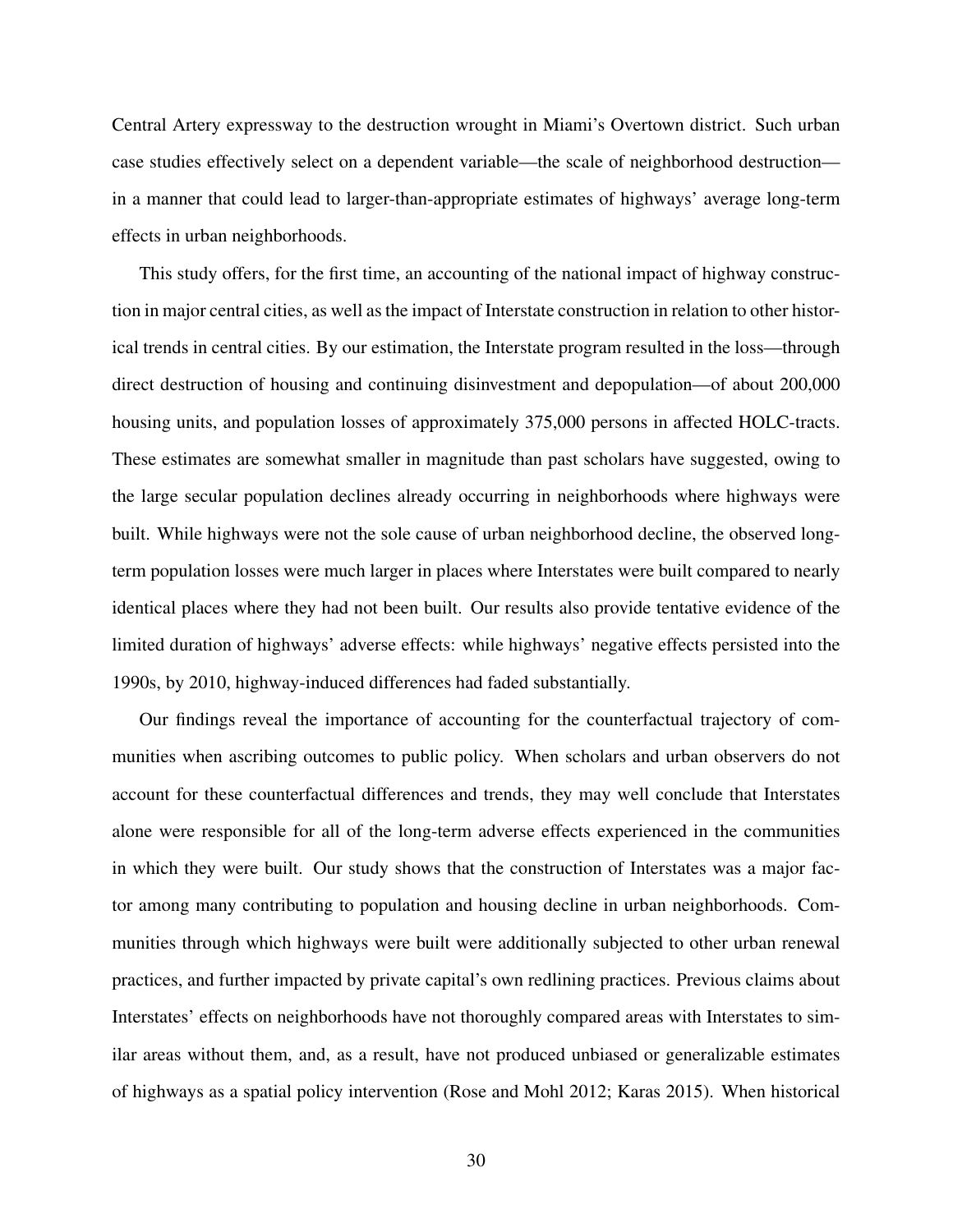Central Artery expressway to the destruction wrought in Miami's Overtown district. Such urban case studies effectively select on a dependent variable—the scale of neighborhood destruction—in a manner that could lead to larger-than-appropriate estimates of highways' average long-term effects in urban neighborhoods.

This study offers, for the first time, an accounting of the national impact of highway construction in major central cities, as well as the impact of Interstate construction in relation to other historical trends in central cities. By our estimation, the Interstate program resulted in the loss—through direct destruction of housing and continuing disinvestment and depopulation—of about 200,000 housing units, and population losses of approximately 375,000 persons in affected HOLC-tracts. These estimates are somewhat smaller in magnitude than past scholars have suggested, owing to the large secular population declines already occurring in neighborhoods where highways were built. While highways were not the sole cause of urban neighborhood decline, the observed long-term population losses were much larger in places where Interstates were built compared to nearly identical places where they had not been built. Our results also provide tentative evidence of the limited duration of highways' adverse effects: while highways' negative effects persisted into the 1990s, by 2010, highway-induced differences had faded substantially.

Our findings reveal the importance of accounting for the counterfactual trajectory of communities when ascribing outcomes to public policy. When scholars and urban observers do not account for these counterfactual differences and trends, they may well conclude that Interstates alone were responsible for all of the long-term adverse effects experienced in the communities in which they were built. Our study shows that the construction of Interstates was a major factor among many contributing to population and housing decline in urban neighborhoods. Communities through which highways were built were additionally subjected to other urban renewal practices, and further impacted by private capital's own redlining practices. Previous claims about Interstates' effects on neighborhoods have not thoroughly compared areas with Interstates to similar areas without them, and, as a result, have not produced unbiased or generalizable estimates of highways as a spatial policy intervention (Rose and Mohl 2012; Karas 2015). When historical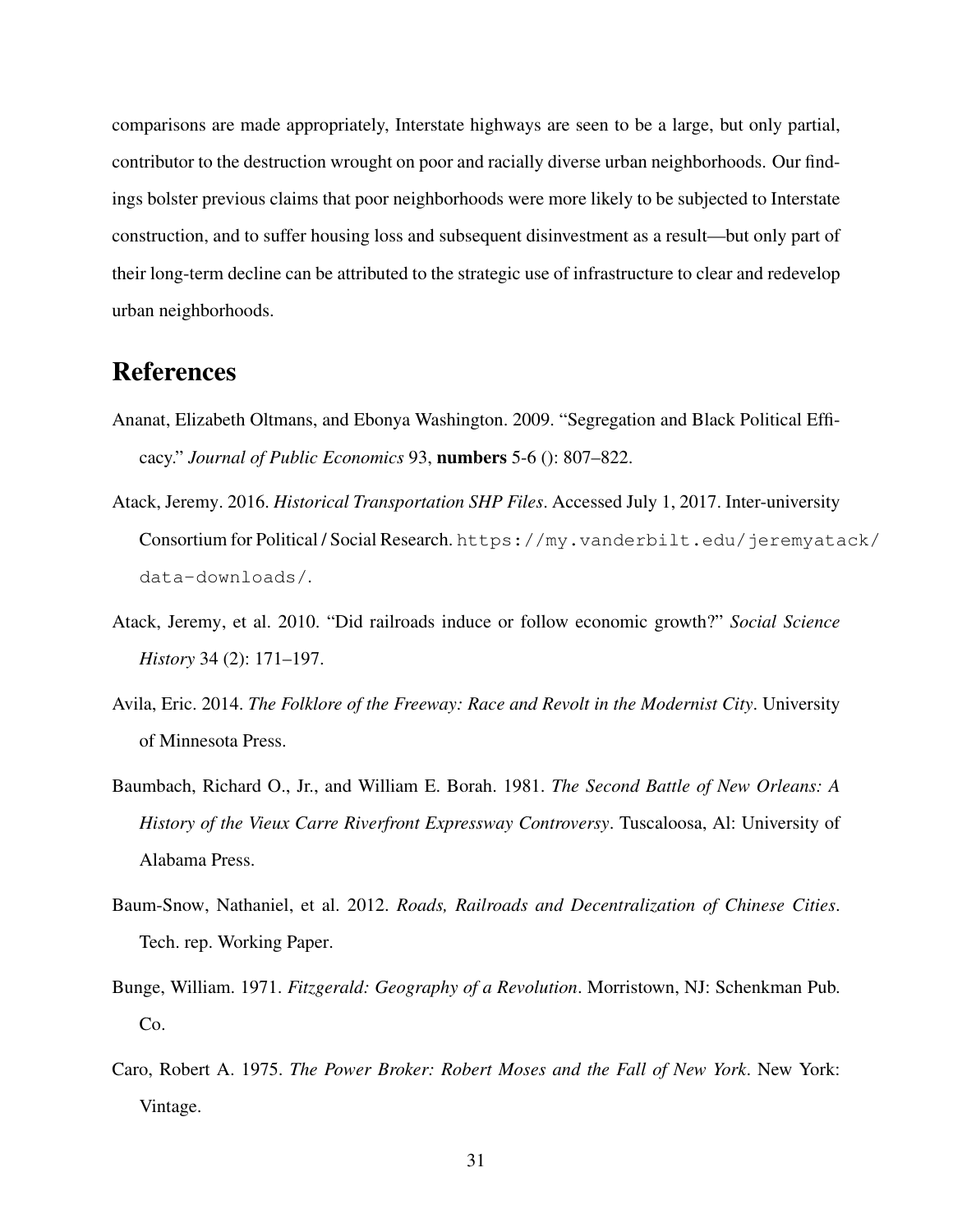comparisons are made appropriately, Interstate highways are seen to be a large, but only partial, contributor to the destruction wrought on poor and racially diverse urban neighborhoods. Our findings bolster previous claims that poor neighborhoods were more likely to be subjected to Interstate construction, and to suffer housing loss and subsequent disinvestment as a result—but only part of their long-term decline can be attributed to the strategic use of infrastructure to clear and redevelop urban neighborhoods.

# References

Ananat, Elizabeth Oltmans, and Ebonya Washington. 2009. "Segregation and Black Political Efficacy." *Journal of Public Economics* 93, **numbers** 5-6 (): 807–822.

Atack, Jeremy. 2016. *Historical Transportation SHP Files*. Accessed July 1, 2017. Inter-university Consortium for Political / Social Research. `https://my.vanderbilt.edu/jeremyatack/data-downloads/`.

Atack, Jeremy, et al. 2010. "Did railroads induce or follow economic growth?" *Social Science History* 34 (2): 171–197.

Avila, Eric. 2014. *The Folklore of the Freeway: Race and Revolt in the Modernist City*. University of Minnesota Press.

Baumbach, Richard O., Jr., and William E. Borah. 1981. *The Second Battle of New Orleans: A History of the Vieux Carre Riverfront Expressway Controversy*. Tuscaloosa, Al: University of Alabama Press.

Baum-Snow, Nathaniel, et al. 2012. *Roads, Railroads and Decentralization of Chinese Cities*. Tech. rep. Working Paper.

Bunge, William. 1971. *Fitzgerald: Geography of a Revolution*. Morristown, NJ: Schenkman Pub. Co.

Caro, Robert A. 1975. *The Power Broker: Robert Moses and the Fall of New York*. New York: Vintage.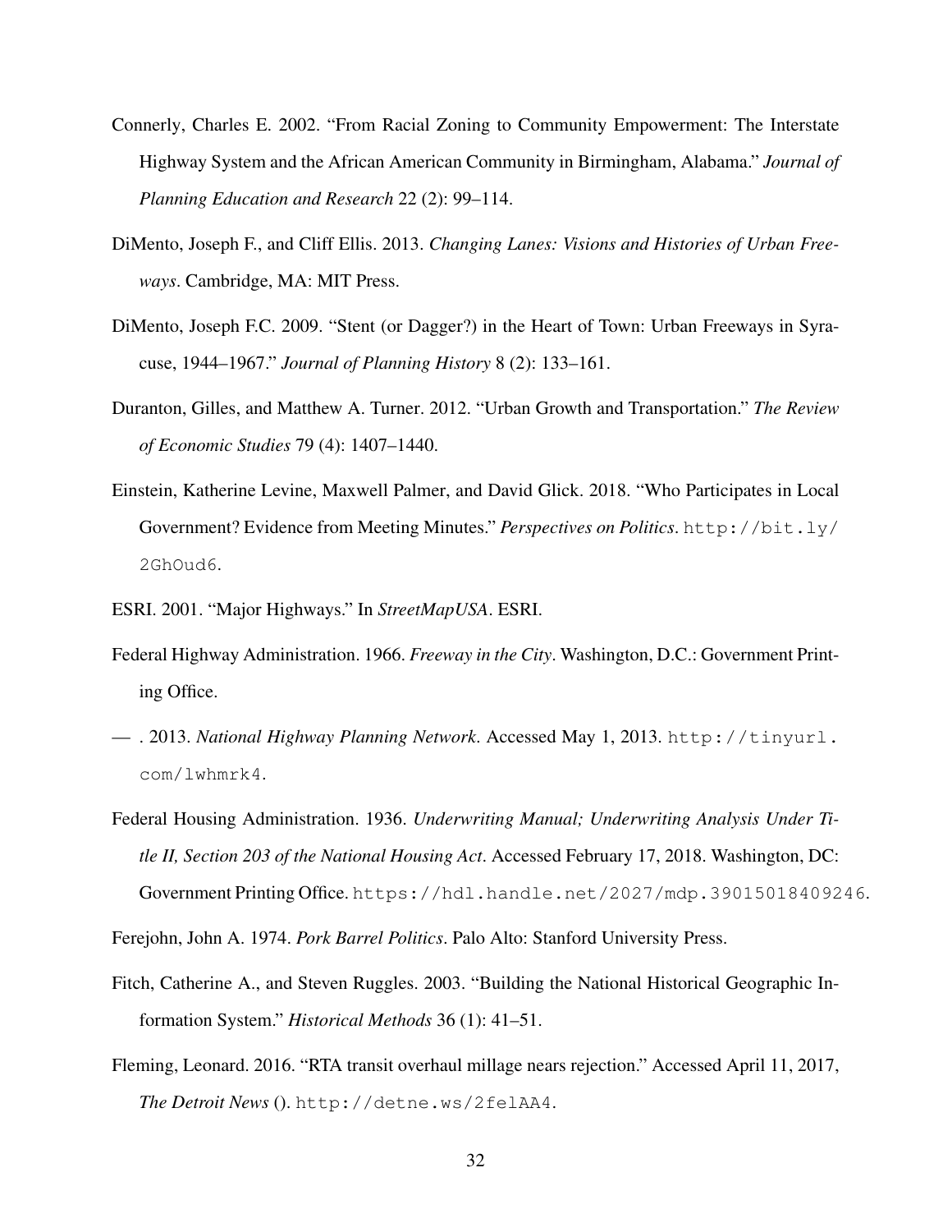Connerly, Charles E. 2002. "From Racial Zoning to Community Empowerment: The Interstate Highway System and the African American Community in Birmingham, Alabama." *Journal of Planning Education and Research* 22 (2): 99–114.

DiMento, Joseph F., and Cliff Ellis. 2013. *Changing Lanes: Visions and Histories of Urban Freeways*. Cambridge, MA: MIT Press.

DiMento, Joseph F.C. 2009. "Stent (or Dagger?) in the Heart of Town: Urban Freeways in Syracuse, 1944–1967." *Journal of Planning History* 8 (2): 133–161.

Duranton, Gilles, and Matthew A. Turner. 2012. "Urban Growth and Transportation." *The Review of Economic Studies* 79 (4): 1407–1440.

Einstein, Katherine Levine, Maxwell Palmer, and David Glick. 2018. "Who Participates in Local Government? Evidence from Meeting Minutes." *Perspectives on Politics*. http://bit.ly/2GhOud6.

ESRI. 2001. "Major Highways." In *StreetMapUSA*. ESRI.

Federal Highway Administration. 1966. *Freeway in the City*. Washington, D.C.: Government Printing Office.

— . 2013. *National Highway Planning Network*. Accessed May 1, 2013. http://tinyurl.com/lwhmrk4.

Federal Housing Administration. 1936. *Underwriting Manual; Underwriting Analysis Under Title II, Section 203 of the National Housing Act*. Accessed February 17, 2018. Washington, DC: Government Printing Office. https://hdl.handle.net/2027/mdp.39015018409246.

Ferejohn, John A. 1974. *Pork Barrel Politics*. Palo Alto: Stanford University Press.

Fitch, Catherine A., and Steven Ruggles. 2003. "Building the National Historical Geographic Information System." *Historical Methods* 36 (1): 41–51.

Fleming, Leonard. 2016. "RTA transit overhaul millage nears rejection." Accessed April 11, 2017, *The Detroit News* (). http://detne.ws/2felAA4.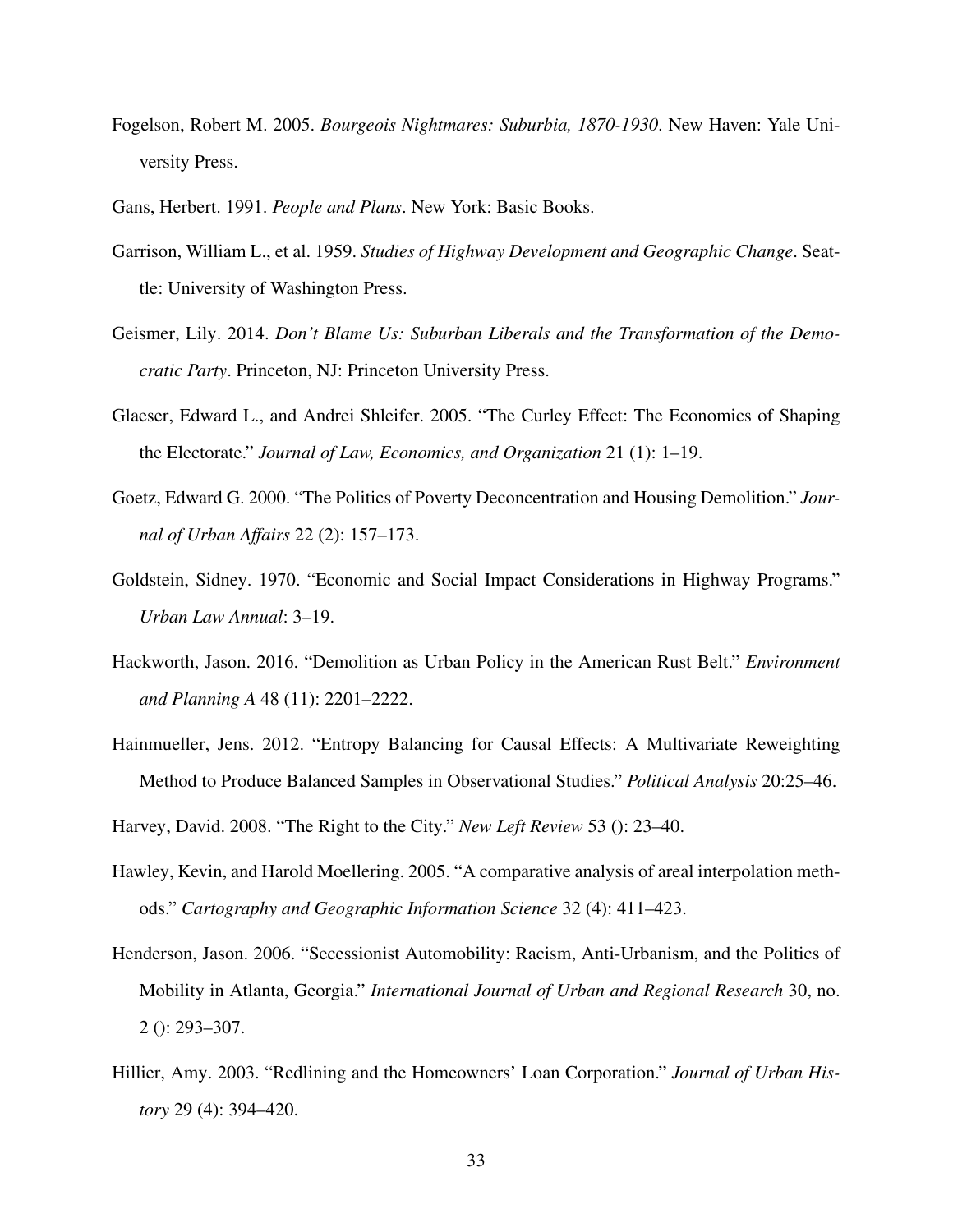Fogelson, Robert M. 2005. *Bourgeois Nightmares: Suburbia, 1870-1930*. New Haven: Yale University Press.

Gans, Herbert. 1991. *People and Plans*. New York: Basic Books.

Garrison, William L., et al. 1959. *Studies of Highway Development and Geographic Change*. Seattle: University of Washington Press.

Geismer, Lily. 2014. *Don't Blame Us: Suburban Liberals and the Transformation of the Democratic Party*. Princeton, NJ: Princeton University Press.

Glaeser, Edward L., and Andrei Shleifer. 2005. "The Curley Effect: The Economics of Shaping the Electorate." *Journal of Law, Economics, and Organization* 21 (1): 1–19.

Goetz, Edward G. 2000. "The Politics of Poverty Deconcentration and Housing Demolition." *Journal of Urban Affairs* 22 (2): 157–173.

Goldstein, Sidney. 1970. "Economic and Social Impact Considerations in Highway Programs." *Urban Law Annual*: 3–19.

Hackworth, Jason. 2016. "Demolition as Urban Policy in the American Rust Belt." *Environment and Planning A* 48 (11): 2201–2222.

Hainmueller, Jens. 2012. "Entropy Balancing for Causal Effects: A Multivariate Reweighting Method to Produce Balanced Samples in Observational Studies." *Political Analysis* 20:25–46.

Harvey, David. 2008. "The Right to the City." *New Left Review* 53 (): 23–40.

Hawley, Kevin, and Harold Moellering. 2005. "A comparative analysis of areal interpolation methods." *Cartography and Geographic Information Science* 32 (4): 411–423.

Henderson, Jason. 2006. "Secessionist Automobility: Racism, Anti-Urbanism, and the Politics of Mobility in Atlanta, Georgia." *International Journal of Urban and Regional Research* 30, no. 2 (): 293–307.

Hillier, Amy. 2003. "Redlining and the Homeowners' Loan Corporation." *Journal of Urban History* 29 (4): 394–420.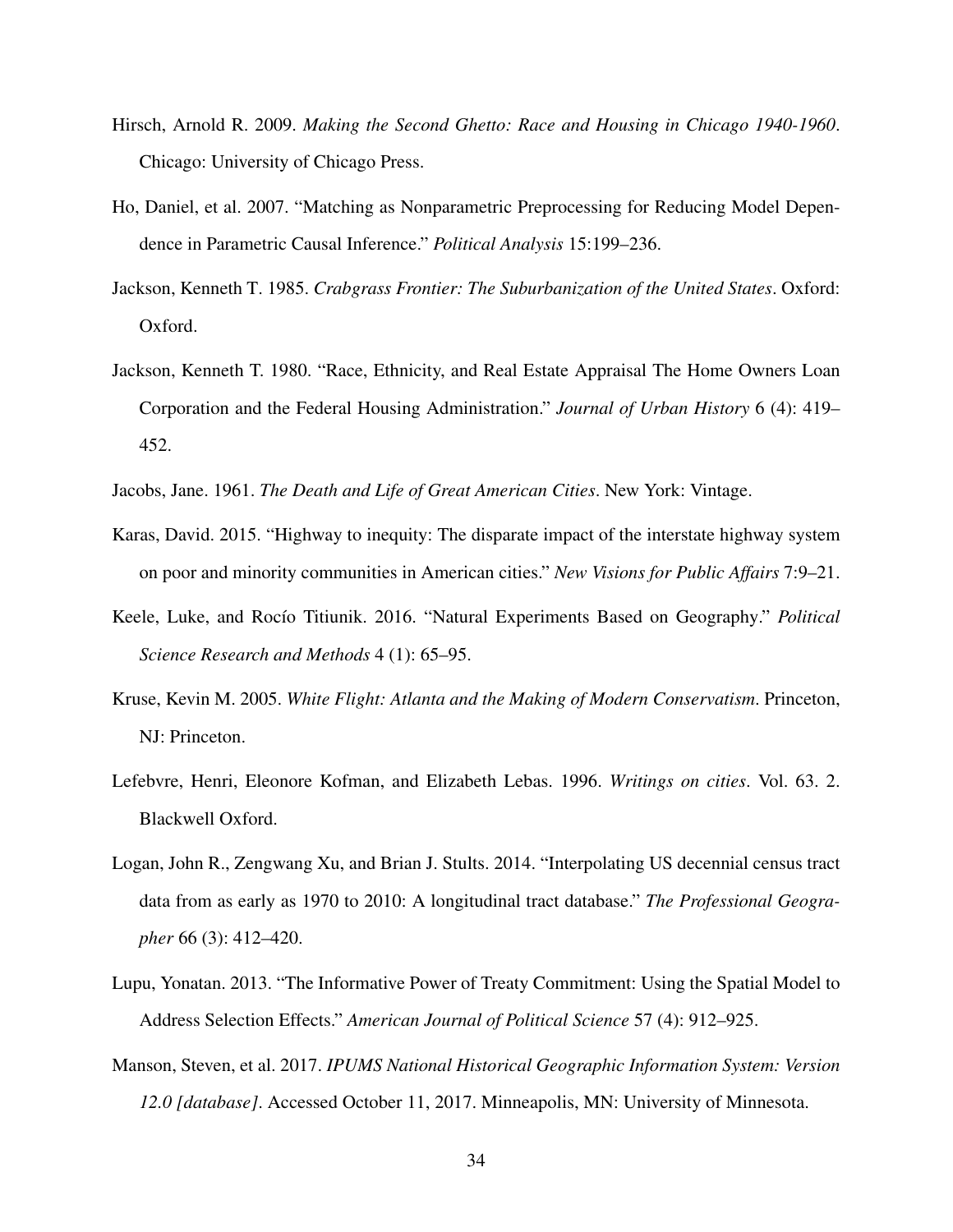Hirsch, Arnold R. 2009. *Making the Second Ghetto: Race and Housing in Chicago 1940-1960*. Chicago: University of Chicago Press.

Ho, Daniel, et al. 2007. "Matching as Nonparametric Preprocessing for Reducing Model Dependence in Parametric Causal Inference." *Political Analysis* 15:199–236.

Jackson, Kenneth T. 1985. *Crabgrass Frontier: The Suburbanization of the United States*. Oxford: Oxford.

Jackson, Kenneth T. 1980. "Race, Ethnicity, and Real Estate Appraisal The Home Owners Loan Corporation and the Federal Housing Administration." *Journal of Urban History* 6 (4): 419–452.

Jacobs, Jane. 1961. *The Death and Life of Great American Cities*. New York: Vintage.

Karas, David. 2015. "Highway to inequity: The disparate impact of the interstate highway system on poor and minority communities in American cities." *New Visions for Public Affairs* 7:9–21.

Keele, Luke, and Rocío Titiunik. 2016. "Natural Experiments Based on Geography." *Political Science Research and Methods* 4 (1): 65–95.

Kruse, Kevin M. 2005. *White Flight: Atlanta and the Making of Modern Conservatism*. Princeton, NJ: Princeton.

Lefebvre, Henri, Eleonore Kofman, and Elizabeth Lebas. 1996. *Writings on cities*. Vol. 63. 2. Blackwell Oxford.

Logan, John R., Zengwang Xu, and Brian J. Stults. 2014. "Interpolating US decennial census tract data from as early as 1970 to 2010: A longitudinal tract database." *The Professional Geographer* 66 (3): 412–420.

Lupu, Yonatan. 2013. "The Informative Power of Treaty Commitment: Using the Spatial Model to Address Selection Effects." *American Journal of Political Science* 57 (4): 912–925.

Manson, Steven, et al. 2017. *IPUMS National Historical Geographic Information System: Version 12.0 [database]*. Accessed October 11, 2017. Minneapolis, MN: University of Minnesota.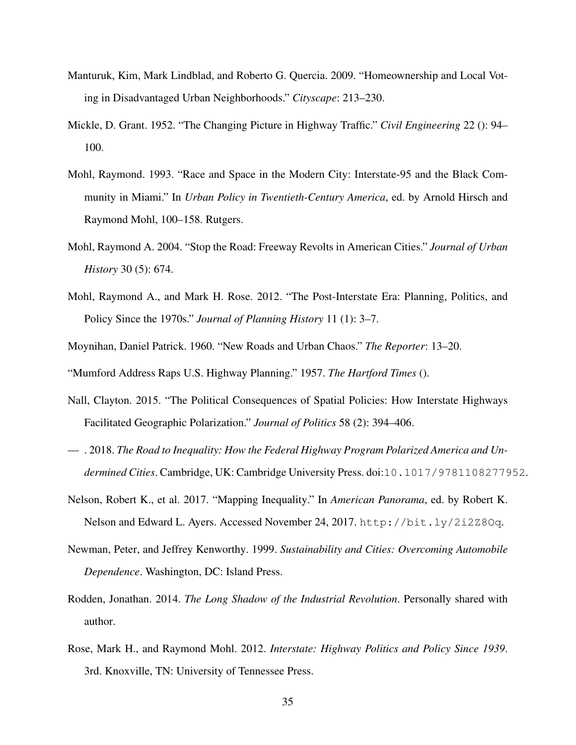Manturuk, Kim, Mark Lindblad, and Roberto G. Quercia. 2009. "Homeownership and Local Voting in Disadvantaged Urban Neighborhoods." *Cityscape*: 213–230.

Mickle, D. Grant. 1952. "The Changing Picture in Highway Traffic." *Civil Engineering* 22 (): 94–100.

Mohl, Raymond. 1993. "Race and Space in the Modern City: Interstate-95 and the Black Community in Miami." In *Urban Policy in Twentieth-Century America*, ed. by Arnold Hirsch and Raymond Mohl, 100–158. Rutgers.

Mohl, Raymond A. 2004. "Stop the Road: Freeway Revolts in American Cities." *Journal of Urban History* 30 (5): 674.

Mohl, Raymond A., and Mark H. Rose. 2012. "The Post-Interstate Era: Planning, Politics, and Policy Since the 1970s." *Journal of Planning History* 11 (1): 3–7.

Moynihan, Daniel Patrick. 1960. "New Roads and Urban Chaos." *The Reporter*: 13–20.

"Mumford Address Raps U.S. Highway Planning." 1957. *The Hartford Times* ().

Nall, Clayton. 2015. "The Political Consequences of Spatial Policies: How Interstate Highways Facilitated Geographic Polarization." *Journal of Politics* 58 (2): 394–406.

— . 2018. *The Road to Inequality: How the Federal Highway Program Polarized America and Undermined Cities*. Cambridge, UK: Cambridge University Press. doi:10.1017/9781108277952.

Nelson, Robert K., et al. 2017. "Mapping Inequality." In *American Panorama*, ed. by Robert K. Nelson and Edward L. Ayers. Accessed November 24, 2017. http://bit.ly/2i2Z8Oq.

Newman, Peter, and Jeffrey Kenworthy. 1999. *Sustainability and Cities: Overcoming Automobile Dependence*. Washington, DC: Island Press.

Rodden, Jonathan. 2014. *The Long Shadow of the Industrial Revolution*. Personally shared with author.

Rose, Mark H., and Raymond Mohl. 2012. *Interstate: Highway Politics and Policy Since 1939*. 3rd. Knoxville, TN: University of Tennessee Press.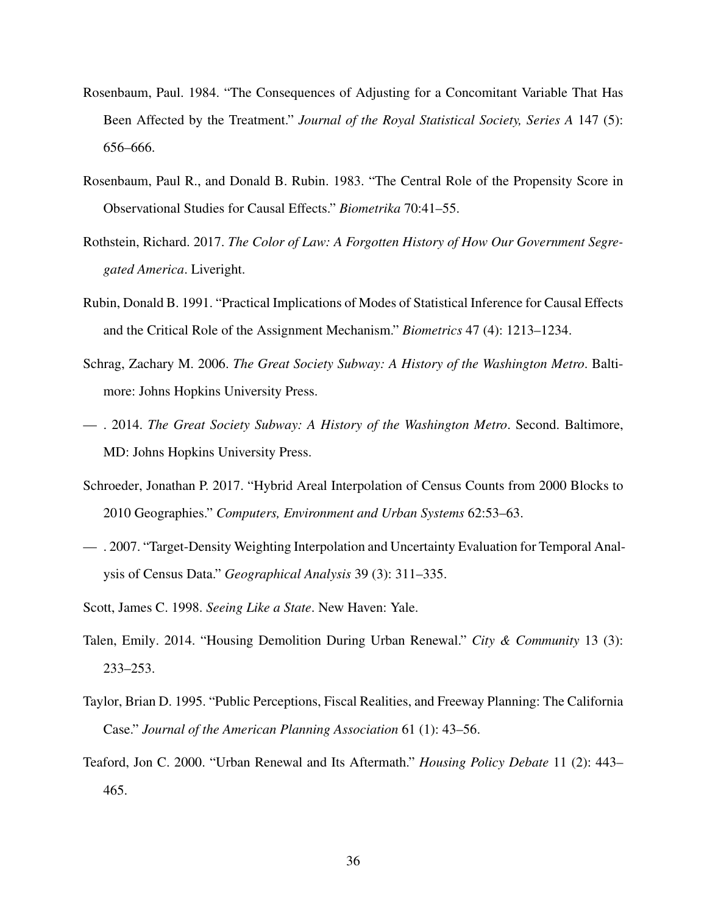Rosenbaum, Paul. 1984. "The Consequences of Adjusting for a Concomitant Variable That Has Been Affected by the Treatment." *Journal of the Royal Statistical Society, Series A* 147 (5): 656–666.

Rosenbaum, Paul R., and Donald B. Rubin. 1983. "The Central Role of the Propensity Score in Observational Studies for Causal Effects." *Biometrika* 70:41–55.

Rothstein, Richard. 2017. *The Color of Law: A Forgotten History of How Our Government Segregated America*. Liveright.

Rubin, Donald B. 1991. "Practical Implications of Modes of Statistical Inference for Causal Effects and the Critical Role of the Assignment Mechanism." *Biometrics* 47 (4): 1213–1234.

Schrag, Zachary M. 2006. *The Great Society Subway: A History of the Washington Metro*. Baltimore: Johns Hopkins University Press.

— . 2014. *The Great Society Subway: A History of the Washington Metro*. Second. Baltimore, MD: Johns Hopkins University Press.

Schroeder, Jonathan P. 2017. "Hybrid Areal Interpolation of Census Counts from 2000 Blocks to 2010 Geographies." *Computers, Environment and Urban Systems* 62:53–63.

— . 2007. "Target-Density Weighting Interpolation and Uncertainty Evaluation for Temporal Analysis of Census Data." *Geographical Analysis* 39 (3): 311–335.

Scott, James C. 1998. *Seeing Like a State*. New Haven: Yale.

Talen, Emily. 2014. "Housing Demolition During Urban Renewal." *City & Community* 13 (3): 233–253.

Taylor, Brian D. 1995. "Public Perceptions, Fiscal Realities, and Freeway Planning: The California Case." *Journal of the American Planning Association* 61 (1): 43–56.

Teaford, Jon C. 2000. "Urban Renewal and Its Aftermath." *Housing Policy Debate* 11 (2): 443–465.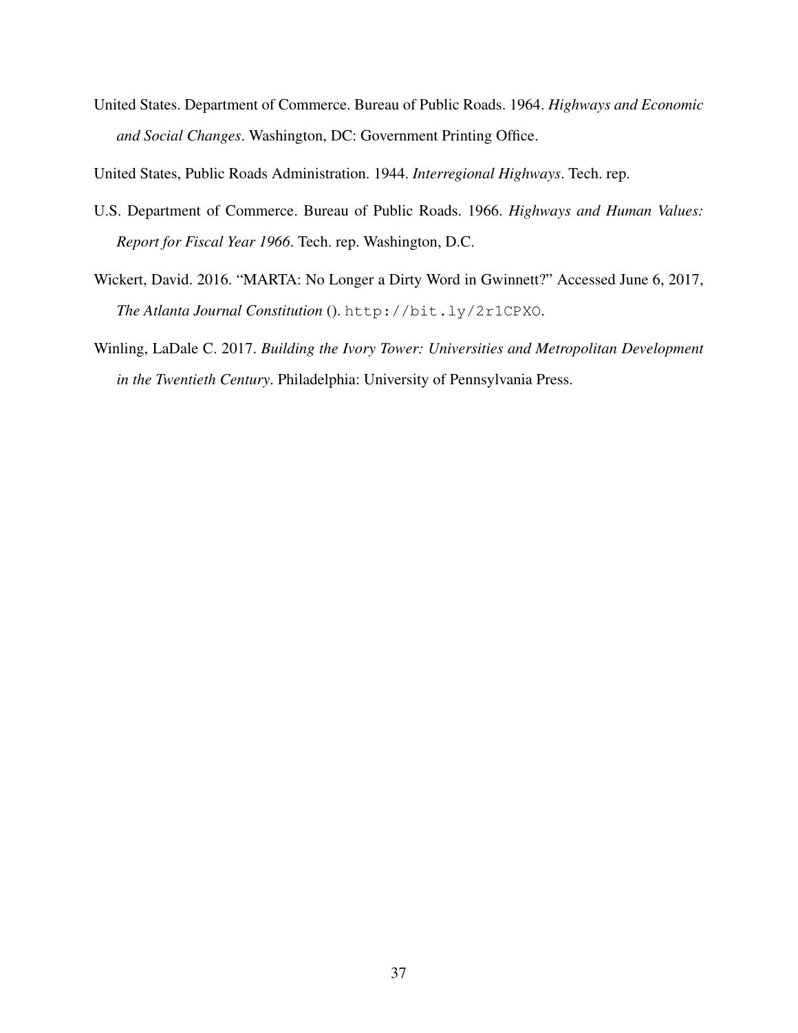United States. Department of Commerce. Bureau of Public Roads. 1964. *Highways and Economic and Social Changes*. Washington, DC: Government Printing Office.

United States, Public Roads Administration. 1944. *Interregional Highways*. Tech. rep.

U.S. Department of Commerce. Bureau of Public Roads. 1966. *Highways and Human Values: Report for Fiscal Year 1966*. Tech. rep. Washington, D.C.

Wickert, David. 2016. "MARTA: No Longer a Dirty Word in Gwinnett?" Accessed June 6, 2017, *The Atlanta Journal Constitution* (). `http://bit.ly/2r1CPXO`.

Winling, LaDale C. 2017. *Building the Ivory Tower: Universities and Metropolitan Development in the Twentieth Century*. Philadelphia: University of Pennsylvania Press.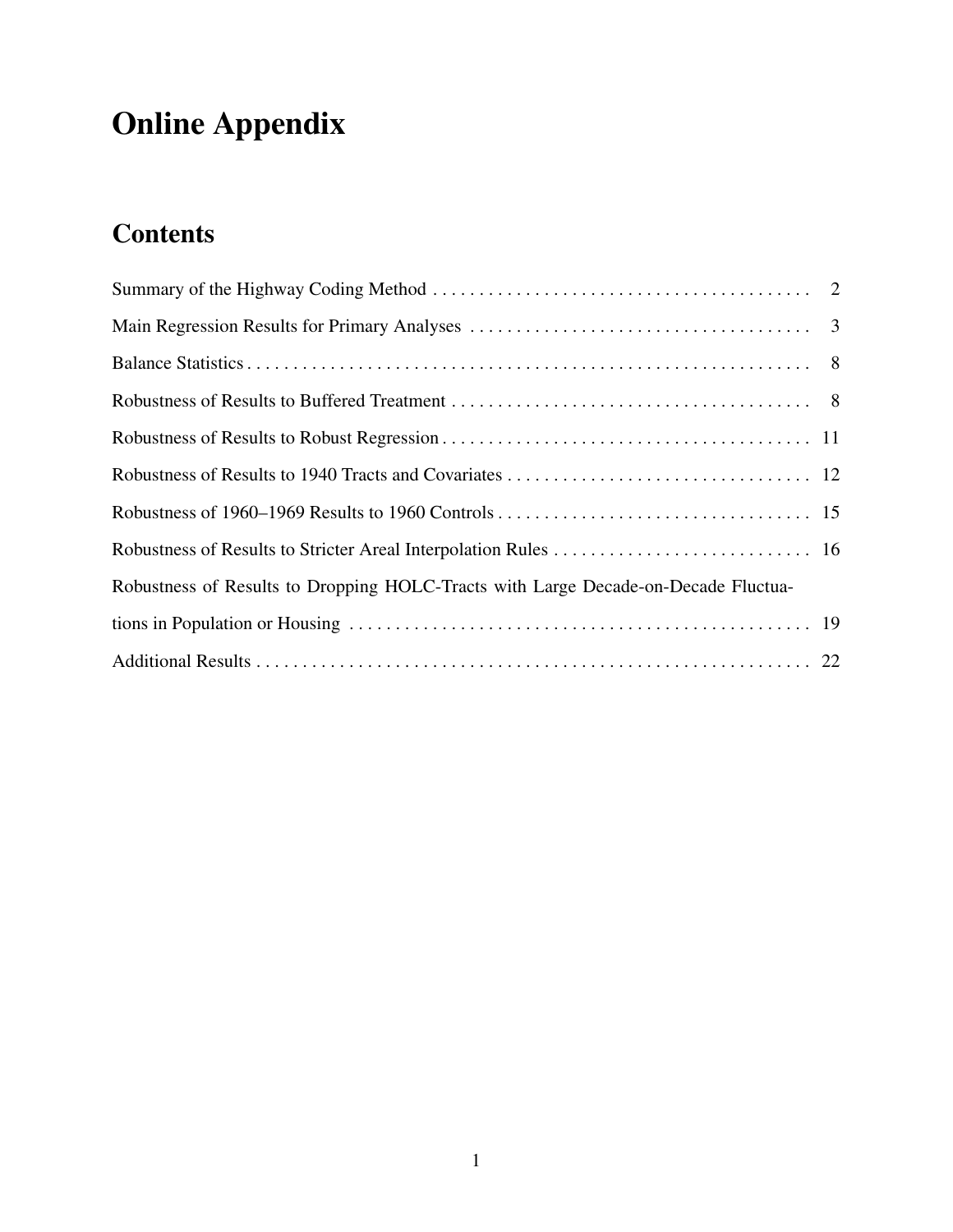# Online Appendix

## Contents

Summary of the Highway Coding Method . . . . . . . . . . . . . . . . . . . . . . . . . . . . . . . . . . . . . . . . . 2

Main Regression Results for Primary Analyses . . . . . . . . . . . . . . . . . . . . . . . . . . . . . . . . . . . . . 3

Balance Statistics . . . . . . . . . . . . . . . . . . . . . . . . . . . . . . . . . . . . . . . . . . . . . . . . . . . . . . . . . . . . . 8

Robustness of Results to Buffered Treatment . . . . . . . . . . . . . . . . . . . . . . . . . . . . . . . . . . . . . . . 8

Robustness of Results to Robust Regression . . . . . . . . . . . . . . . . . . . . . . . . . . . . . . . . . . . . . . . . 11

Robustness of Results to 1940 Tracts and Covariates . . . . . . . . . . . . . . . . . . . . . . . . . . . . . . . . . 12

Robustness of 1960–1969 Results to 1960 Controls . . . . . . . . . . . . . . . . . . . . . . . . . . . . . . . . . . 15

Robustness of Results to Stricter Areal Interpolation Rules . . . . . . . . . . . . . . . . . . . . . . . . . . . . 16

Robustness of Results to Dropping HOLC-Tracts with Large Decade-on-Decade Fluctuations in Population or Housing . . . . . . . . . . . . . . . . . . . . . . . . . . . . . . . . . . . . . . . . . . . . . . . . . . 19

Additional Results . . . . . . . . . . . . . . . . . . . . . . . . . . . . . . . . . . . . . . . . . . . . . . . . . . . . . . . . . . . . 22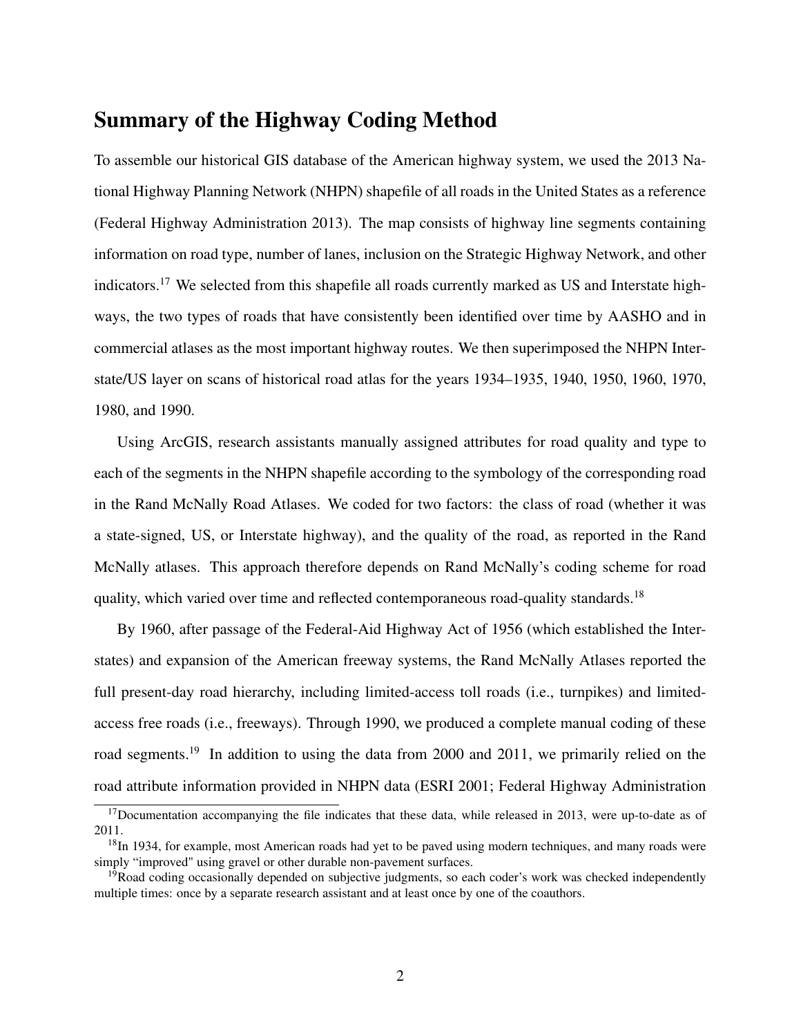## Summary of the Highway Coding Method

To assemble our historical GIS database of the American highway system, we used the 2013 National Highway Planning Network (NHPN) shapefile of all roads in the United States as a reference (Federal Highway Administration 2013). The map consists of highway line segments containing information on road type, number of lanes, inclusion on the Strategic Highway Network, and other indicators.[17] We selected from this shapefile all roads currently marked as US and Interstate highways, the two types of roads that have consistently been identified over time by AASHO and in commercial atlases as the most important highway routes. We then superimposed the NHPN Interstate/US layer on scans of historical road atlas for the years 1934–1935, 1940, 1950, 1960, 1970, 1980, and 1990.

Using ArcGIS, research assistants manually assigned attributes for road quality and type to each of the segments in the NHPN shapefile according to the symbology of the corresponding road in the Rand McNally Road Atlases. We coded for two factors: the class of road (whether it was a state-signed, US, or Interstate highway), and the quality of the road, as reported in the Rand McNally atlases. This approach therefore depends on Rand McNally's coding scheme for road quality, which varied over time and reflected contemporaneous road-quality standards.[18]

By 1960, after passage of the Federal-Aid Highway Act of 1956 (which established the Interstates) and expansion of the American freeway systems, the Rand McNally Atlases reported the full present-day road hierarchy, including limited-access toll roads (i.e., turnpikes) and limited-access free roads (i.e., freeways). Through 1990, we produced a complete manual coding of these road segments.[19] In addition to using the data from 2000 and 2011, we primarily relied on the road attribute information provided in NHPN data (ESRI 2001; Federal Highway Administration

[17] Documentation accompanying the file indicates that these data, while released in 2013, were up-to-date as of 2011.

[18] In 1934, for example, most American roads had yet to be paved using modern techniques, and many roads were simply "improved" using gravel or other durable non-pavement surfaces.

[19] Road coding occasionally depended on subjective judgments, so each coder's work was checked independently multiple times: once by a separate research assistant and at least once by one of the coauthors.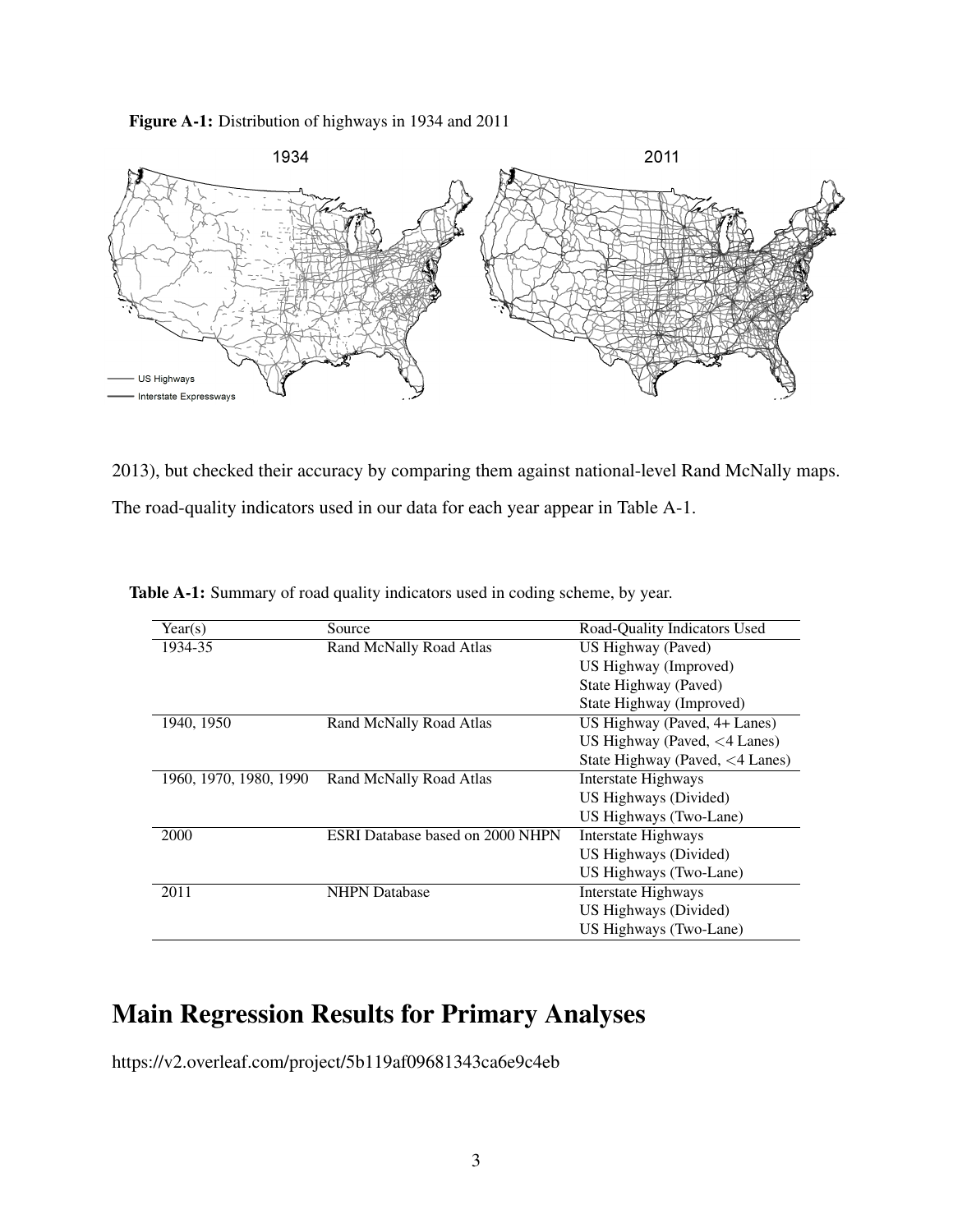**Figure A-1:** Distribution of highways in 1934 and 2011

2013), but checked their accuracy by comparing them against national-level Rand McNally maps. The road-quality indicators used in our data for each year appear in Table A-1.

**Table A-1:** Summary of road quality indicators used in coding scheme, by year.

| Year(s) | Source | Road-Quality Indicators Used |
|---|---|---|
| 1934-35 | Rand McNally Road Atlas | US Highway (Paved) |
| | | US Highway (Improved) |
| | | State Highway (Paved) |
| | | State Highway (Improved) |
| 1940, 1950 | Rand McNally Road Atlas | US Highway (Paved, 4+ Lanes) |
| | | US Highway (Paved, <4 Lanes) |
| | | State Highway (Paved, <4 Lanes) |
| 1960, 1970, 1980, 1990 | Rand McNally Road Atlas | Interstate Highways |
| | | US Highways (Divided) |
| | | US Highways (Two-Lane) |
| 2000 | ESRI Database based on 2000 NHPN | Interstate Highways |
| | | US Highways (Divided) |
| | | US Highways (Two-Lane) |
| 2011 | NHPN Database | Interstate Highways |
| | | US Highways (Divided) |
| | | US Highways (Two-Lane) |

# Main Regression Results for Primary Analyses

https://v2.overleaf.com/project/5b119af09681343ca6e9c4eb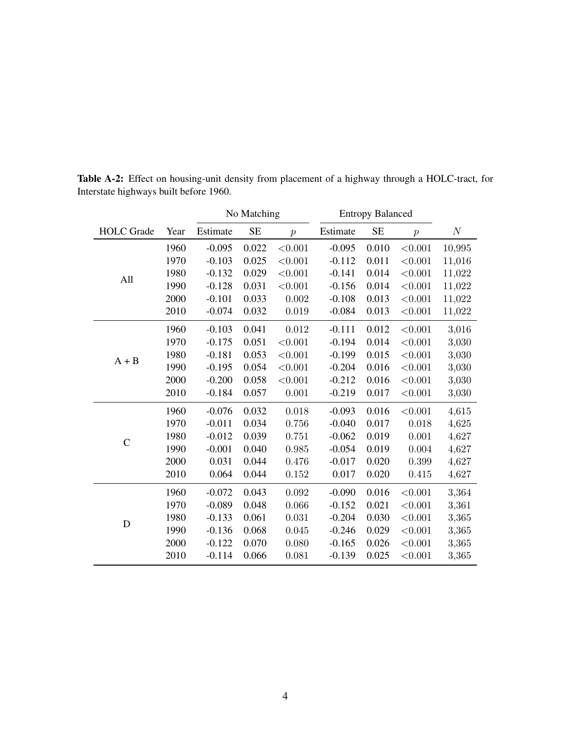**Table A-2:** Effect on housing-unit density from placement of a highway through a HOLC-tract, for Interstate highways built before 1960.

| | | No Matching | | | Entropy Balanced | | | |
|---|---|---|---|---|---|---|---|---|
| HOLC Grade | Year | Estimate | SE | $p$ | Estimate | SE | $p$ | $N$ |
| All | 1960 | -0.095 | 0.022 | <0.001 | -0.095 | 0.010 | <0.001 | 10,995 |
| | 1970 | -0.103 | 0.025 | <0.001 | -0.112 | 0.011 | <0.001 | 11,016 |
| | 1980 | -0.132 | 0.029 | <0.001 | -0.141 | 0.014 | <0.001 | 11,022 |
| | 1990 | -0.128 | 0.031 | <0.001 | -0.156 | 0.014 | <0.001 | 11,022 |
| | 2000 | -0.101 | 0.033 | 0.002 | -0.108 | 0.013 | <0.001 | 11,022 |
| | 2010 | -0.074 | 0.032 | 0.019 | -0.084 | 0.013 | <0.001 | 11,022 |
| A + B | 1960 | -0.103 | 0.041 | 0.012 | -0.111 | 0.012 | <0.001 | 3,016 |
| | 1970 | -0.175 | 0.051 | <0.001 | -0.194 | 0.014 | <0.001 | 3,030 |
| | 1980 | -0.181 | 0.053 | <0.001 | -0.199 | 0.015 | <0.001 | 3,030 |
| | 1990 | -0.195 | 0.054 | <0.001 | -0.204 | 0.016 | <0.001 | 3,030 |
| | 2000 | -0.200 | 0.058 | <0.001 | -0.212 | 0.016 | <0.001 | 3,030 |
| | 2010 | -0.184 | 0.057 | 0.001 | -0.219 | 0.017 | <0.001 | 3,030 |
| C | 1960 | -0.076 | 0.032 | 0.018 | -0.093 | 0.016 | <0.001 | 4,615 |
| | 1970 | -0.011 | 0.034 | 0.756 | -0.040 | 0.017 | 0.018 | 4,625 |
| | 1980 | -0.012 | 0.039 | 0.751 | -0.062 | 0.019 | 0.001 | 4,627 |
| | 1990 | -0.001 | 0.040 | 0.985 | -0.054 | 0.019 | 0.004 | 4,627 |
| | 2000 | 0.031 | 0.044 | 0.476 | -0.017 | 0.020 | 0.399 | 4,627 |
| | 2010 | 0.064 | 0.044 | 0.152 | 0.017 | 0.020 | 0.415 | 4,627 |
| D | 1960 | -0.072 | 0.043 | 0.092 | -0.090 | 0.016 | <0.001 | 3,364 |
| | 1970 | -0.089 | 0.048 | 0.066 | -0.152 | 0.021 | <0.001 | 3,361 |
| | 1980 | -0.133 | 0.061 | 0.031 | -0.204 | 0.030 | <0.001 | 3,365 |
| | 1990 | -0.136 | 0.068 | 0.045 | -0.246 | 0.029 | <0.001 | 3,365 |
| | 2000 | -0.122 | 0.070 | 0.080 | -0.165 | 0.026 | <0.001 | 3,365 |
| | 2010 | -0.114 | 0.066 | 0.081 | -0.139 | 0.025 | <0.001 | 3,365 |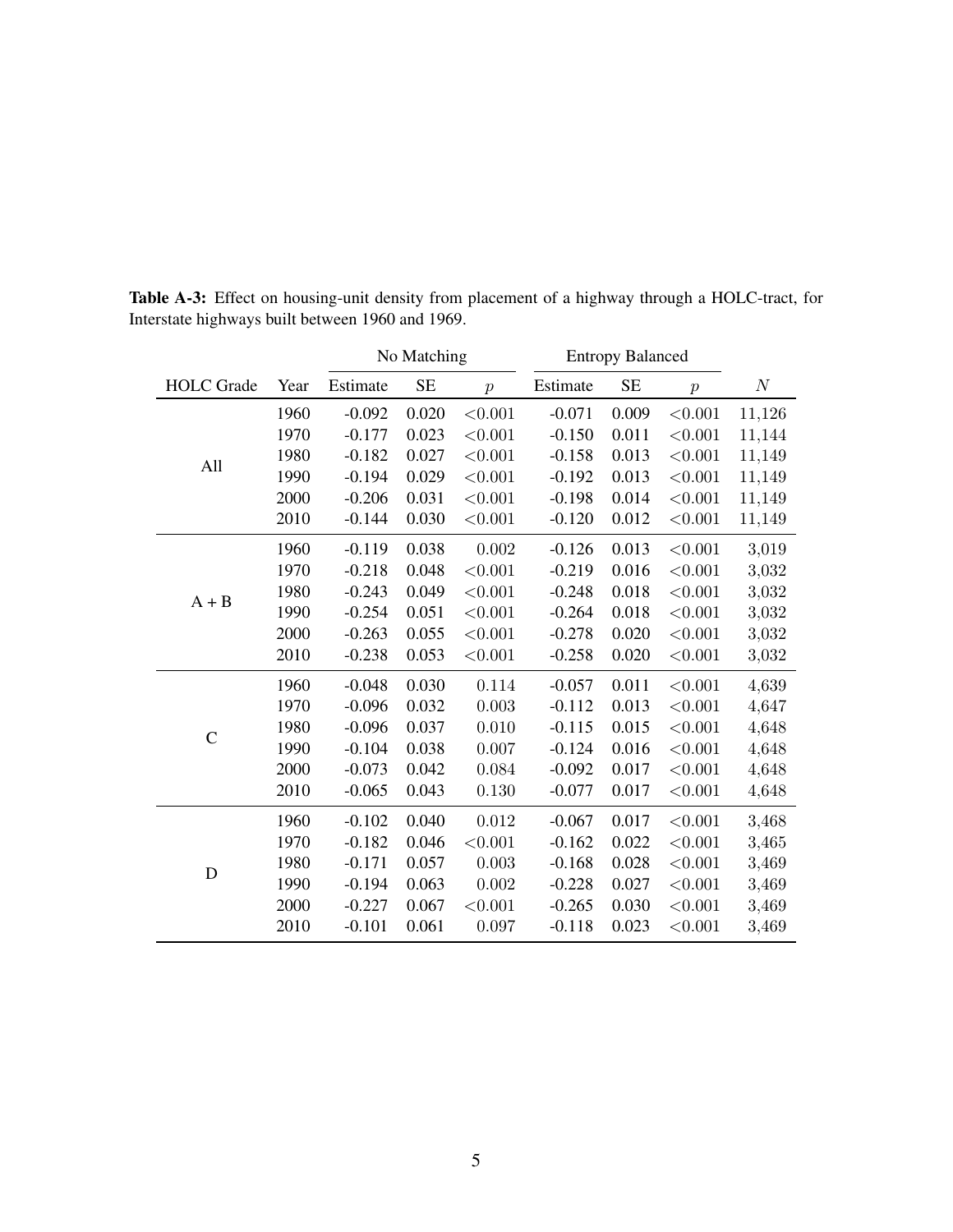**Table A-3:** Effect on housing-unit density from placement of a highway through a HOLC-tract, for Interstate highways built between 1960 and 1969.

| | | No Matching | | | Entropy Balanced | | | |
|---|---|---|---|---|---|---|---|---|
| HOLC Grade | Year | Estimate | SE | $p$ | Estimate | SE | $p$ | $N$ |
| All | 1960 | -0.092 | 0.020 | <0.001 | -0.071 | 0.009 | <0.001 | 11,126 |
| | 1970 | -0.177 | 0.023 | <0.001 | -0.150 | 0.011 | <0.001 | 11,144 |
| | 1980 | -0.182 | 0.027 | <0.001 | -0.158 | 0.013 | <0.001 | 11,149 |
| | 1990 | -0.194 | 0.029 | <0.001 | -0.192 | 0.013 | <0.001 | 11,149 |
| | 2000 | -0.206 | 0.031 | <0.001 | -0.198 | 0.014 | <0.001 | 11,149 |
| | 2010 | -0.144 | 0.030 | <0.001 | -0.120 | 0.012 | <0.001 | 11,149 |
| A + B | 1960 | -0.119 | 0.038 | 0.002 | -0.126 | 0.013 | <0.001 | 3,019 |
| | 1970 | -0.218 | 0.048 | <0.001 | -0.219 | 0.016 | <0.001 | 3,032 |
| | 1980 | -0.243 | 0.049 | <0.001 | -0.248 | 0.018 | <0.001 | 3,032 |
| | 1990 | -0.254 | 0.051 | <0.001 | -0.264 | 0.018 | <0.001 | 3,032 |
| | 2000 | -0.263 | 0.055 | <0.001 | -0.278 | 0.020 | <0.001 | 3,032 |
| | 2010 | -0.238 | 0.053 | <0.001 | -0.258 | 0.020 | <0.001 | 3,032 |
| C | 1960 | -0.048 | 0.030 | 0.114 | -0.057 | 0.011 | <0.001 | 4,639 |
| | 1970 | -0.096 | 0.032 | 0.003 | -0.112 | 0.013 | <0.001 | 4,647 |
| | 1980 | -0.096 | 0.037 | 0.010 | -0.115 | 0.015 | <0.001 | 4,648 |
| | 1990 | -0.104 | 0.038 | 0.007 | -0.124 | 0.016 | <0.001 | 4,648 |
| | 2000 | -0.073 | 0.042 | 0.084 | -0.092 | 0.017 | <0.001 | 4,648 |
| | 2010 | -0.065 | 0.043 | 0.130 | -0.077 | 0.017 | <0.001 | 4,648 |
| D | 1960 | -0.102 | 0.040 | 0.012 | -0.067 | 0.017 | <0.001 | 3,468 |
| | 1970 | -0.182 | 0.046 | <0.001 | -0.162 | 0.022 | <0.001 | 3,465 |
| | 1980 | -0.171 | 0.057 | 0.003 | -0.168 | 0.028 | <0.001 | 3,469 |
| | 1990 | -0.194 | 0.063 | 0.002 | -0.228 | 0.027 | <0.001 | 3,469 |
| | 2000 | -0.227 | 0.067 | <0.001 | -0.265 | 0.030 | <0.001 | 3,469 |
| | 2010 | -0.101 | 0.061 | 0.097 | -0.118 | 0.023 | <0.001 | 3,469 |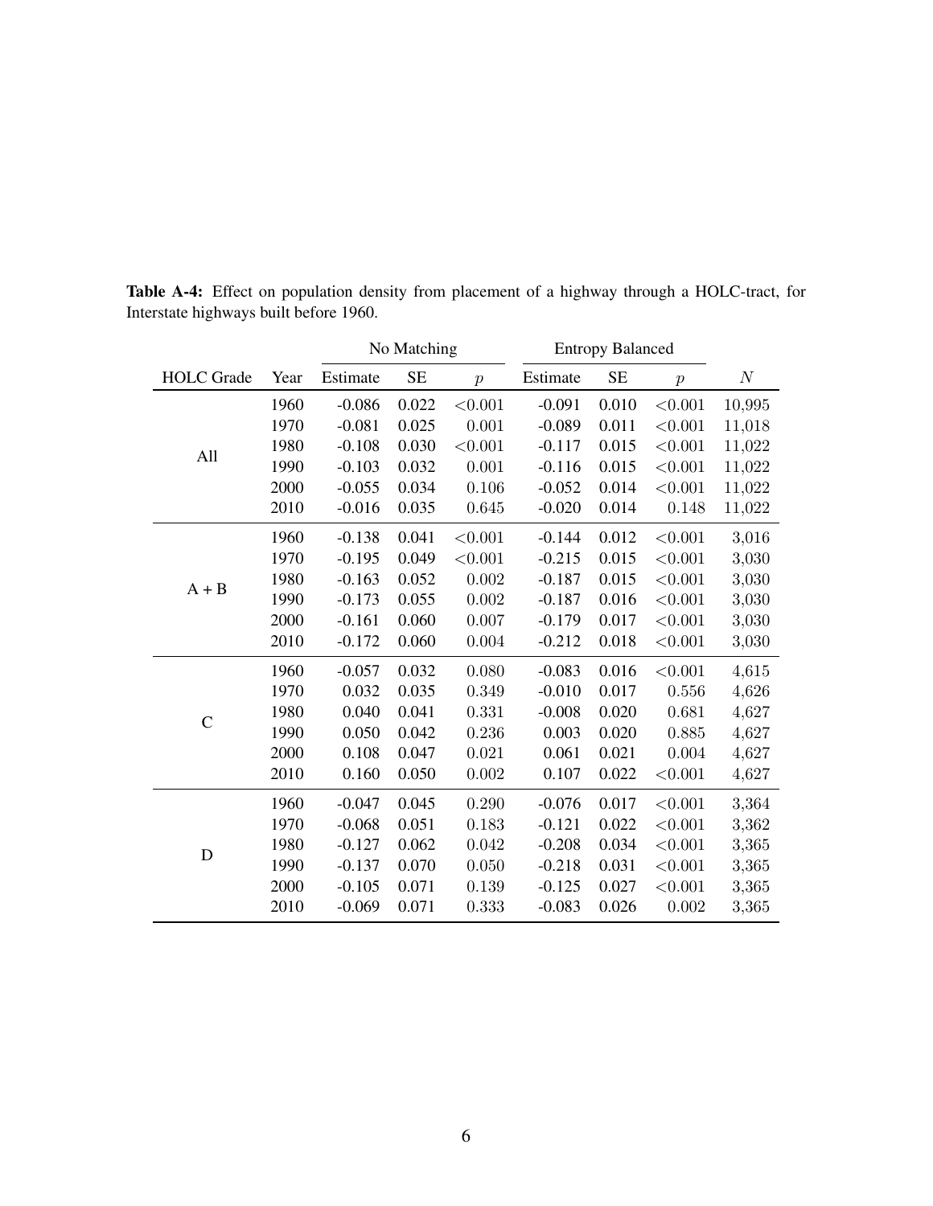**Table A-4:** Effect on population density from placement of a highway through a HOLC-tract, for Interstate highways built before 1960.

| | | No Matching | | | Entropy Balanced | | | |
|---|---|---|---|---|---|---|---|---|
| HOLC Grade | Year | Estimate | SE | $p$ | Estimate | SE | $p$ | $N$ |
| All | 1960 | -0.086 | 0.022 | <0.001 | -0.091 | 0.010 | <0.001 | 10,995 |
| | 1970 | -0.081 | 0.025 | 0.001 | -0.089 | 0.011 | <0.001 | 11,018 |
| | 1980 | -0.108 | 0.030 | <0.001 | -0.117 | 0.015 | <0.001 | 11,022 |
| | 1990 | -0.103 | 0.032 | 0.001 | -0.116 | 0.015 | <0.001 | 11,022 |
| | 2000 | -0.055 | 0.034 | 0.106 | -0.052 | 0.014 | <0.001 | 11,022 |
| | 2010 | -0.016 | 0.035 | 0.645 | -0.020 | 0.014 | 0.148 | 11,022 |
| A + B | 1960 | -0.138 | 0.041 | <0.001 | -0.144 | 0.012 | <0.001 | 3,016 |
| | 1970 | -0.195 | 0.049 | <0.001 | -0.215 | 0.015 | <0.001 | 3,030 |
| | 1980 | -0.163 | 0.052 | 0.002 | -0.187 | 0.015 | <0.001 | 3,030 |
| | 1990 | -0.173 | 0.055 | 0.002 | -0.187 | 0.016 | <0.001 | 3,030 |
| | 2000 | -0.161 | 0.060 | 0.007 | -0.179 | 0.017 | <0.001 | 3,030 |
| | 2010 | -0.172 | 0.060 | 0.004 | -0.212 | 0.018 | <0.001 | 3,030 |
| C | 1960 | -0.057 | 0.032 | 0.080 | -0.083 | 0.016 | <0.001 | 4,615 |
| | 1970 | 0.032 | 0.035 | 0.349 | -0.010 | 0.017 | 0.556 | 4,626 |
| | 1980 | 0.040 | 0.041 | 0.331 | -0.008 | 0.020 | 0.681 | 4,627 |
| | 1990 | 0.050 | 0.042 | 0.236 | 0.003 | 0.020 | 0.885 | 4,627 |
| | 2000 | 0.108 | 0.047 | 0.021 | 0.061 | 0.021 | 0.004 | 4,627 |
| | 2010 | 0.160 | 0.050 | 0.002 | 0.107 | 0.022 | <0.001 | 4,627 |
| D | 1960 | -0.047 | 0.045 | 0.290 | -0.076 | 0.017 | <0.001 | 3,364 |
| | 1970 | -0.068 | 0.051 | 0.183 | -0.121 | 0.022 | <0.001 | 3,362 |
| | 1980 | -0.127 | 0.062 | 0.042 | -0.208 | 0.034 | <0.001 | 3,365 |
| | 1990 | -0.137 | 0.070 | 0.050 | -0.218 | 0.031 | <0.001 | 3,365 |
| | 2000 | -0.105 | 0.071 | 0.139 | -0.125 | 0.027 | <0.001 | 3,365 |
| | 2010 | -0.069 | 0.071 | 0.333 | -0.083 | 0.026 | 0.002 | 3,365 |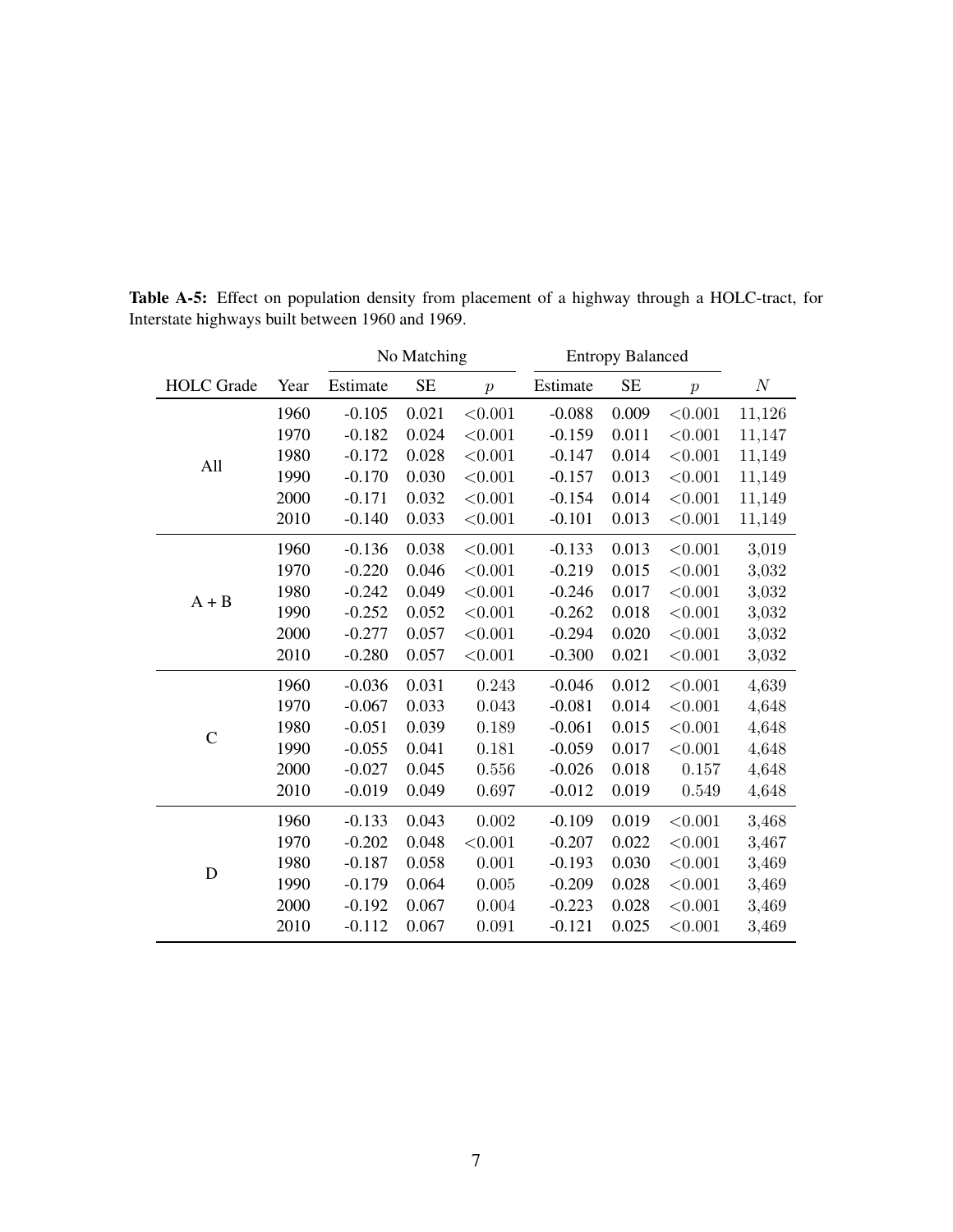**Table A-5:** Effect on population density from placement of a highway through a HOLC-tract, for Interstate highways built between 1960 and 1969.

| | | No Matching | | | Entropy Balanced | | | |
|---|---|---|---|---|---|---|---|---|
| HOLC Grade | Year | Estimate | SE | $p$ | Estimate | SE | $p$ | $N$ |
| All | 1960 | -0.105 | 0.021 | <0.001 | -0.088 | 0.009 | <0.001 | 11,126 |
| | 1970 | -0.182 | 0.024 | <0.001 | -0.159 | 0.011 | <0.001 | 11,147 |
| | 1980 | -0.172 | 0.028 | <0.001 | -0.147 | 0.014 | <0.001 | 11,149 |
| | 1990 | -0.170 | 0.030 | <0.001 | -0.157 | 0.013 | <0.001 | 11,149 |
| | 2000 | -0.171 | 0.032 | <0.001 | -0.154 | 0.014 | <0.001 | 11,149 |
| | 2010 | -0.140 | 0.033 | <0.001 | -0.101 | 0.013 | <0.001 | 11,149 |
| A + B | 1960 | -0.136 | 0.038 | <0.001 | -0.133 | 0.013 | <0.001 | 3,019 |
| | 1970 | -0.220 | 0.046 | <0.001 | -0.219 | 0.015 | <0.001 | 3,032 |
| | 1980 | -0.242 | 0.049 | <0.001 | -0.246 | 0.017 | <0.001 | 3,032 |
| | 1990 | -0.252 | 0.052 | <0.001 | -0.262 | 0.018 | <0.001 | 3,032 |
| | 2000 | -0.277 | 0.057 | <0.001 | -0.294 | 0.020 | <0.001 | 3,032 |
| | 2010 | -0.280 | 0.057 | <0.001 | -0.300 | 0.021 | <0.001 | 3,032 |
| C | 1960 | -0.036 | 0.031 | 0.243 | -0.046 | 0.012 | <0.001 | 4,639 |
| | 1970 | -0.067 | 0.033 | 0.043 | -0.081 | 0.014 | <0.001 | 4,648 |
| | 1980 | -0.051 | 0.039 | 0.189 | -0.061 | 0.015 | <0.001 | 4,648 |
| | 1990 | -0.055 | 0.041 | 0.181 | -0.059 | 0.017 | <0.001 | 4,648 |
| | 2000 | -0.027 | 0.045 | 0.556 | -0.026 | 0.018 | 0.157 | 4,648 |
| | 2010 | -0.019 | 0.049 | 0.697 | -0.012 | 0.019 | 0.549 | 4,648 |
| D | 1960 | -0.133 | 0.043 | 0.002 | -0.109 | 0.019 | <0.001 | 3,468 |
| | 1970 | -0.202 | 0.048 | <0.001 | -0.207 | 0.022 | <0.001 | 3,467 |
| | 1980 | -0.187 | 0.058 | 0.001 | -0.193 | 0.030 | <0.001 | 3,469 |
| | 1990 | -0.179 | 0.064 | 0.005 | -0.209 | 0.028 | <0.001 | 3,469 |
| | 2000 | -0.192 | 0.067 | 0.004 | -0.223 | 0.028 | <0.001 | 3,469 |
| | 2010 | -0.112 | 0.067 | 0.091 | -0.121 | 0.025 | <0.001 | 3,469 |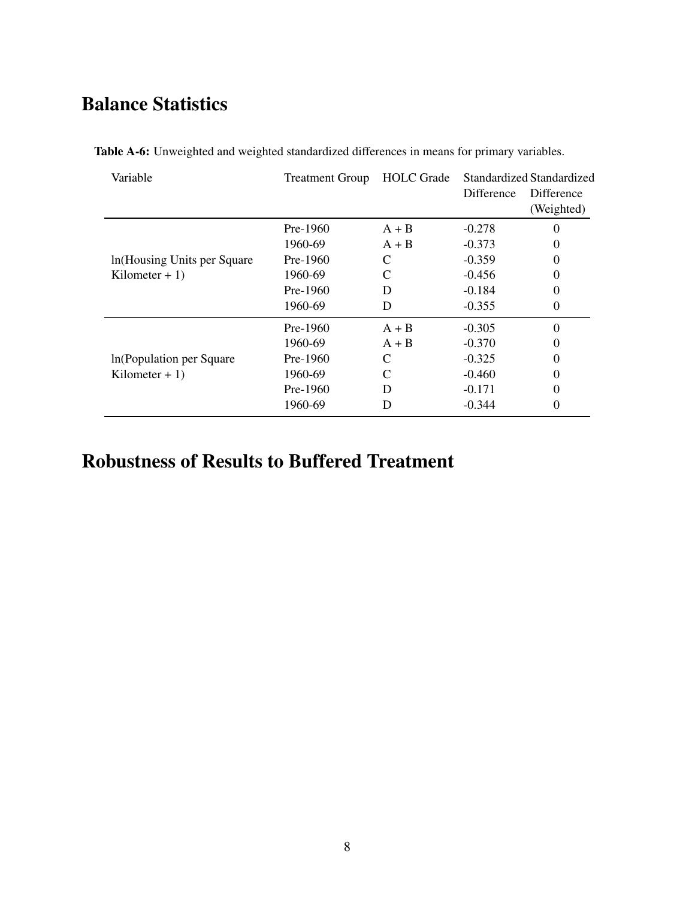## Balance Statistics

**Table A-6:** Unweighted and weighted standardized differences in means for primary variables.

| Variable | Treatment Group | HOLC Grade | Standardized Difference | Standardized Difference (Weighted) |
|---|---|---|---|---|
| ln(Housing Units per Square Kilometer + 1) | Pre-1960 | A + B | -0.278 | 0 |
| | 1960-69 | A + B | -0.373 | 0 |
| | Pre-1960 | C | -0.359 | 0 |
| | 1960-69 | C | -0.456 | 0 |
| | Pre-1960 | D | -0.184 | 0 |
| | 1960-69 | D | -0.355 | 0 |
| ln(Population per Square Kilometer + 1) | Pre-1960 | A + B | -0.305 | 0 |
| | 1960-69 | A + B | -0.370 | 0 |
| | Pre-1960 | C | -0.325 | 0 |
| | 1960-69 | C | -0.460 | 0 |
| | Pre-1960 | D | -0.171 | 0 |
| | 1960-69 | D | -0.344 | 0 |

## Robustness of Results to Buffered Treatment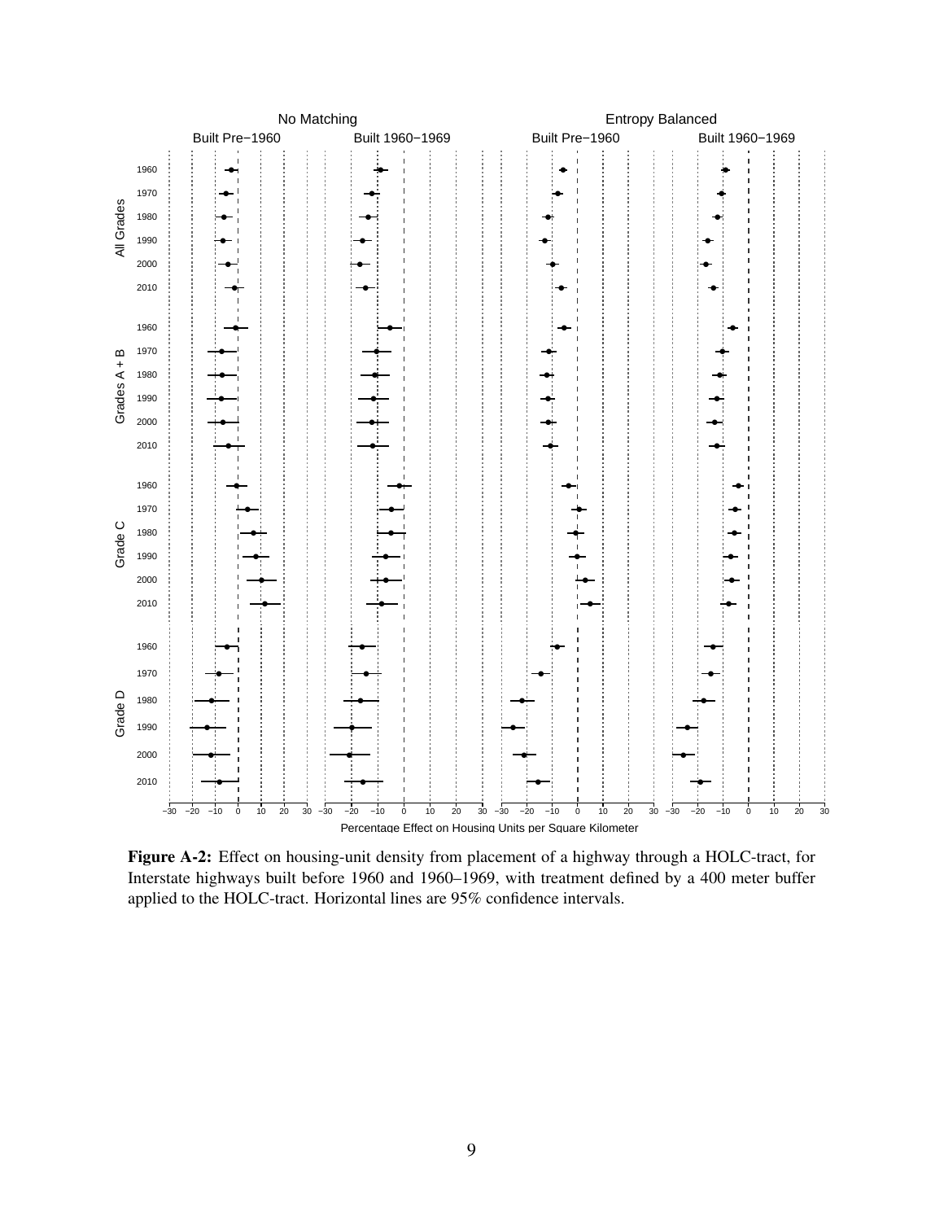**Figure A-2:** Effect on housing-unit density from placement of a highway through a HOLC-tract, for Interstate highways built before 1960 and 1960–1969, with treatment defined by a 400 meter buffer applied to the HOLC-tract. Horizontal lines are 95% confidence intervals.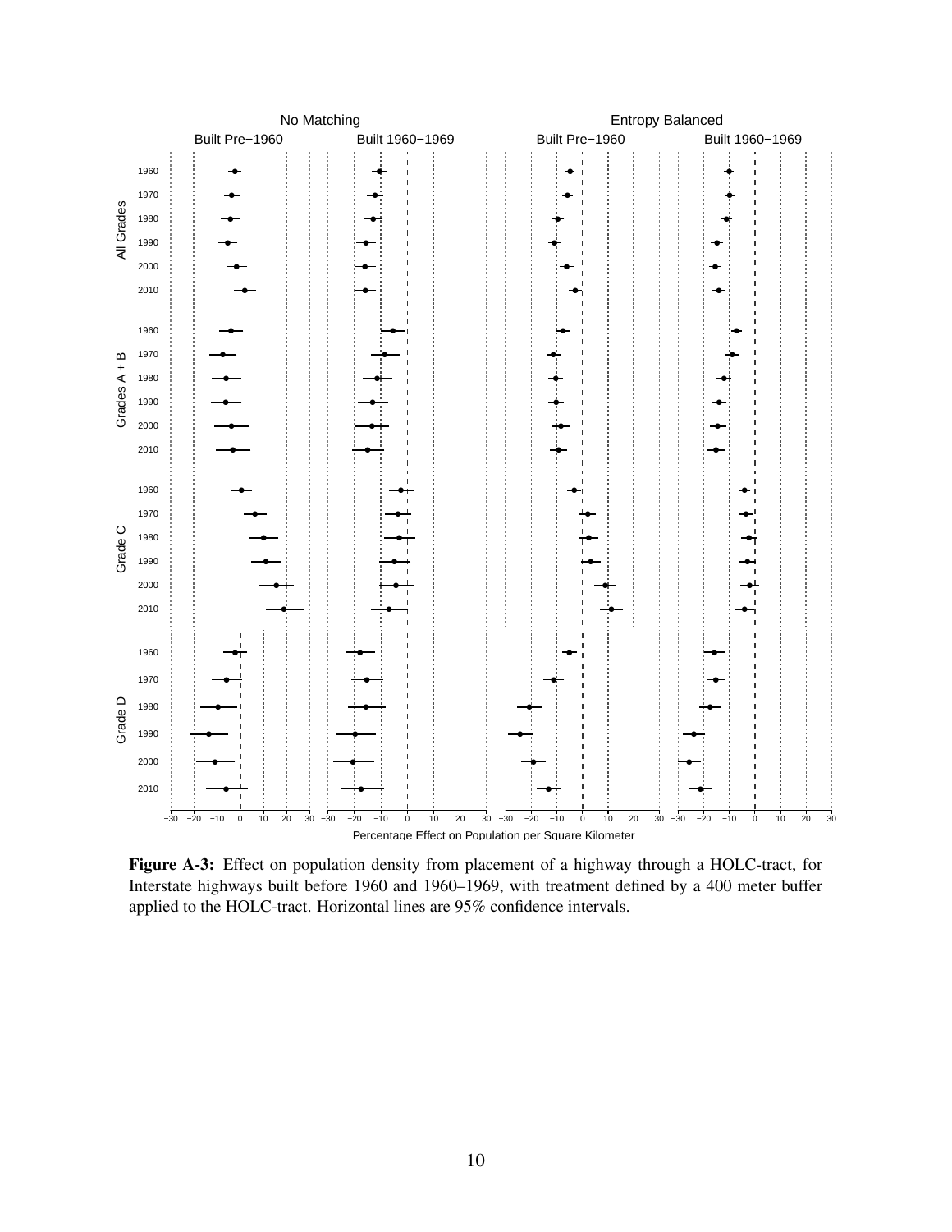**Figure A-3:** Effect on population density from placement of a highway through a HOLC-tract, for Interstate highways built before 1960 and 1960–1969, with treatment defined by a 400 meter buffer applied to the HOLC-tract. Horizontal lines are 95% confidence intervals.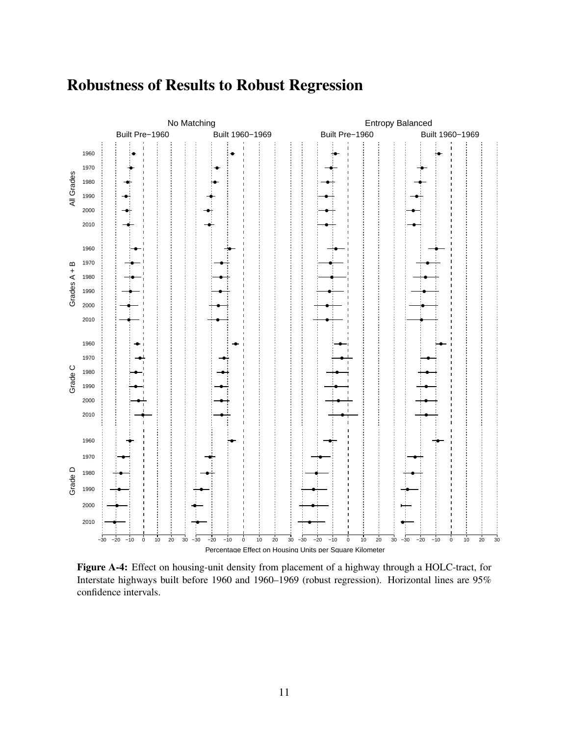# Robustness of Results to Robust Regression

**Figure A-4:** Effect on housing-unit density from placement of a highway through a HOLC-tract, for Interstate highways built before 1960 and 1960–1969 (robust regression). Horizontal lines are 95% confidence intervals.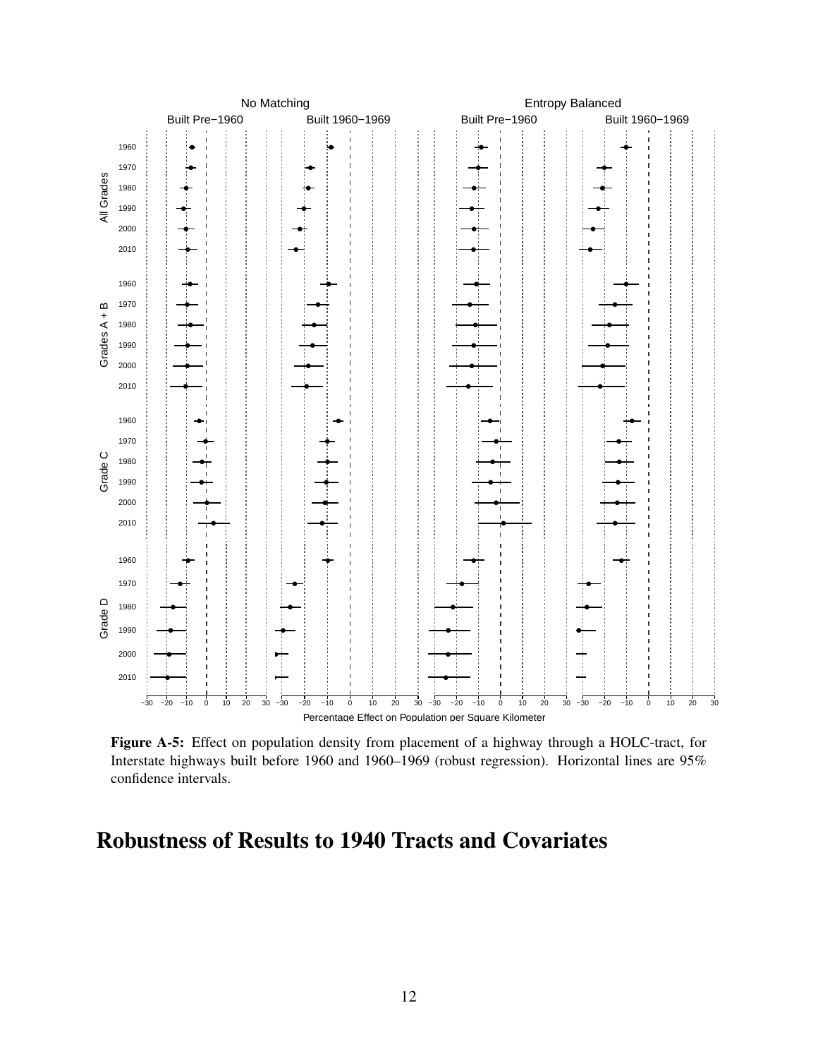**Figure A-5:** Effect on population density from placement of a highway through a HOLC-tract, for Interstate highways built before 1960 and 1960–1969 (robust regression). Horizontal lines are 95% confidence intervals.

# Robustness of Results to 1940 Tracts and Covariates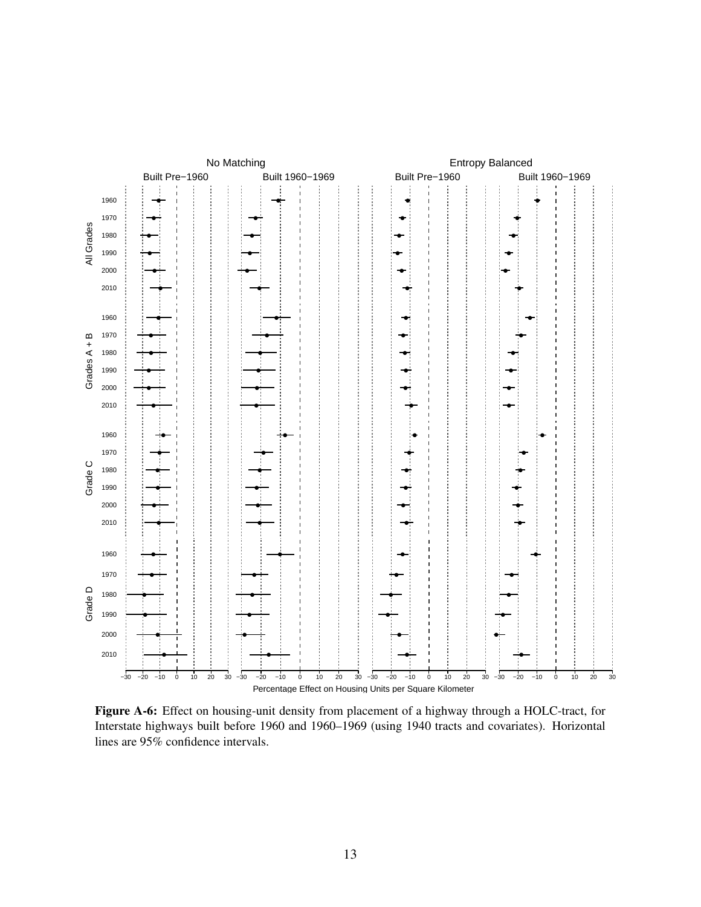**Figure A-6:** Effect on housing-unit density from placement of a highway through a HOLC-tract, for Interstate highways built before 1960 and 1960–1969 (using 1940 tracts and covariates). Horizontal lines are 95% confidence intervals.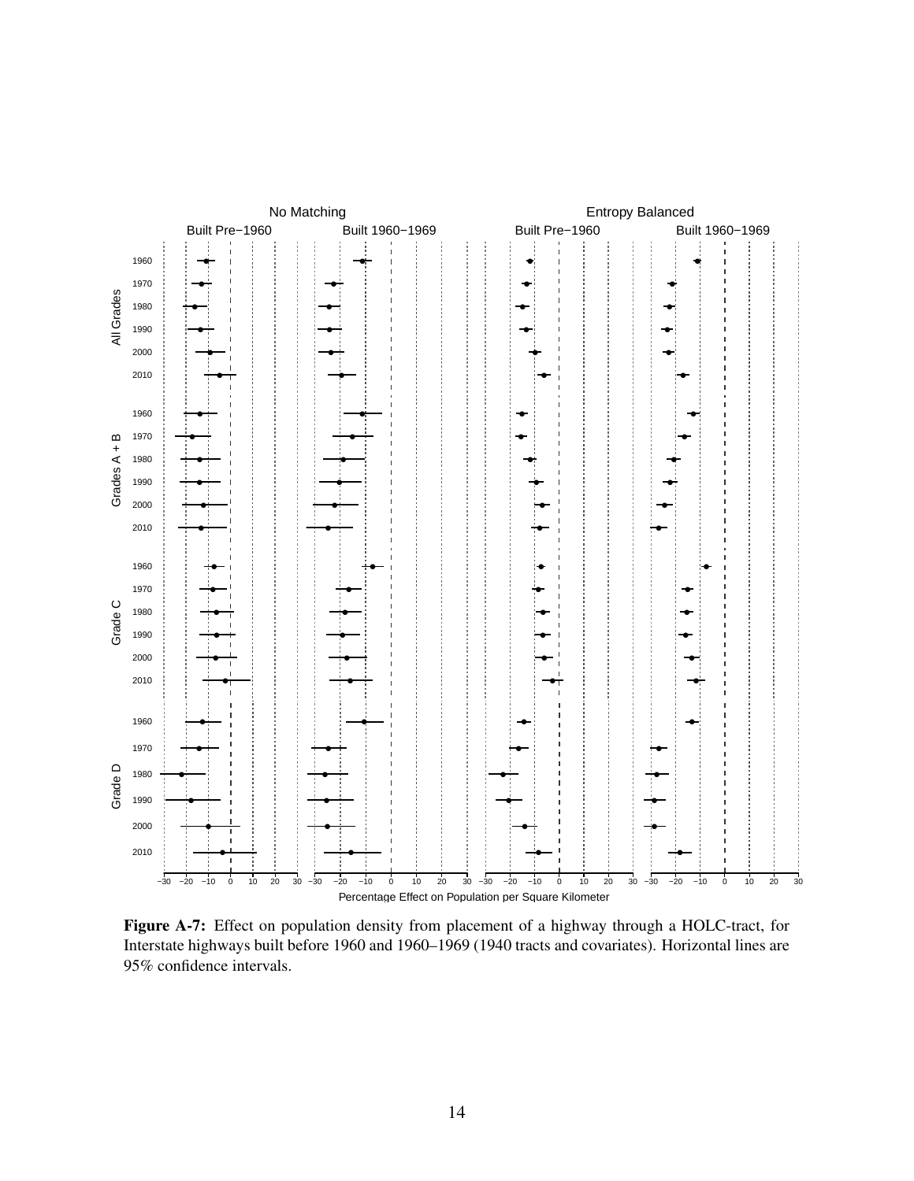**Figure A-7:** Effect on population density from placement of a highway through a HOLC-tract, for Interstate highways built before 1960 and 1960–1969 (1940 tracts and covariates). Horizontal lines are 95% confidence intervals.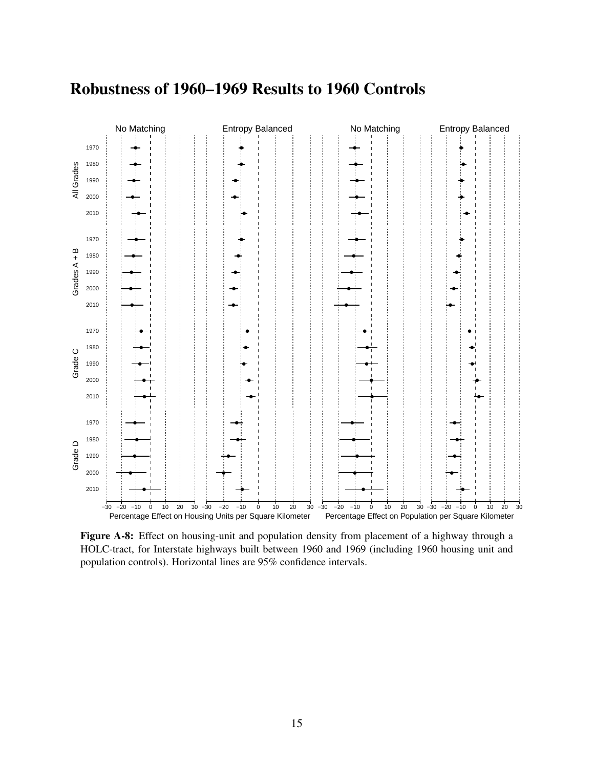## Robustness of 1960–1969 Results to 1960 Controls

**Figure A-8:** Effect on housing-unit and population density from placement of a highway through a HOLC-tract, for Interstate highways built between 1960 and 1969 (including 1960 housing unit and population controls). Horizontal lines are 95% confidence intervals.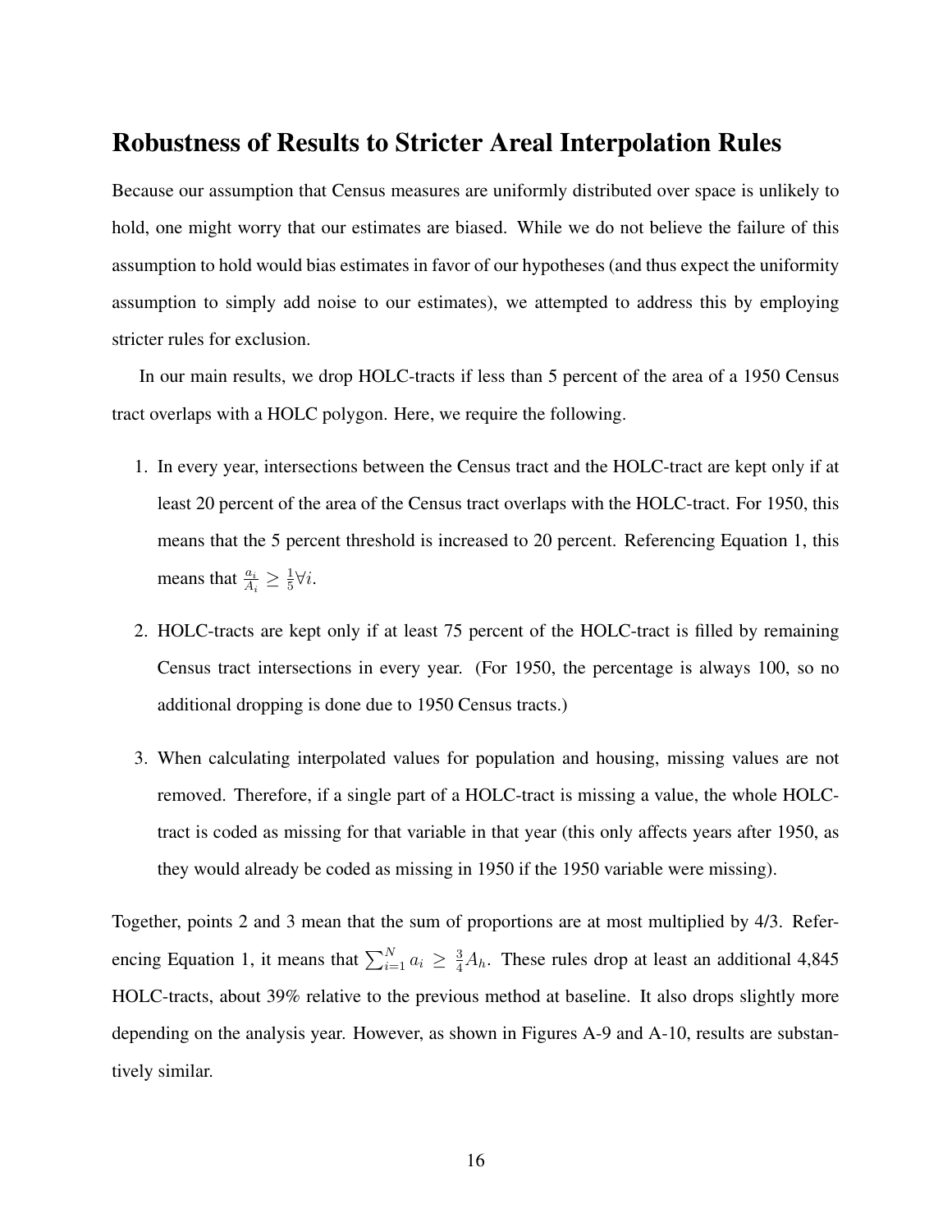## Robustness of Results to Stricter Areal Interpolation Rules

Because our assumption that Census measures are uniformly distributed over space is unlikely to hold, one might worry that our estimates are biased. While we do not believe the failure of this assumption to hold would bias estimates in favor of our hypotheses (and thus expect the uniformity assumption to simply add noise to our estimates), we attempted to address this by employing stricter rules for exclusion.

In our main results, we drop HOLC-tracts if less than 5 percent of the area of a 1950 Census tract overlaps with a HOLC polygon. Here, we require the following.

1. In every year, intersections between the Census tract and the HOLC-tract are kept only if at least 20 percent of the area of the Census tract overlaps with the HOLC-tract. For 1950, this means that the 5 percent threshold is increased to 20 percent. Referencing Equation 1, this means that $\frac{a_i}{A_i} \geq \frac{1}{5} \forall i$.

2. HOLC-tracts are kept only if at least 75 percent of the HOLC-tract is filled by remaining Census tract intersections in every year. (For 1950, the percentage is always 100, so no additional dropping is done due to 1950 Census tracts.)

3. When calculating interpolated values for population and housing, missing values are not removed. Therefore, if a single part of a HOLC-tract is missing a value, the whole HOLC-tract is coded as missing for that variable in that year (this only affects years after 1950, as they would already be coded as missing in 1950 if the 1950 variable were missing).

Together, points 2 and 3 mean that the sum of proportions are at most multiplied by 4/3. Referencing Equation 1, it means that $\sum_{i=1}^{N} a_i \geq \frac{3}{4} A_h$. These rules drop at least an additional 4,845 HOLC-tracts, about 39% relative to the previous method at baseline. It also drops slightly more depending on the analysis year. However, as shown in Figures A-9 and A-10, results are substantively similar.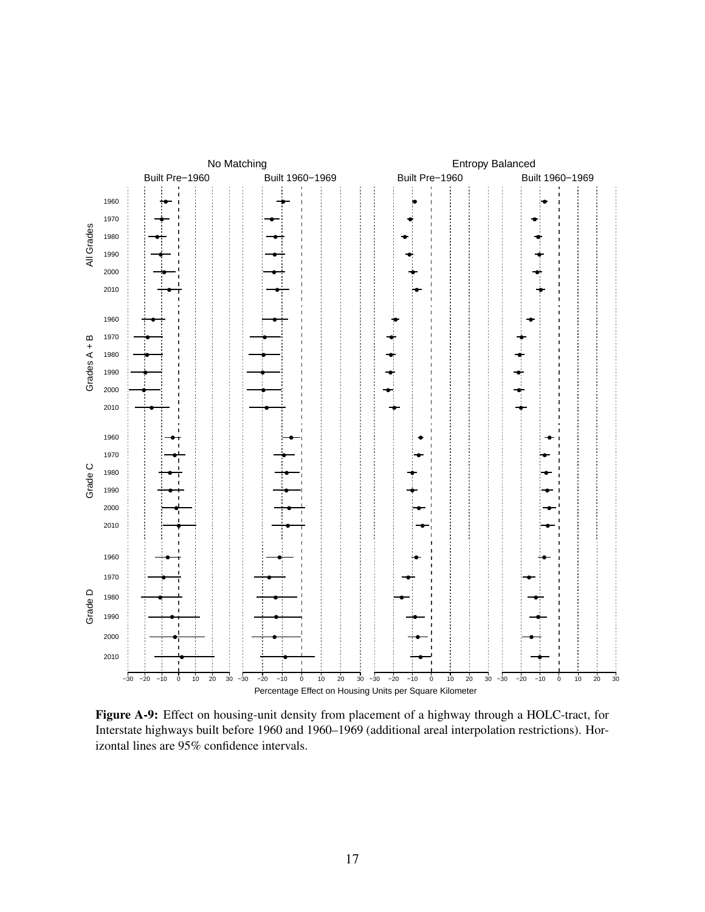**Figure A-9:** Effect on housing-unit density from placement of a highway through a HOLC-tract, for Interstate highways built before 1960 and 1960–1969 (additional areal interpolation restrictions). Horizontal lines are 95% confidence intervals.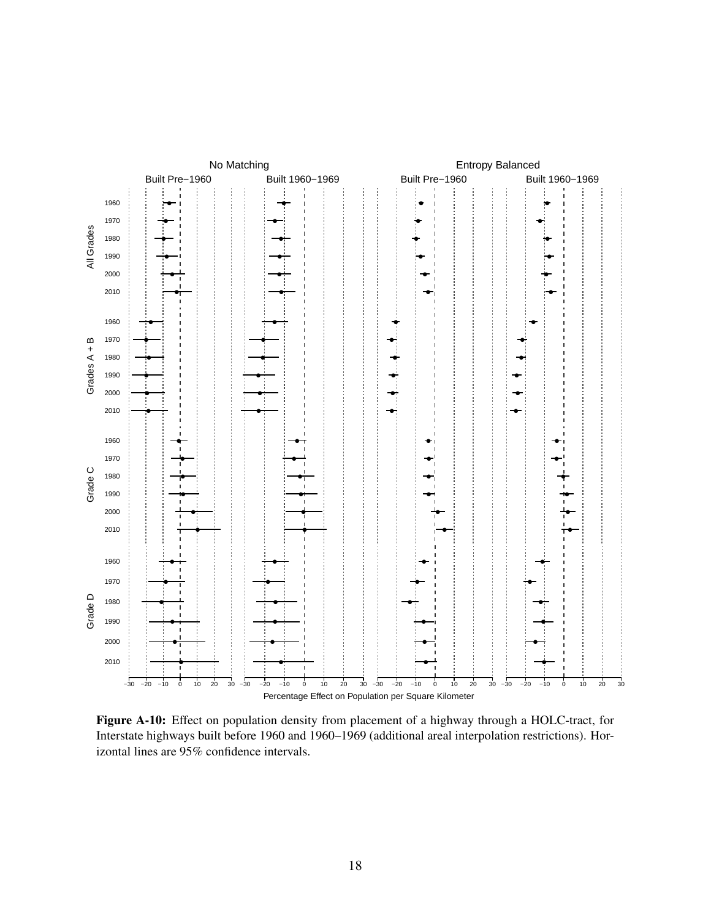**Figure A-10:** Effect on population density from placement of a highway through a HOLC-tract, for Interstate highways built before 1960 and 1960–1969 (additional areal interpolation restrictions). Horizontal lines are 95% confidence intervals.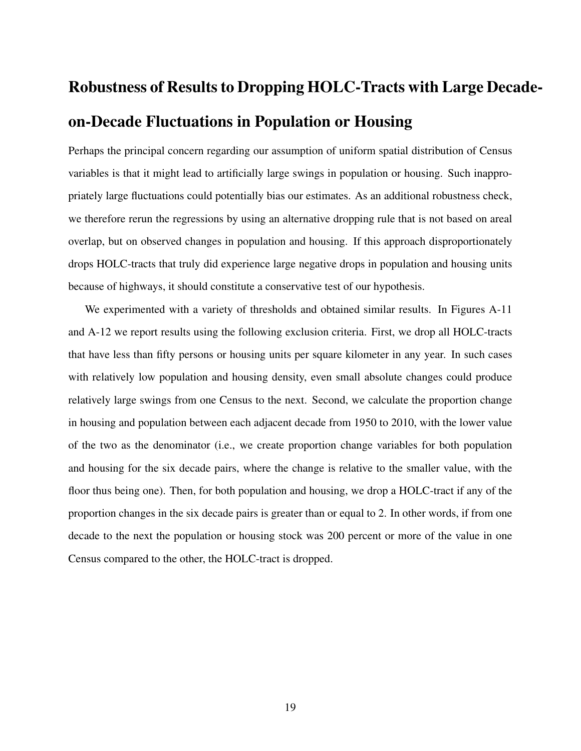## Robustness of Results to Dropping HOLC-Tracts with Large Decade-on-Decade Fluctuations in Population or Housing

Perhaps the principal concern regarding our assumption of uniform spatial distribution of Census variables is that it might lead to artificially large swings in population or housing. Such inappropriately large fluctuations could potentially bias our estimates. As an additional robustness check, we therefore rerun the regressions by using an alternative dropping rule that is not based on areal overlap, but on observed changes in population and housing. If this approach disproportionately drops HOLC-tracts that truly did experience large negative drops in population and housing units because of highways, it should constitute a conservative test of our hypothesis.

We experimented with a variety of thresholds and obtained similar results. In Figures A-11 and A-12 we report results using the following exclusion criteria. First, we drop all HOLC-tracts that have less than fifty persons or housing units per square kilometer in any year. In such cases with relatively low population and housing density, even small absolute changes could produce relatively large swings from one Census to the next. Second, we calculate the proportion change in housing and population between each adjacent decade from 1950 to 2010, with the lower value of the two as the denominator (i.e., we create proportion change variables for both population and housing for the six decade pairs, where the change is relative to the smaller value, with the floor thus being one). Then, for both population and housing, we drop a HOLC-tract if any of the proportion changes in the six decade pairs is greater than or equal to 2. In other words, if from one decade to the next the population or housing stock was 200 percent or more of the value in one Census compared to the other, the HOLC-tract is dropped.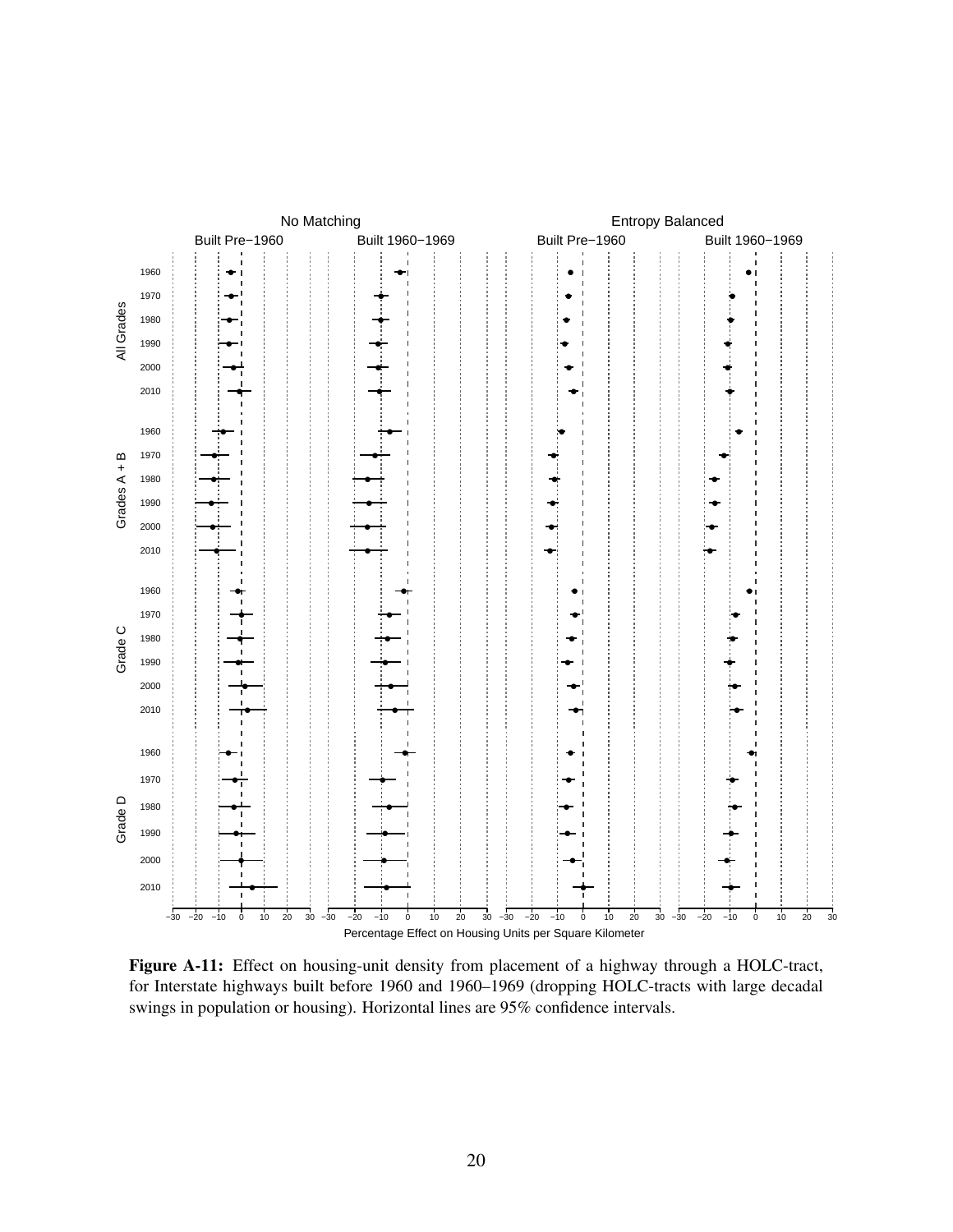**Figure A-11:** Effect on housing-unit density from placement of a highway through a HOLC-tract, for Interstate highways built before 1960 and 1960–1969 (dropping HOLC-tracts with large decadal swings in population or housing). Horizontal lines are 95% confidence intervals.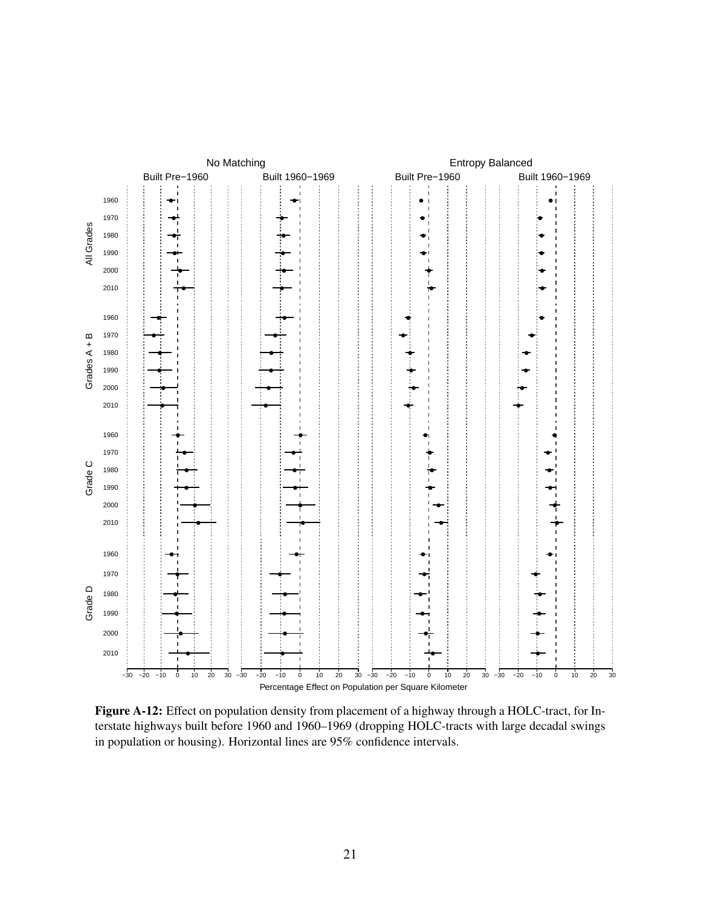**Figure A-12:** Effect on population density from placement of a highway through a HOLC-tract, for Interstate highways built before 1960 and 1960–1969 (dropping HOLC-tracts with large decadal swings in population or housing). Horizontal lines are 95% confidence intervals.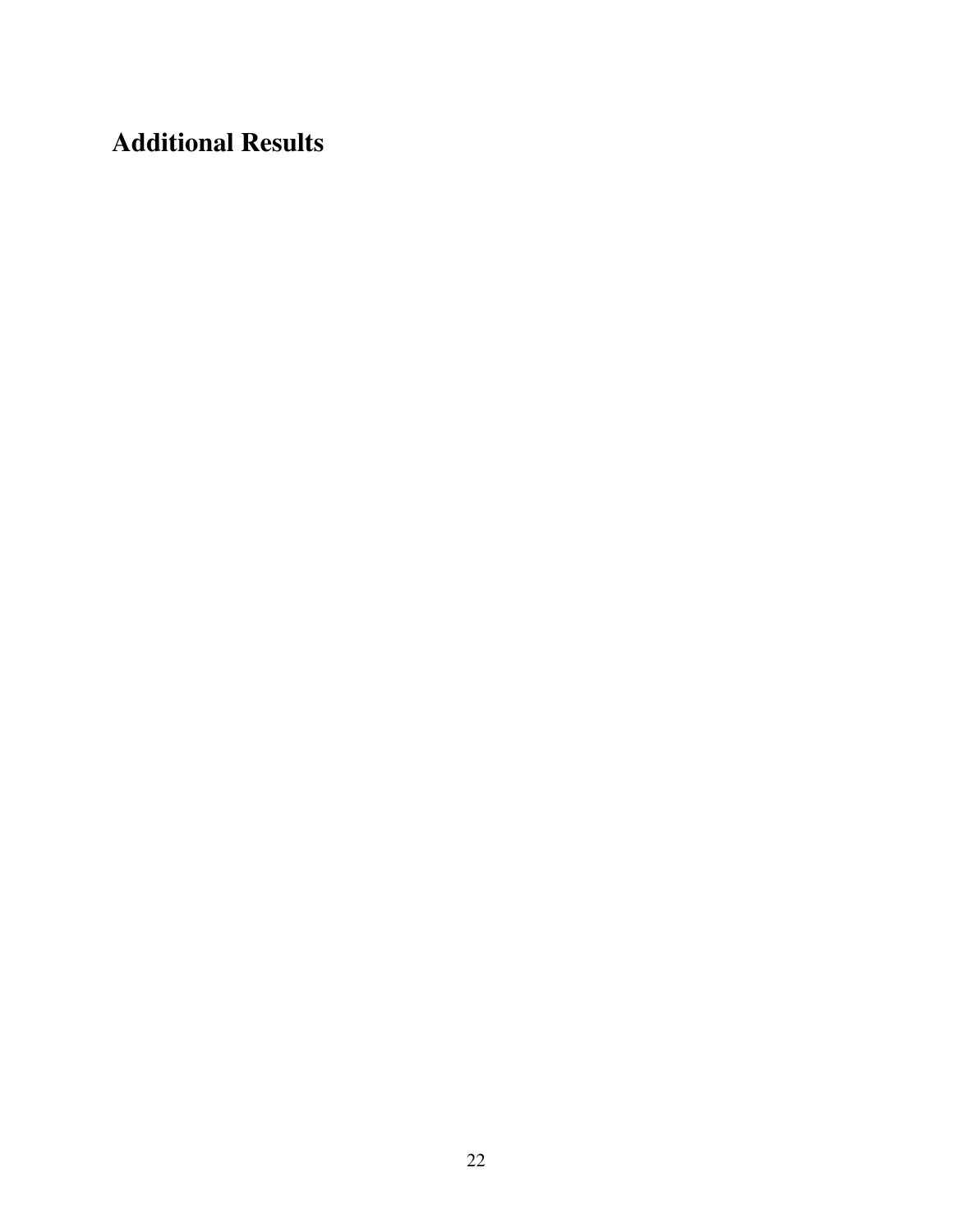# Additional Results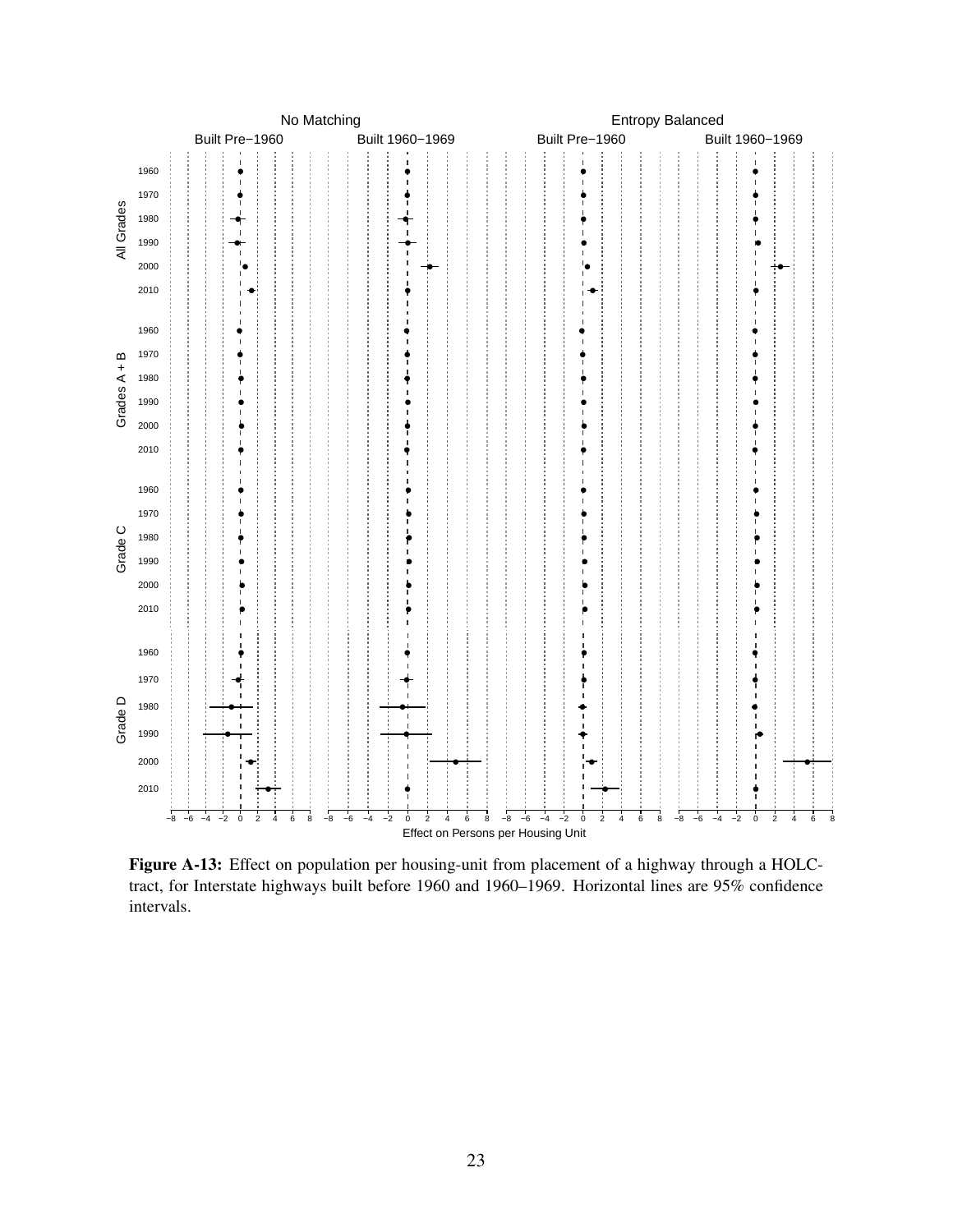**Figure A-13:** Effect on population per housing-unit from placement of a highway through a HOLC-tract, for Interstate highways built before 1960 and 1960–1969. Horizontal lines are 95% confidence intervals.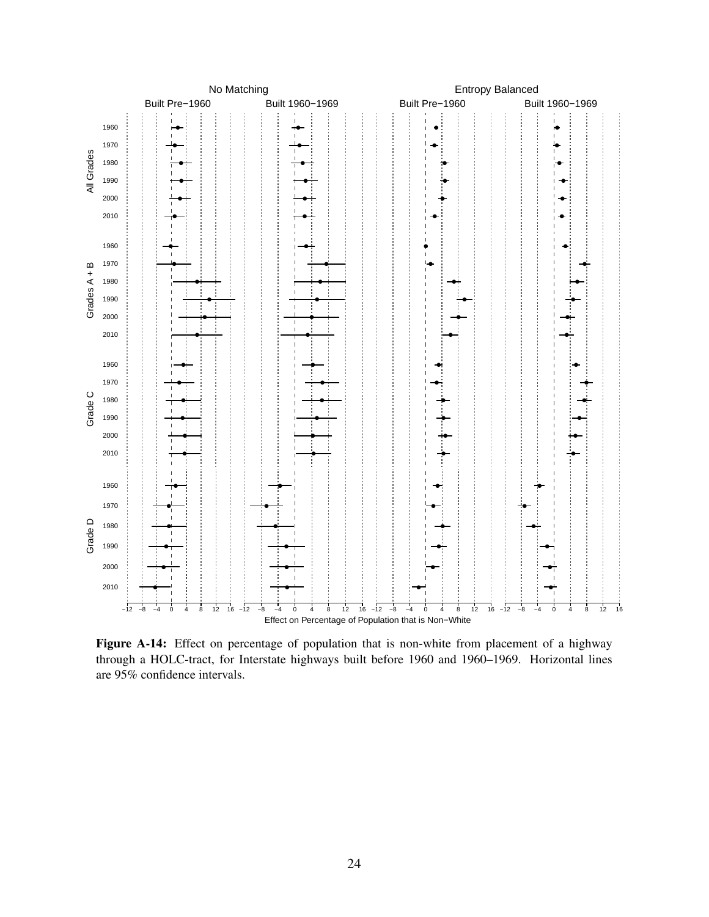**Figure A-14:** Effect on percentage of population that is non-white from placement of a highway through a HOLC-tract, for Interstate highways built before 1960 and 1960–1969. Horizontal lines are 95% confidence intervals.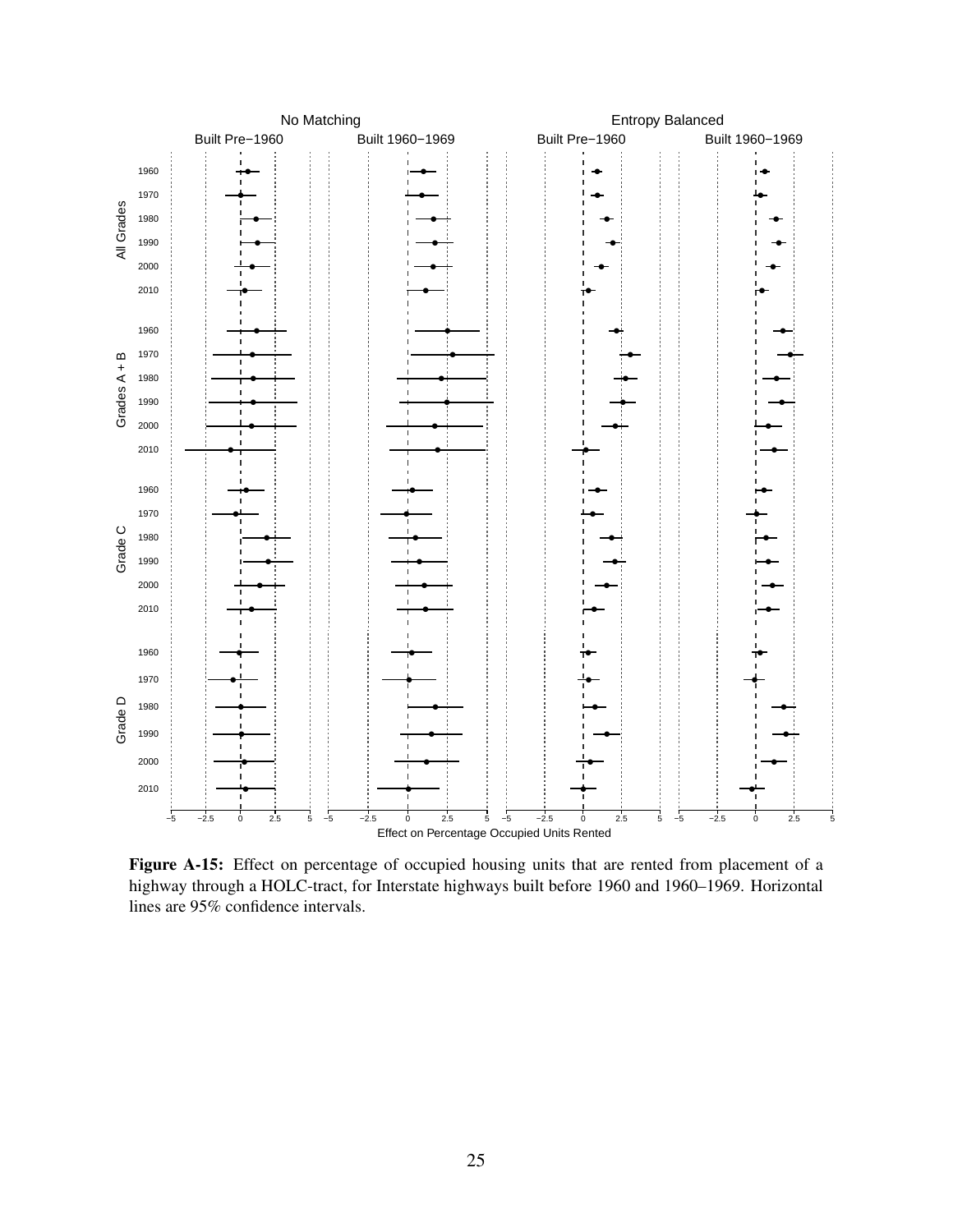**Figure A-15:** Effect on percentage of occupied housing units that are rented from placement of a highway through a HOLC-tract, for Interstate highways built before 1960 and 1960–1969. Horizontal lines are 95% confidence intervals.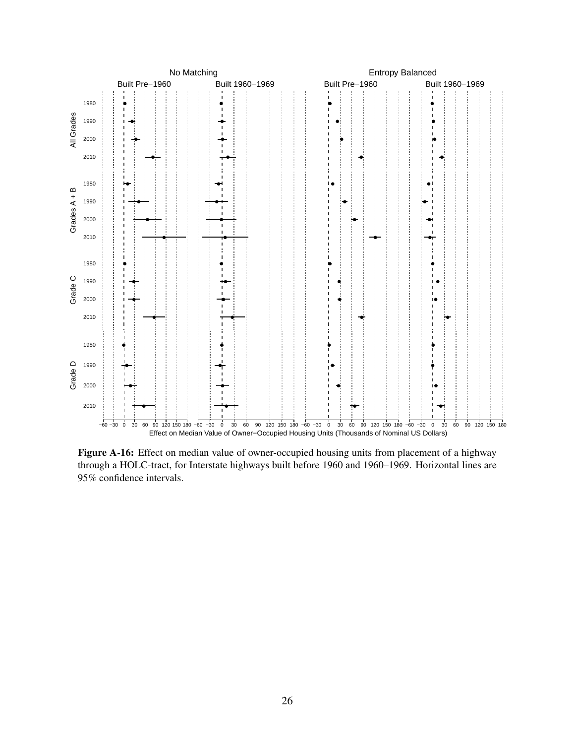No Matching

Entropy Balanced

Built Pre−1960

Built 1960−1969

Built Pre−1960

Built 1960−1969

All Grades

Grades A + B

Grade C

Grade D

1980

1990

2000

2010

−60 −30 0 30 60 90 120 150 180

Effect on Median Value of Owner−Occupied Housing Units (Thousands of Nominal US Dollars)

**Figure A-16:** Effect on median value of owner-occupied housing units from placement of a highway through a HOLC-tract, for Interstate highways built before 1960 and 1960–1969. Horizontal lines are 95% confidence intervals.